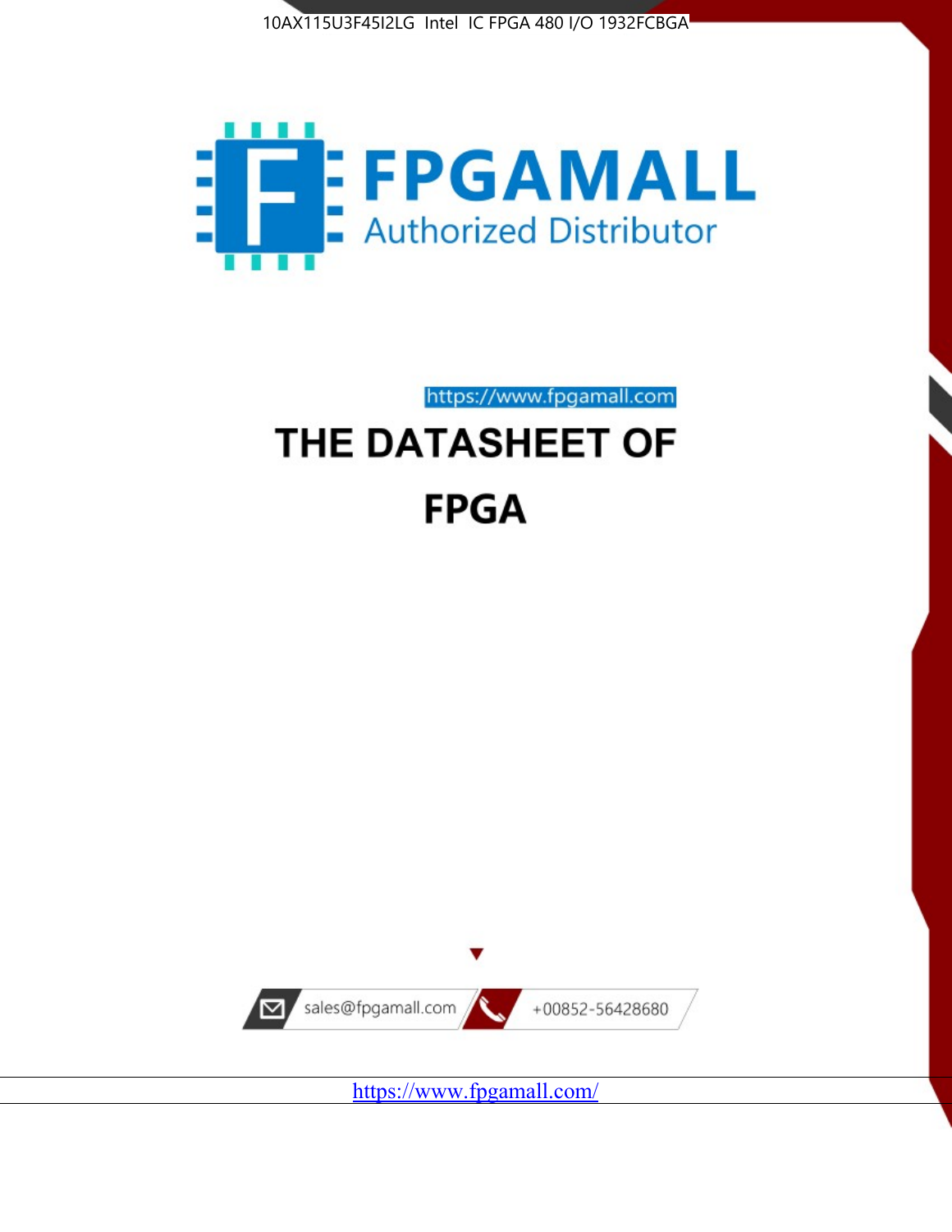10AX115U3F45I2LG Intel IC FPGA 480 I/O 1932FCBGA

FPGAMALL

Authorized Distributor

https://www.fpgamall.com

# THE DATASHEET OF

# FPGA

sales@fpgamall.com

+00852-56428680

https://www.fpgamall.com/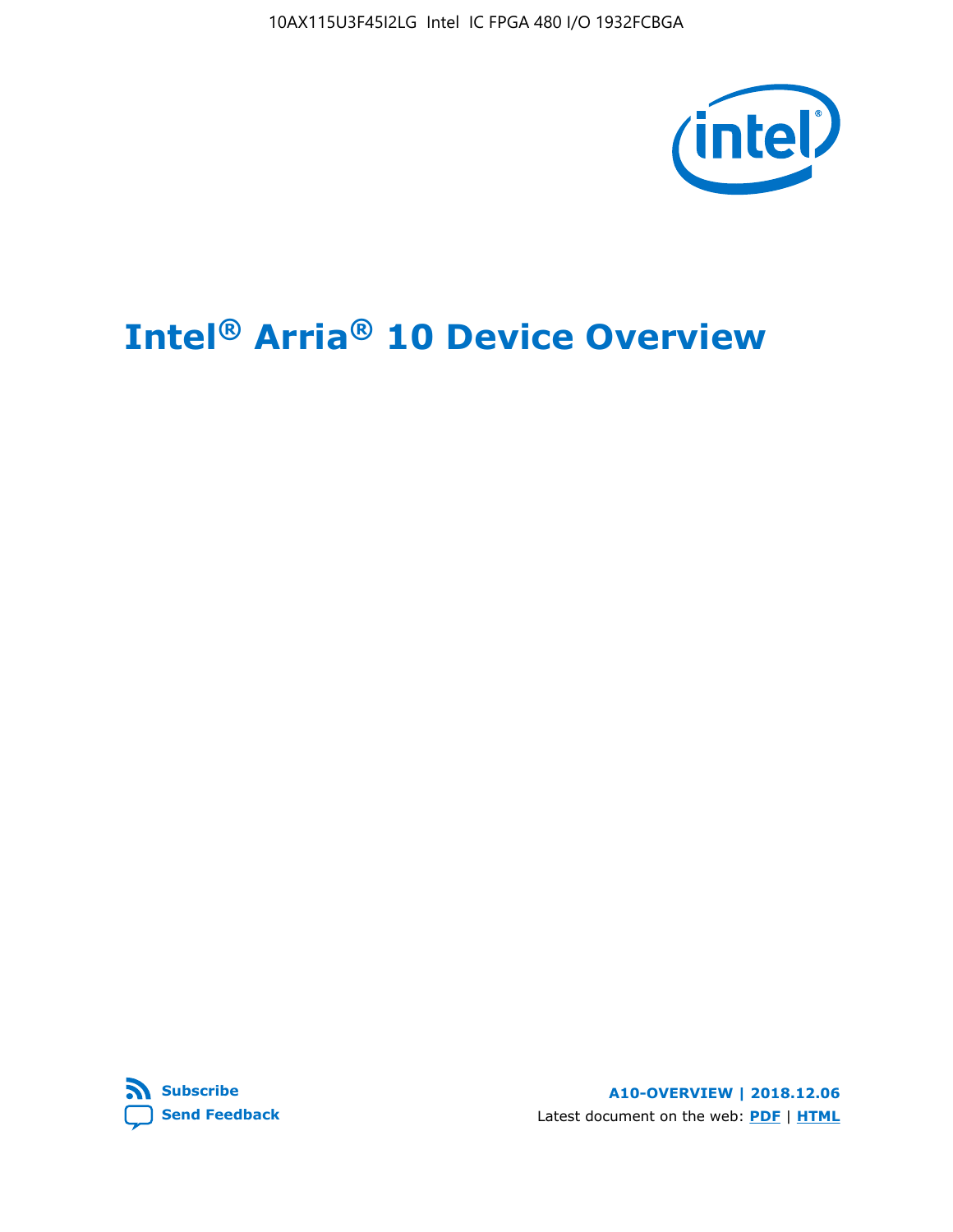# Intel® Arria® 10 Device Overview

**Subscribe**

**Send Feedback**

**A10-OVERVIEW | 2018.12.06**

Latest document on the web: **PDF** | **HTML**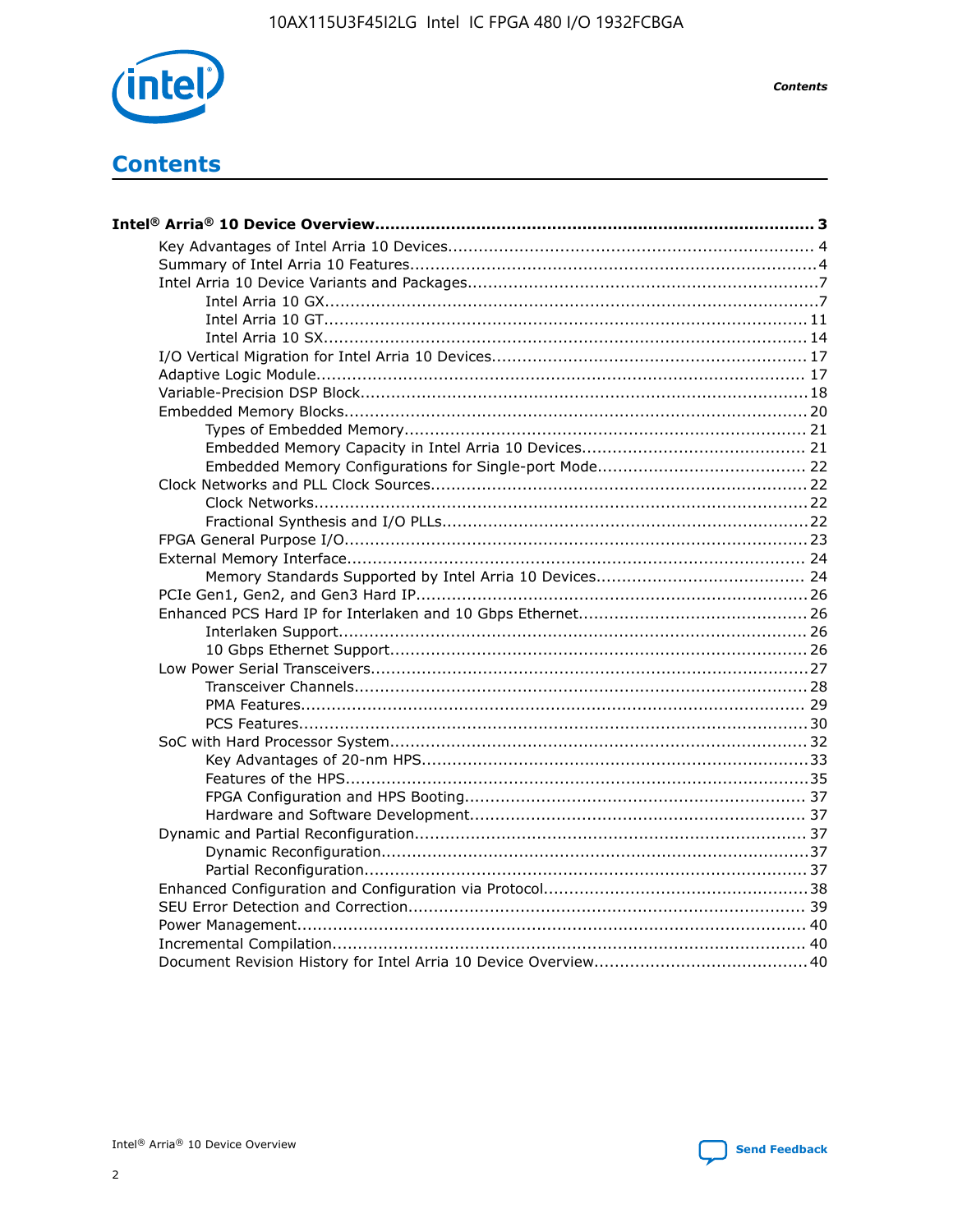# Contents

**Intel® Arria® 10 Device Overview....................................................................................... 3**

- Key Advantages of Intel Arria 10 Devices........................................................................ 4
- Summary of Intel Arria 10 Features................................................................................4
- Intel Arria 10 Device Variants and Packages.....................................................................7
  - Intel Arria 10 GX.................................................................................................7
  - Intel Arria 10 GT............................................................................................... 11
  - Intel Arria 10 SX............................................................................................... 14
- I/O Vertical Migration for Intel Arria 10 Devices.............................................................. 17
- Adaptive Logic Module................................................................................................ 17
- Variable-Precision DSP Block........................................................................................18
- Embedded Memory Blocks........................................................................................... 20
  - Types of Embedded Memory............................................................................... 21
  - Embedded Memory Capacity in Intel Arria 10 Devices............................................ 21
  - Embedded Memory Configurations for Single-port Mode......................................... 22
- Clock Networks and PLL Clock Sources.......................................................................... 22
  - Clock Networks.................................................................................................22
  - Fractional Synthesis and I/O PLLs........................................................................22
- FPGA General Purpose I/O.......................................................................................... 23
- External Memory Interface.......................................................................................... 24
  - Memory Standards Supported by Intel Arria 10 Devices......................................... 24
- PCIe Gen1, Gen2, and Gen3 Hard IP............................................................................. 26
- Enhanced PCS Hard IP for Interlaken and 10 Gbps Ethernet............................................. 26
  - Interlaken Support............................................................................................ 26
  - 10 Gbps Ethernet Support.................................................................................. 26
- Low Power Serial Transceivers......................................................................................27
  - Transceiver Channels.........................................................................................28
  - PMA Features................................................................................................... 29
  - PCS Features....................................................................................................30
- SoC with Hard Processor System.................................................................................. 32
  - Key Advantages of 20-nm HPS............................................................................33
  - Features of the HPS...........................................................................................35
  - FPGA Configuration and HPS Booting................................................................... 37
  - Hardware and Software Development.................................................................. 37
- Dynamic and Partial Reconfiguration............................................................................. 37
  - Dynamic Reconfiguration....................................................................................37
  - Partial Reconfiguration.......................................................................................37
- Enhanced Configuration and Configuration via Protocol....................................................38
- SEU Error Detection and Correction.............................................................................. 39
- Power Management.................................................................................................... 40
- Incremental Compilation............................................................................................. 40
- Document Revision History for Intel Arria 10 Device Overview..........................................40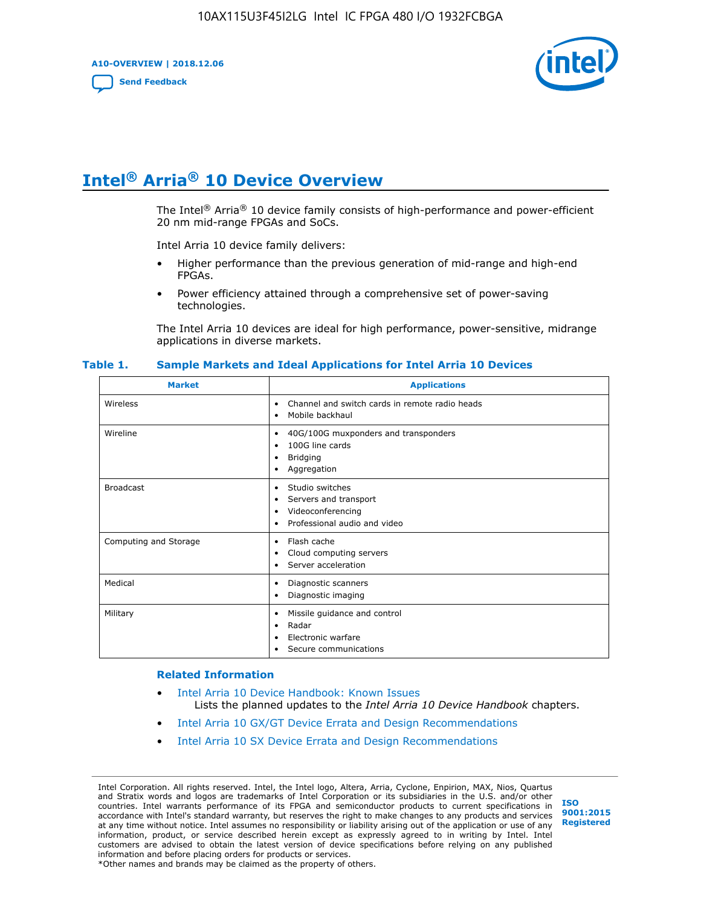# Intel® Arria® 10 Device Overview

The Intel® Arria® 10 device family consists of high-performance and power-efficient 20 nm mid-range FPGAs and SoCs.

Intel Arria 10 device family delivers:

- Higher performance than the previous generation of mid-range and high-end FPGAs.
- Power efficiency attained through a comprehensive set of power-saving technologies.

The Intel Arria 10 devices are ideal for high performance, power-sensitive, midrange applications in diverse markets.

**Table 1. Sample Markets and Ideal Applications for Intel Arria 10 Devices**

| Market | Applications |
|---|---|
| Wireless | • Channel and switch cards in remote radio heads<br>• Mobile backhaul |
| Wireline | • 40G/100G muxponders and transponders<br>• 100G line cards<br>• Bridging<br>• Aggregation |
| Broadcast | • Studio switches<br>• Servers and transport<br>• Videoconferencing<br>• Professional audio and video |
| Computing and Storage | • Flash cache<br>• Cloud computing servers<br>• Server acceleration |
| Medical | • Diagnostic scanners<br>• Diagnostic imaging |
| Military | • Missile guidance and control<br>• Radar<br>• Electronic warfare<br>• Secure communications |

## Related Information

- Intel Arria 10 Device Handbook: Known Issues
  Lists the planned updates to the *Intel Arria 10 Device Handbook* chapters.
- Intel Arria 10 GX/GT Device Errata and Design Recommendations
- Intel Arria 10 SX Device Errata and Design Recommendations

Intel Corporation. All rights reserved. Intel, the Intel logo, Altera, Arria, Cyclone, Enpirion, MAX, Nios, Quartus and Stratix words and logos are trademarks of Intel Corporation or its subsidiaries in the U.S. and/or other countries. Intel warrants performance of its FPGA and semiconductor products to current specifications in accordance with Intel's standard warranty, but reserves the right to make changes to any products and services at any time without notice. Intel assumes no responsibility or liability arising out of the application or use of any information, product, or service described herein except as expressly agreed to in writing by Intel. Intel customers are advised to obtain the latest version of device specifications before relying on any published information and before placing orders for products or services.
*Other names and brands may be claimed as the property of others.

ISO 9001:2015 Registered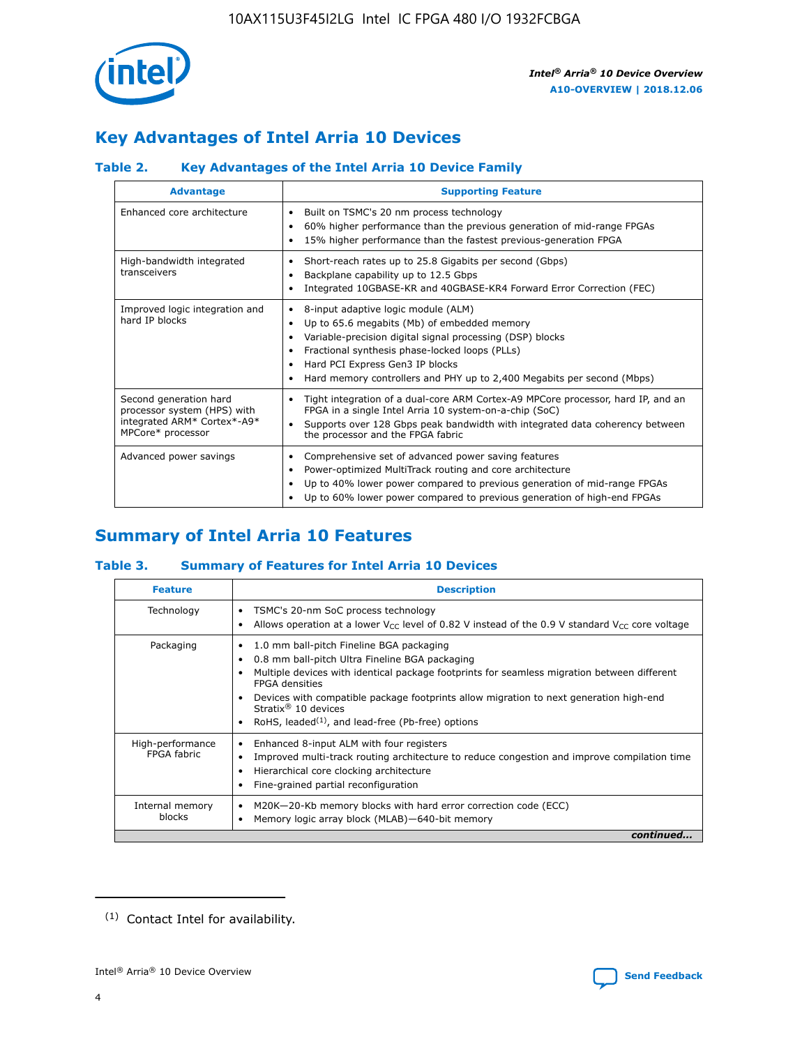# Key Advantages of Intel Arria 10 Devices

### Table 2. Key Advantages of the Intel Arria 10 Device Family

| Advantage | Supporting Feature |
|---|---|
| Enhanced core architecture | • Built on TSMC's 20 nm process technology<br>• 60% higher performance than the previous generation of mid-range FPGAs<br>• 15% higher performance than the fastest previous-generation FPGA |
| High-bandwidth integrated transceivers | • Short-reach rates up to 25.8 Gigabits per second (Gbps)<br>• Backplane capability up to 12.5 Gbps<br>• Integrated 10GBASE-KR and 40GBASE-KR4 Forward Error Correction (FEC) |
| Improved logic integration and hard IP blocks | • 8-input adaptive logic module (ALM)<br>• Up to 65.6 megabits (Mb) of embedded memory<br>• Variable-precision digital signal processing (DSP) blocks<br>• Fractional synthesis phase-locked loops (PLLs)<br>• Hard PCI Express Gen3 IP blocks<br>• Hard memory controllers and PHY up to 2,400 Megabits per second (Mbps) |
| Second generation hard processor system (HPS) with integrated ARM* Cortex*-A9* MPCore* processor | • Tight integration of a dual-core ARM Cortex-A9 MPCore processor, hard IP, and an FPGA in a single Intel Arria 10 system-on-a-chip (SoC)<br>• Supports over 128 Gbps peak bandwidth with integrated data coherency between the processor and the FPGA fabric |
| Advanced power savings | • Comprehensive set of advanced power saving features<br>• Power-optimized MultiTrack routing and core architecture<br>• Up to 40% lower power compared to previous generation of mid-range FPGAs<br>• Up to 60% lower power compared to previous generation of high-end FPGAs |

# Summary of Intel Arria 10 Features

### Table 3. Summary of Features for Intel Arria 10 Devices

| Feature | Description |
|---|---|
| Technology | • TSMC's 20-nm SoC process technology<br>• Allows operation at a lower $V_{CC}$ level of 0.82 V instead of the 0.9 V standard $V_{CC}$ core voltage |
| Packaging | • 1.0 mm ball-pitch Fineline BGA packaging<br>• 0.8 mm ball-pitch Ultra Fineline BGA packaging<br>• Multiple devices with identical package footprints for seamless migration between different FPGA densities<br>• Devices with compatible package footprints allow migration to next generation high-end Stratix® 10 devices<br>• RoHS, leaded[(1)], and lead-free (Pb-free) options |
| High-performance FPGA fabric | • Enhanced 8-input ALM with four registers<br>• Improved multi-track routing architecture to reduce congestion and improve compilation time<br>• Hierarchical core clocking architecture<br>• Fine-grained partial reconfiguration |
| Internal memory blocks | • M20K—20-Kb memory blocks with hard error correction code (ECC)<br>• Memory logic array block (MLAB)—640-bit memory |

*continued...*

(1) Contact Intel for availability.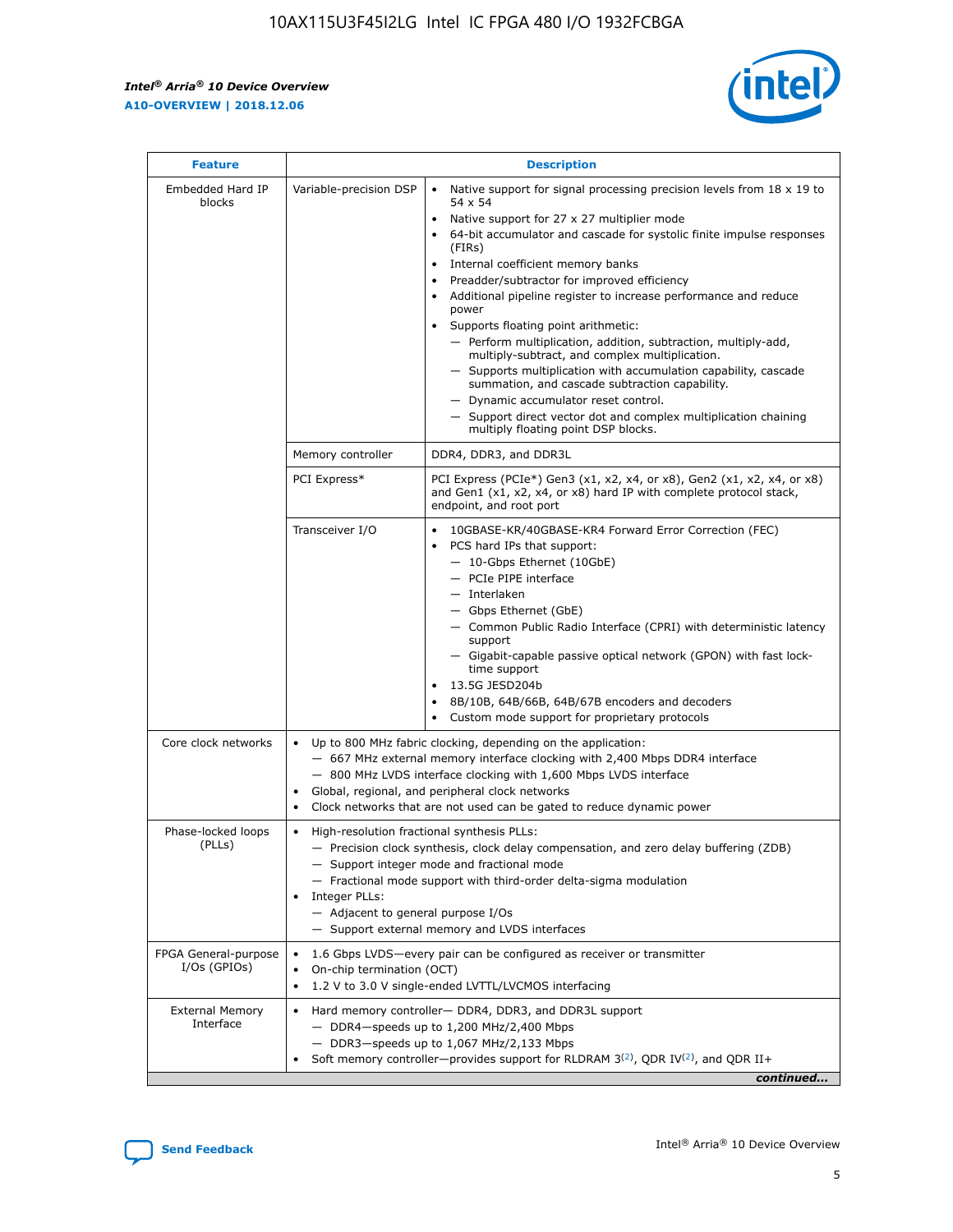| Feature | Description | |
|---|---|---|
| Embedded Hard IP blocks | Variable-precision DSP | • Native support for signal processing precision levels from 18 x 19 to 54 x 54<br>• Native support for 27 x 27 multiplier mode<br>• 64-bit accumulator and cascade for systolic finite impulse responses (FIRs)<br>• Internal coefficient memory banks<br>• Preadder/subtractor for improved efficiency<br>• Additional pipeline register to increase performance and reduce power<br>• Supports floating point arithmetic:<br>— Perform multiplication, addition, subtraction, multiply-add, multiply-subtract, and complex multiplication.<br>— Supports multiplication with accumulation capability, cascade summation, and cascade subtraction capability.<br>— Dynamic accumulator reset control.<br>— Support direct vector dot and complex multiplication chaining multiply floating point DSP blocks. |
| | Memory controller | DDR4, DDR3, and DDR3L |
| | PCI Express* | PCI Express (PCIe*) Gen3 (x1, x2, x4, or x8), Gen2 (x1, x2, x4, or x8) and Gen1 (x1, x2, x4, or x8) hard IP with complete protocol stack, endpoint, and root port |
| | Transceiver I/O | • 10GBASE-KR/40GBASE-KR4 Forward Error Correction (FEC)<br>• PCS hard IPs that support:<br>— 10-Gbps Ethernet (10GbE)<br>— PCIe PIPE interface<br>— Interlaken<br>— Gbps Ethernet (GbE)<br>— Common Public Radio Interface (CPRI) with deterministic latency support<br>— Gigabit-capable passive optical network (GPON) with fast lock-time support<br>• 13.5G JESD204b<br>• 8B/10B, 64B/66B, 64B/67B encoders and decoders<br>• Custom mode support for proprietary protocols |
| Core clock networks | • Up to 800 MHz fabric clocking, depending on the application:<br>— 667 MHz external memory interface clocking with 2,400 Mbps DDR4 interface<br>— 800 MHz LVDS interface clocking with 1,600 Mbps LVDS interface<br>• Global, regional, and peripheral clock networks<br>• Clock networks that are not used can be gated to reduce dynamic power | |
| Phase-locked loops (PLLs) | • High-resolution fractional synthesis PLLs:<br>— Precision clock synthesis, clock delay compensation, and zero delay buffering (ZDB)<br>— Support integer mode and fractional mode<br>— Fractional mode support with third-order delta-sigma modulation<br>• Integer PLLs:<br>— Adjacent to general purpose I/Os<br>— Support external memory and LVDS interfaces | |
| FPGA General-purpose I/Os (GPIOs) | • 1.6 Gbps LVDS—every pair can be configured as receiver or transmitter<br>• On-chip termination (OCT)<br>• 1.2 V to 3.0 V single-ended LVTTL/LVCMOS interfacing | |
| External Memory Interface | • Hard memory controller— DDR4, DDR3, and DDR3L support<br>— DDR4—speeds up to 1,200 MHz/2,400 Mbps<br>— DDR3—speeds up to 1,067 MHz/2,133 Mbps<br>• Soft memory controller—provides support for RLDRAM 3[(2)], QDR IV[(2)], and QDR II+ | |

*continued...*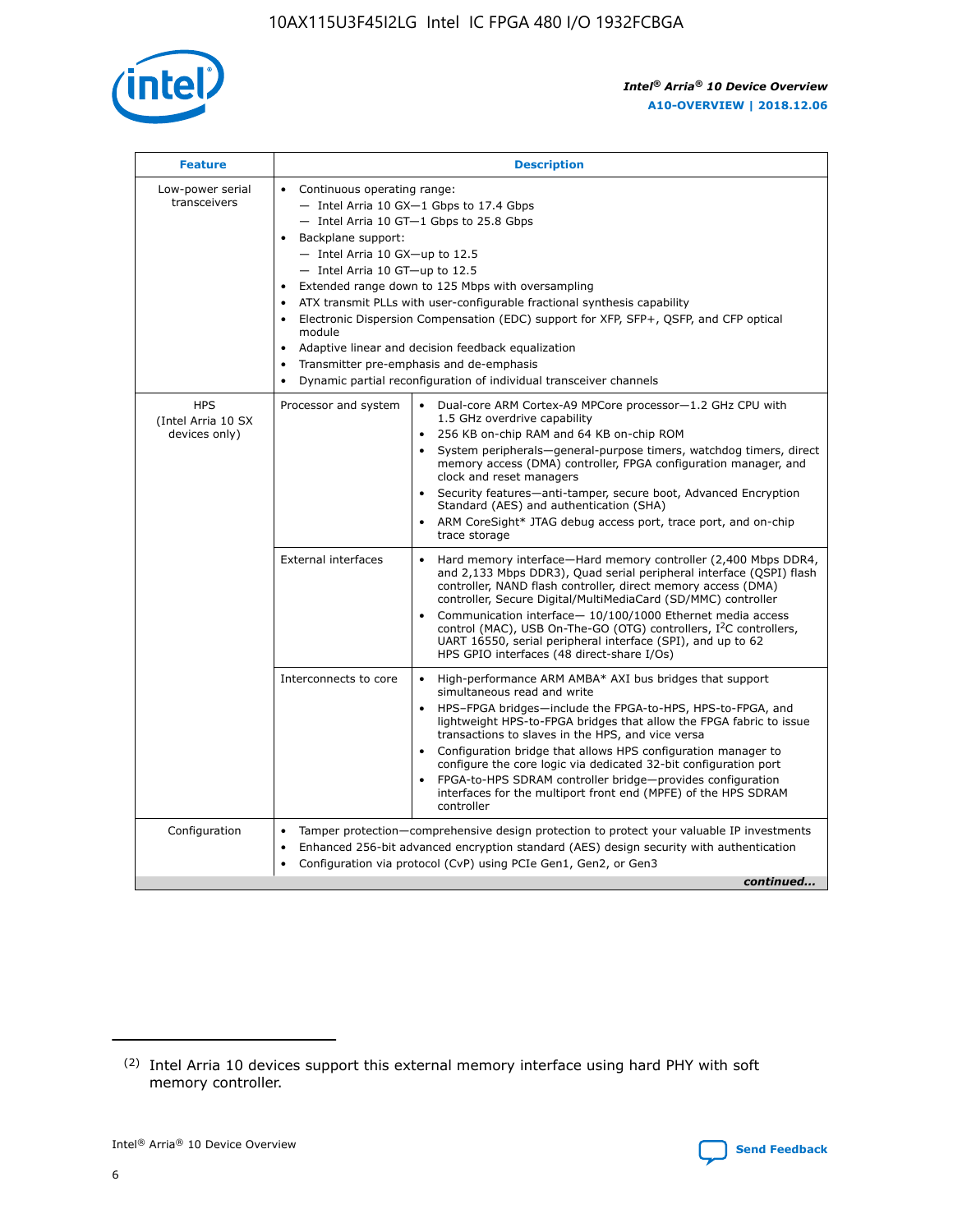| Feature | Description | |
|---|---|---|
| Low-power serial transceivers | • Continuous operating range:<br>— Intel Arria 10 GX—1 Gbps to 17.4 Gbps<br>— Intel Arria 10 GT—1 Gbps to 25.8 Gbps<br>• Backplane support:<br>— Intel Arria 10 GX—up to 12.5<br>— Intel Arria 10 GT—up to 12.5<br>• Extended range down to 125 Mbps with oversampling<br>• ATX transmit PLLs with user-configurable fractional synthesis capability<br>• Electronic Dispersion Compensation (EDC) support for XFP, SFP+, QSFP, and CFP optical module<br>• Adaptive linear and decision feedback equalization<br>• Transmitter pre-emphasis and de-emphasis<br>• Dynamic partial reconfiguration of individual transceiver channels | |
| HPS (Intel Arria 10 SX devices only) | Processor and system | • Dual-core ARM Cortex-A9 MPCore processor—1.2 GHz CPU with 1.5 GHz overdrive capability<br>• 256 KB on-chip RAM and 64 KB on-chip ROM<br>• System peripherals—general-purpose timers, watchdog timers, direct memory access (DMA) controller, FPGA configuration manager, and clock and reset managers<br>• Security features—anti-tamper, secure boot, Advanced Encryption Standard (AES) and authentication (SHA)<br>• ARM CoreSight* JTAG debug access port, trace port, and on-chip trace storage |
| | External interfaces | • Hard memory interface—Hard memory controller (2,400 Mbps DDR4, and 2,133 Mbps DDR3), Quad serial peripheral interface (QSPI) flash controller, NAND flash controller, direct memory access (DMA) controller, Secure Digital/MultiMediaCard (SD/MMC) controller<br>• Communication interface— 10/100/1000 Ethernet media access control (MAC), USB On-The-GO (OTG) controllers, I²C controllers, UART 16550, serial peripheral interface (SPI), and up to 62 HPS GPIO interfaces (48 direct-share I/Os) |
| | Interconnects to core | • High-performance ARM AMBA* AXI bus bridges that support simultaneous read and write<br>• HPS–FPGA bridges—include the FPGA-to-HPS, HPS-to-FPGA, and lightweight HPS-to-FPGA bridges that allow the FPGA fabric to issue transactions to slaves in the HPS, and vice versa<br>• Configuration bridge that allows HPS configuration manager to configure the core logic via dedicated 32-bit configuration port<br>• FPGA-to-HPS SDRAM controller bridge—provides configuration interfaces for the multiport front end (MPFE) of the HPS SDRAM controller |
| Configuration | • Tamper protection—comprehensive design protection to protect your valuable IP investments<br>• Enhanced 256-bit advanced encryption standard (AES) design security with authentication<br>• Configuration via protocol (CvP) using PCIe Gen1, Gen2, or Gen3 | |

*continued...*

(2) Intel Arria 10 devices support this external memory interface using hard PHY with soft memory controller.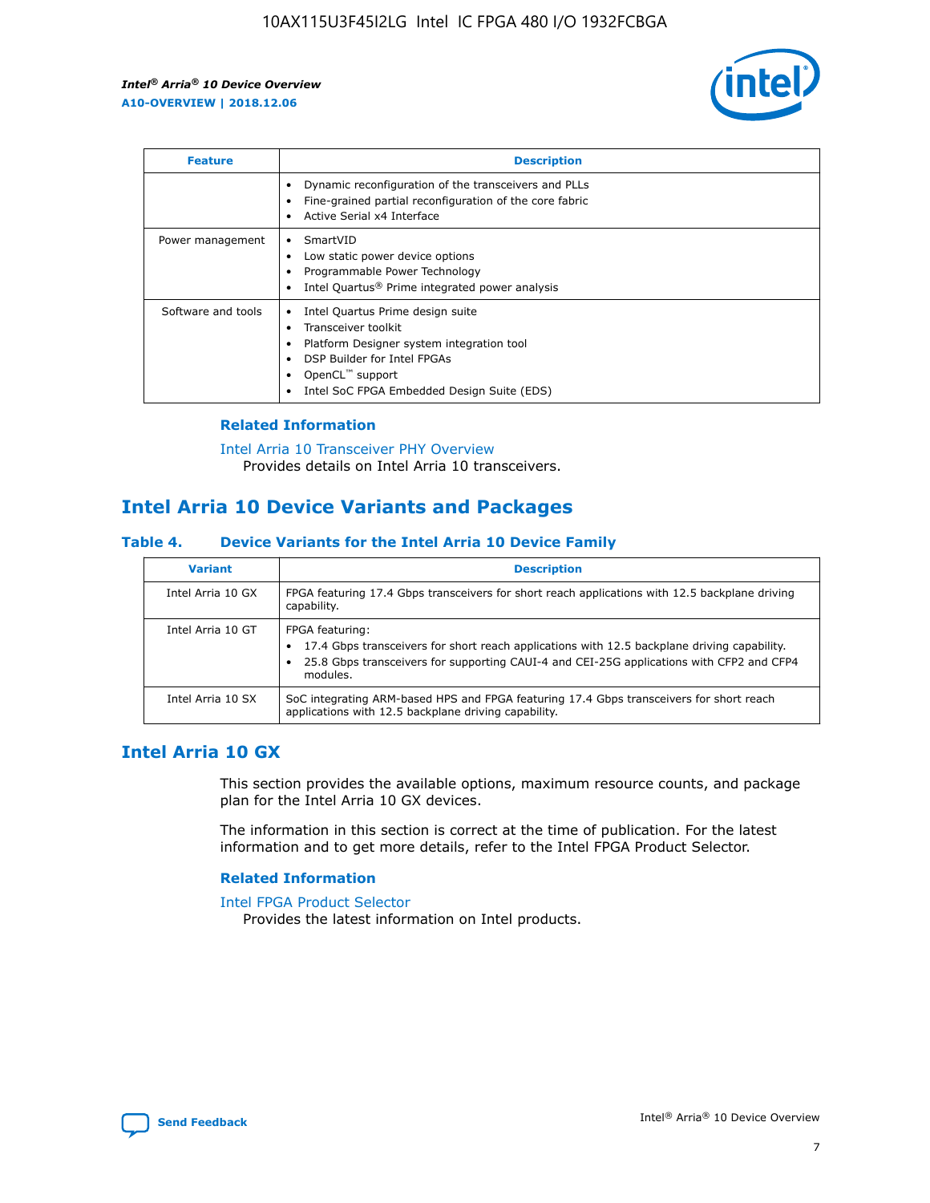| Feature | Description |
| --- | --- |
| | • Dynamic reconfiguration of the transceivers and PLLs<br>• Fine-grained partial reconfiguration of the core fabric<br>• Active Serial x4 Interface |
| Power management | • SmartVID<br>• Low static power device options<br>• Programmable Power Technology<br>• Intel Quartus® Prime integrated power analysis |
| Software and tools | • Intel Quartus Prime design suite<br>• Transceiver toolkit<br>• Platform Designer system integration tool<br>• DSP Builder for Intel FPGAs<br>• OpenCL™ support<br>• Intel SoC FPGA Embedded Design Suite (EDS) |

### Related Information

Intel Arria 10 Transceiver PHY Overview
Provides details on Intel Arria 10 transceivers.

## Intel Arria 10 Device Variants and Packages

#### Table 4. Device Variants for the Intel Arria 10 Device Family

| Variant | Description |
| --- | --- |
| Intel Arria 10 GX | FPGA featuring 17.4 Gbps transceivers for short reach applications with 12.5 backplane driving capability. |
| Intel Arria 10 GT | FPGA featuring:<br>• 17.4 Gbps transceivers for short reach applications with 12.5 backplane driving capability.<br>• 25.8 Gbps transceivers for supporting CAUI-4 and CEI-25G applications with CFP2 and CFP4 modules. |
| Intel Arria 10 SX | SoC integrating ARM-based HPS and FPGA featuring 17.4 Gbps transceivers for short reach applications with 12.5 backplane driving capability. |

## Intel Arria 10 GX

This section provides the available options, maximum resource counts, and package plan for the Intel Arria 10 GX devices.

The information in this section is correct at the time of publication. For the latest information and to get more details, refer to the Intel FPGA Product Selector.

### Related Information

Intel FPGA Product Selector
Provides the latest information on Intel products.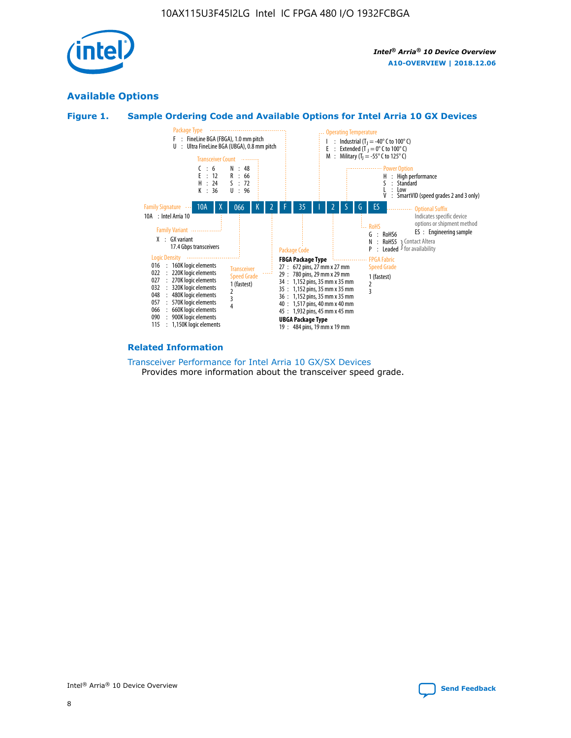## Available Options

### Figure 1. Sample Ordering Code and Available Options for Intel Arria 10 GX Devices

| 10A | X | 066 | K | 2 | F | 35 | I | 2 | S | G | ES |
|---|---|---|---|---|---|---|---|---|---|---|---|

**Family Signature**
10A : Intel Arria 10

**Family Variant**
X : GX variant
17.4 Gbps transceivers

**Logic Density**
016 : 160K logic elements
022 : 220K logic elements
027 : 270K logic elements
032 : 320K logic elements
048 : 480K logic elements
057 : 570K logic elements
066 : 660K logic elements
090 : 900K logic elements
115 : 1,150K logic elements

**Transceiver Count**
C : 6
E : 12
H : 24
K : 36
N : 48
R : 66
S : 72
U : 96

**Transceiver Speed Grade**
1 (fastest)
2
3
4

**Package Type**
F : FineLine BGA (FBGA), 1.0 mm pitch
U : Ultra FineLine BGA (UBGA), 0.8 mm pitch

**Package Code**

**FBGA Package Type**
27 : 672 pins, 27 mm x 27 mm
29 : 780 pins, 29 mm x 29 mm
34 : 1,152 pins, 35 mm x 35 mm
35 : 1,152 pins, 35 mm x 35 mm
36 : 1,152 pins, 35 mm x 35 mm
40 : 1,517 pins, 40 mm x 40 mm
45 : 1,932 pins, 45 mm x 45 mm

**UBGA Package Type**
19 : 484 pins, 19 mm x 19 mm

**Operating Temperature**
I : Industrial ($T_J$ = -40° C to 100° C)
E : Extended ($T_J$ = 0° C to 100° C)
M : Military ($T_J$ = -55° C to 125° C)

**FPGA Fabric Speed Grade**
1 (fastest)
2
3

**Power Option**
H : High performance
S : Standard
L : Low
V : SmartVID (speed grades 2 and 3 only)

**RoHS**
G : RoHS6
N : RoHS5 (Contact Altera for availability)
P : Leaded (Contact Altera for availability)

**Optional Suffix**
Indicates specific device options or shipment method
ES : Engineering sample

#### Related Information

Transceiver Performance for Intel Arria 10 GX/SX Devices
Provides more information about the transceiver speed grade.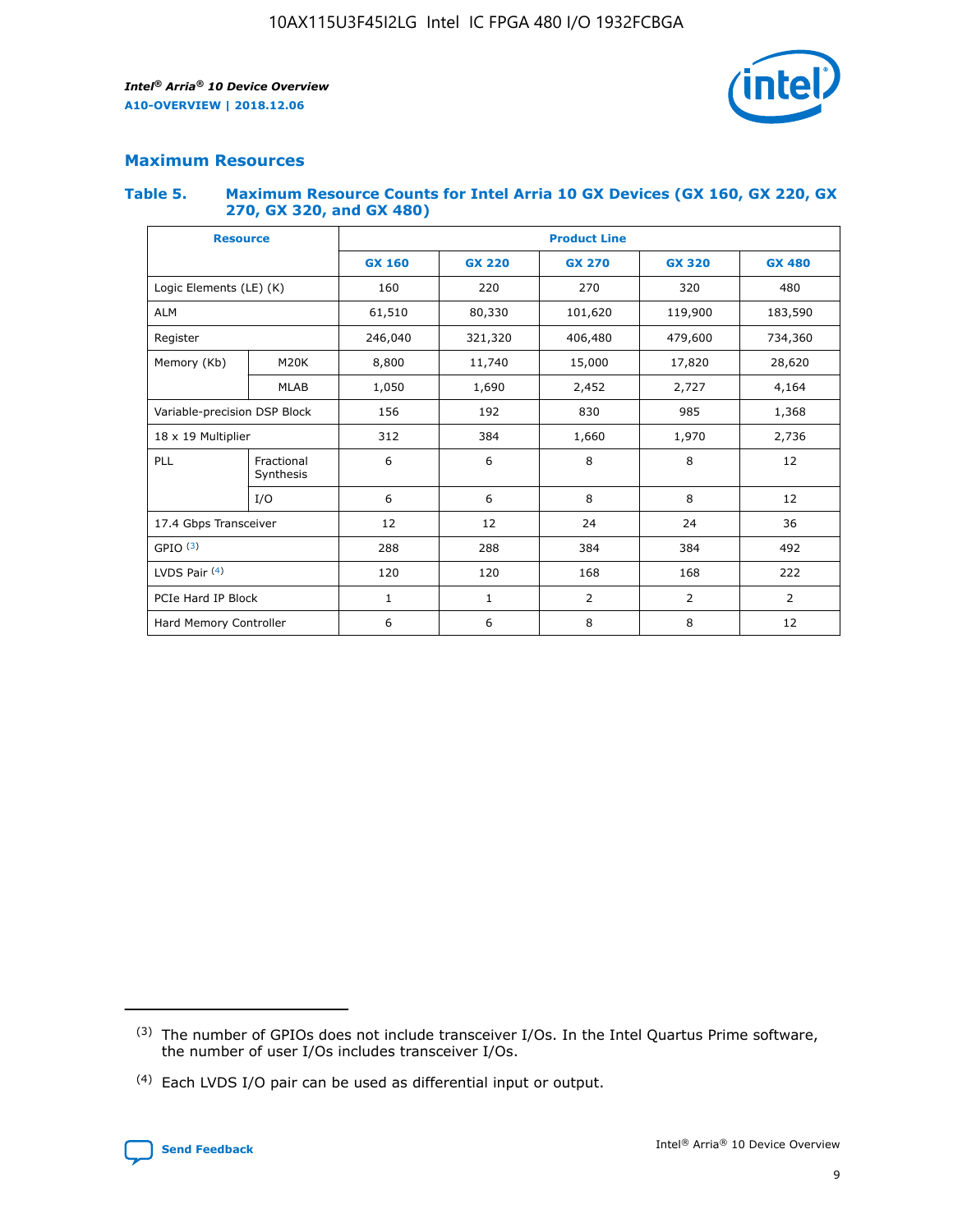## Maximum Resources

### Table 5. Maximum Resource Counts for Intel Arria 10 GX Devices (GX 160, GX 220, GX 270, GX 320, and GX 480)

| Resource | | Product Line | | | | |
|---|---|---|---|---|---|---|
| | | GX 160 | GX 220 | GX 270 | GX 320 | GX 480 |
| Logic Elements (LE) (K) | | 160 | 220 | 270 | 320 | 480 |
| ALM | | 61,510 | 80,330 | 101,620 | 119,900 | 183,590 |
| Register | | 246,040 | 321,320 | 406,480 | 479,600 | 734,360 |
| Memory (Kb) | M20K | 8,800 | 11,740 | 15,000 | 17,820 | 28,620 |
| | MLAB | 1,050 | 1,690 | 2,452 | 2,727 | 4,164 |
| Variable-precision DSP Block | | 156 | 192 | 830 | 985 | 1,368 |
| 18 x 19 Multiplier | | 312 | 384 | 1,660 | 1,970 | 2,736 |
| PLL | Fractional Synthesis | 6 | 6 | 8 | 8 | 12 |
| | I/O | 6 | 6 | 8 | 8 | 12 |
| 17.4 Gbps Transceiver | | 12 | 12 | 24 | 24 | 36 |
| GPIO [(3)] | | 288 | 288 | 384 | 384 | 492 |
| LVDS Pair [(4)] | | 120 | 120 | 168 | 168 | 222 |
| PCIe Hard IP Block | | 1 | 1 | 2 | 2 | 2 |
| Hard Memory Controller | | 6 | 6 | 8 | 8 | 12 |

(3) The number of GPIOs does not include transceiver I/Os. In the Intel Quartus Prime software, the number of user I/Os includes transceiver I/Os.

(4) Each LVDS I/O pair can be used as differential input or output.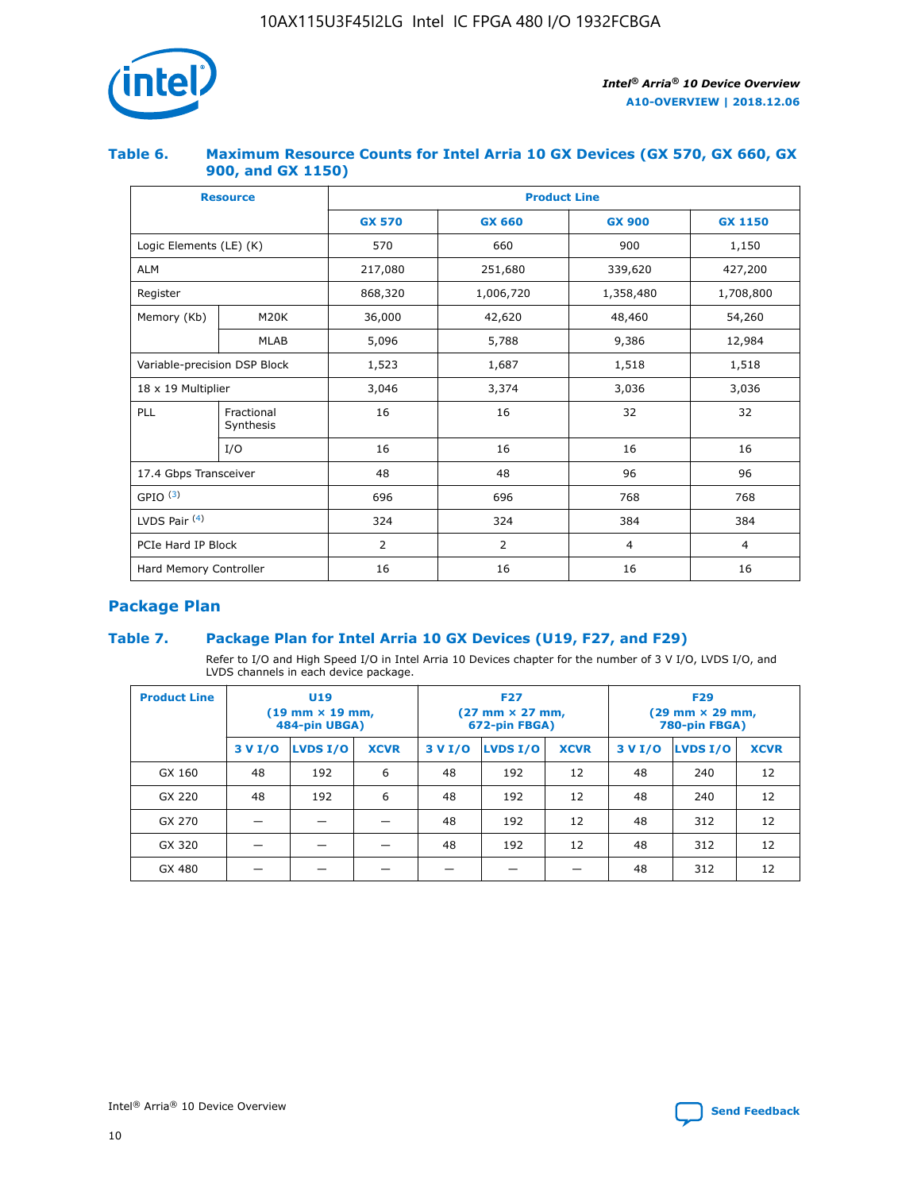### Table 6. Maximum Resource Counts for Intel Arria 10 GX Devices (GX 570, GX 660, GX 900, and GX 1150)

| Resource | | Product Line | | | |
|---|---|---|---|---|---|
| | | GX 570 | GX 660 | GX 900 | GX 1150 |
| Logic Elements (LE) (K) | | 570 | 660 | 900 | 1,150 |
| ALM | | 217,080 | 251,680 | 339,620 | 427,200 |
| Register | | 868,320 | 1,006,720 | 1,358,480 | 1,708,800 |
| Memory (Kb) | M20K | 36,000 | 42,620 | 48,460 | 54,260 |
| | MLAB | 5,096 | 5,788 | 9,386 | 12,984 |
| Variable-precision DSP Block | | 1,523 | 1,687 | 1,518 | 1,518 |
| 18 x 19 Multiplier | | 3,046 | 3,374 | 3,036 | 3,036 |
| PLL | Fractional Synthesis | 16 | 16 | 32 | 32 |
| | I/O | 16 | 16 | 16 | 16 |
| 17.4 Gbps Transceiver | | 48 | 48 | 96 | 96 |
| GPIO [(3)] | | 696 | 696 | 768 | 768 |
| LVDS Pair [(4)] | | 324 | 324 | 384 | 384 |
| PCIe Hard IP Block | | 2 | 2 | 4 | 4 |
| Hard Memory Controller | | 16 | 16 | 16 | 16 |

## Package Plan

### Table 7. Package Plan for Intel Arria 10 GX Devices (U19, F27, and F29)

Refer to I/O and High Speed I/O in Intel Arria 10 Devices chapter for the number of 3 V I/O, LVDS I/O, and LVDS channels in each device package.

| Product Line | U19 (19 mm × 19 mm, 484-pin UBGA) | | | F27 (27 mm × 27 mm, 672-pin FBGA) | | | F29 (29 mm × 29 mm, 780-pin FBGA) | | |
|---|---|---|---|---|---|---|---|---|---|
| | 3 V I/O | LVDS I/O | XCVR | 3 V I/O | LVDS I/O | XCVR | 3 V I/O | LVDS I/O | XCVR |
| GX 160 | 48 | 192 | 6 | 48 | 192 | 12 | 48 | 240 | 12 |
| GX 220 | 48 | 192 | 6 | 48 | 192 | 12 | 48 | 240 | 12 |
| GX 270 | — | — | — | 48 | 192 | 12 | 48 | 312 | 12 |
| GX 320 | — | — | — | 48 | 192 | 12 | 48 | 312 | 12 |
| GX 480 | — | — | — | — | — | — | 48 | 312 | 12 |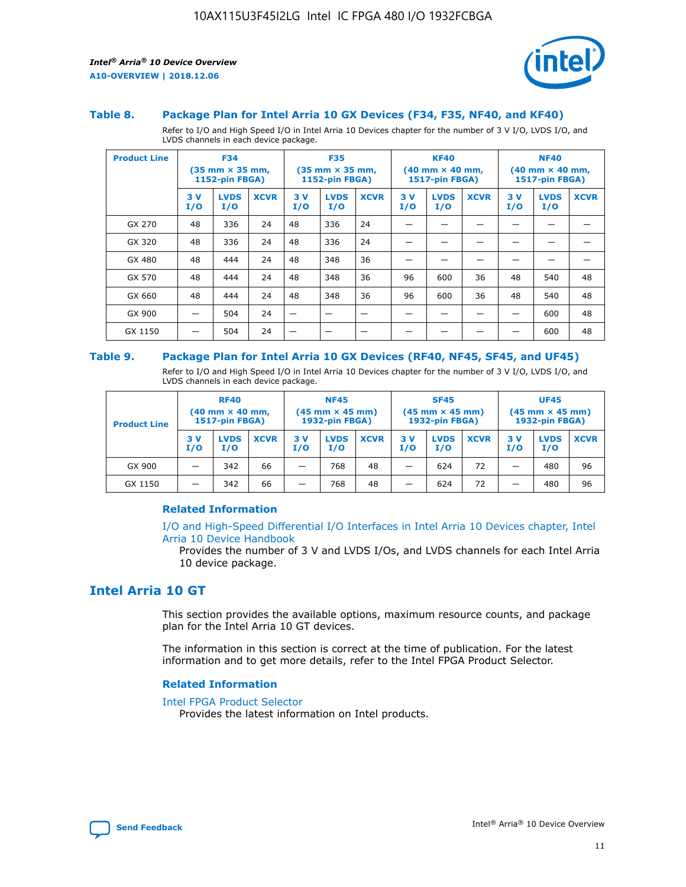### Table 8. Package Plan for Intel Arria 10 GX Devices (F34, F35, NF40, and KF40)

Refer to I/O and High Speed I/O in Intel Arria 10 Devices chapter for the number of 3 V I/O, LVDS I/O, and LVDS channels in each device package.

| Product Line | F34 (35 mm × 35 mm, 1152-pin FBGA) | | | F35 (35 mm × 35 mm, 1152-pin FBGA) | | | KF40 (40 mm × 40 mm, 1517-pin FBGA) | | | NF40 (40 mm × 40 mm, 1517-pin FBGA) | | |
|---|---|---|---|---|---|---|---|---|---|---|---|---|
| | 3 V I/O | LVDS I/O | XCVR | 3 V I/O | LVDS I/O | XCVR | 3 V I/O | LVDS I/O | XCVR | 3 V I/O | LVDS I/O | XCVR |
| GX 270 | 48 | 336 | 24 | 48 | 336 | 24 | — | — | — | — | — | — |
| GX 320 | 48 | 336 | 24 | 48 | 336 | 24 | — | — | — | — | — | — |
| GX 480 | 48 | 444 | 24 | 48 | 348 | 36 | — | — | — | — | — | — |
| GX 570 | 48 | 444 | 24 | 48 | 348 | 36 | 96 | 600 | 36 | 48 | 540 | 48 |
| GX 660 | 48 | 444 | 24 | 48 | 348 | 36 | 96 | 600 | 36 | 48 | 540 | 48 |
| GX 900 | — | 504 | 24 | — | — | — | — | — | — | — | 600 | 48 |
| GX 1150 | — | 504 | 24 | — | — | — | — | — | — | — | 600 | 48 |

### Table 9. Package Plan for Intel Arria 10 GX Devices (RF40, NF45, SF45, and UF45)

Refer to I/O and High Speed I/O in Intel Arria 10 Devices chapter for the number of 3 V I/O, LVDS I/O, and LVDS channels in each device package.

| Product Line | RF40 (40 mm × 40 mm, 1517-pin FBGA) | | | NF45 (45 mm × 45 mm) 1932-pin FBGA) | | | SF45 (45 mm × 45 mm) 1932-pin FBGA) | | | UF45 (45 mm × 45 mm) 1932-pin FBGA) | | |
|---|---|---|---|---|---|---|---|---|---|---|---|---|
| | 3 V I/O | LVDS I/O | XCVR | 3 V I/O | LVDS I/O | XCVR | 3 V I/O | LVDS I/O | XCVR | 3 V I/O | LVDS I/O | XCVR |
| GX 900 | — | 342 | 66 | — | 768 | 48 | — | 624 | 72 | — | 480 | 96 |
| GX 1150 | — | 342 | 66 | — | 768 | 48 | — | 624 | 72 | — | 480 | 96 |

#### Related Information

I/O and High-Speed Differential I/O Interfaces in Intel Arria 10 Devices chapter, Intel Arria 10 Device Handbook

Provides the number of 3 V and LVDS I/Os, and LVDS channels for each Intel Arria 10 device package.

## Intel Arria 10 GT

This section provides the available options, maximum resource counts, and package plan for the Intel Arria 10 GT devices.

The information in this section is correct at the time of publication. For the latest information and to get more details, refer to the Intel FPGA Product Selector.

#### Related Information

Intel FPGA Product Selector

Provides the latest information on Intel products.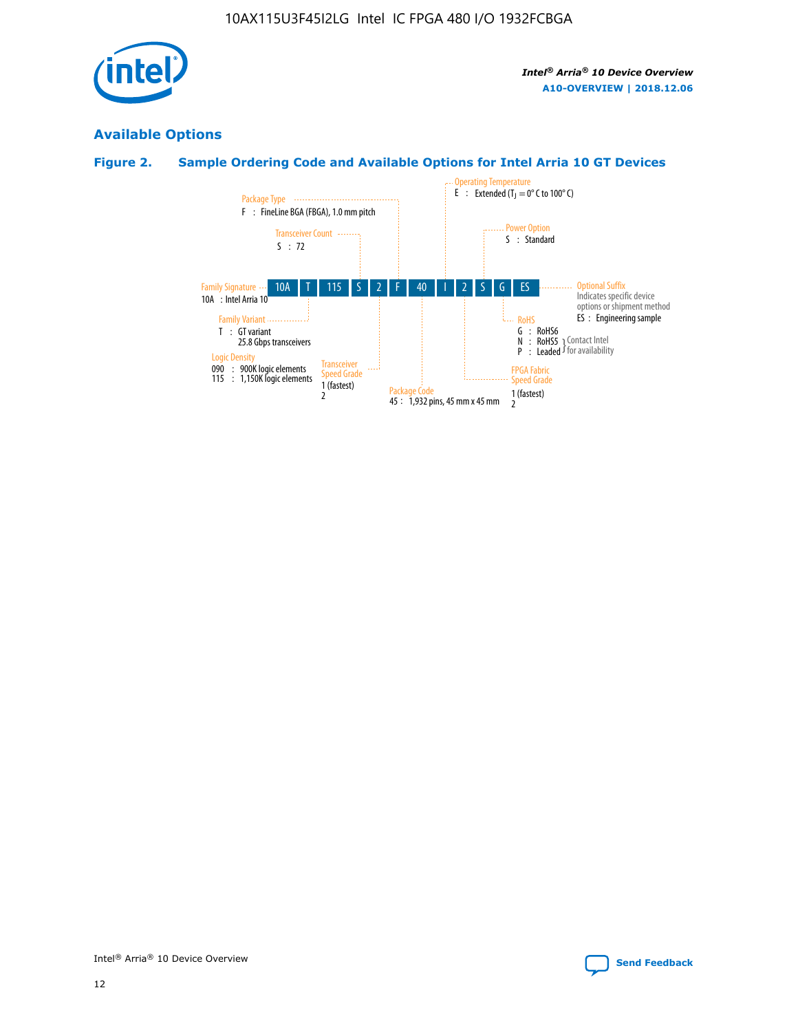## Available Options

### Figure 2. Sample Ordering Code and Available Options for Intel Arria 10 GT Devices

Family Signature — 10A : Intel Arria 10

Family Variant — T : GT variant, 25.8 Gbps transceivers

Logic Density — 090 : 900K logic elements; 115 : 1,150K logic elements

Transceiver Count — S : 72

Transceiver Speed Grade — 1 (fastest), 2

Package Type — F : FineLine BGA (FBGA), 1.0 mm pitch

Package Code — 45 : 1,932 pins, 45 mm x 45 mm

Operating Temperature — E : Extended ($T_J$ = 0° C to 100° C)

FPGA Fabric Speed Grade — 1 (fastest), 2

Power Option — S : Standard

RoHS — G : RoHS6; N : RoHS5 (Contact Intel for availability); P : Leaded (Contact Intel for availability)

Optional Suffix — Indicates specific device options or shipment method. ES : Engineering sample

Sample ordering code: 10A T 115 S 2 F 40 I 2 S G ES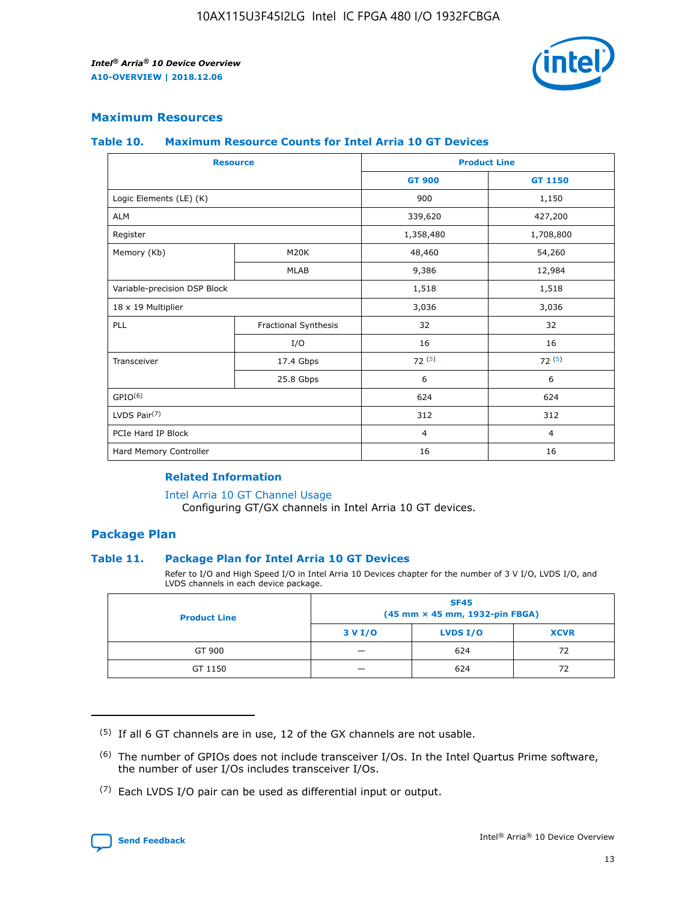## Maximum Resources

### Table 10. Maximum Resource Counts for Intel Arria 10 GT Devices

| Resource | | Product Line | |
|---|---|---|---|
| | | GT 900 | GT 1150 |
| Logic Elements (LE) (K) | | 900 | 1,150 |
| ALM | | 339,620 | 427,200 |
| Register | | 1,358,480 | 1,708,800 |
| Memory (Kb) | M20K | 48,460 | 54,260 |
| | MLAB | 9,386 | 12,984 |
| Variable-precision DSP Block | | 1,518 | 1,518 |
| 18 x 19 Multiplier | | 3,036 | 3,036 |
| PLL | Fractional Synthesis | 32 | 32 |
| | I/O | 16 | 16 |
| Transceiver | 17.4 Gbps | 72 (5) | 72 (5) |
| | 25.8 Gbps | 6 | 6 |
| GPIO(6) | | 624 | 624 |
| LVDS Pair(7) | | 312 | 312 |
| PCIe Hard IP Block | | 4 | 4 |
| Hard Memory Controller | | 16 | 16 |

#### Related Information

Intel Arria 10 GT Channel Usage
Configuring GT/GX channels in Intel Arria 10 GT devices.

## Package Plan

### Table 11. Package Plan for Intel Arria 10 GT Devices

Refer to I/O and High Speed I/O in Intel Arria 10 Devices chapter for the number of 3 V I/O, LVDS I/O, and LVDS channels in each device package.

| Product Line | SF45 (45 mm × 45 mm, 1932-pin FBGA) | | |
|---|---|---|---|
| | 3 V I/O | LVDS I/O | XCVR |
| GT 900 | — | 624 | 72 |
| GT 1150 | — | 624 | 72 |

(5) If all 6 GT channels are in use, 12 of the GX channels are not usable.

(6) The number of GPIOs does not include transceiver I/Os. In the Intel Quartus Prime software, the number of user I/Os includes transceiver I/Os.

(7) Each LVDS I/O pair can be used as differential input or output.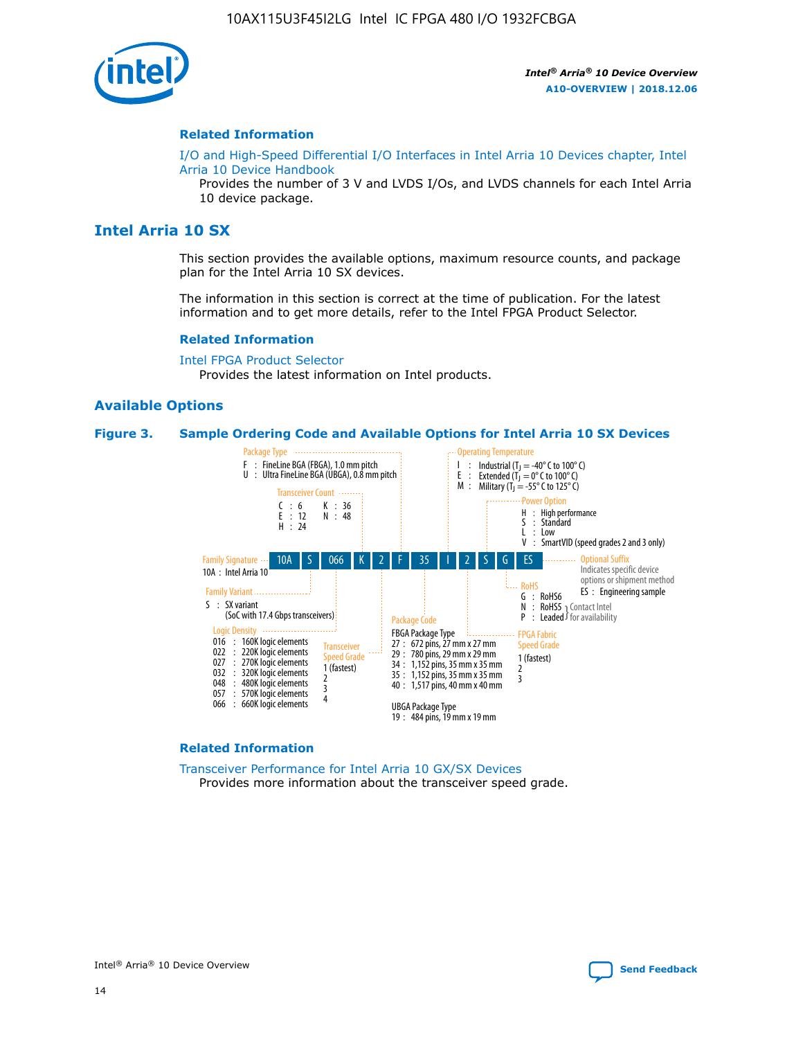## Related Information

I/O and High-Speed Differential I/O Interfaces in Intel Arria 10 Devices chapter, Intel Arria 10 Device Handbook

Provides the number of 3 V and LVDS I/Os, and LVDS channels for each Intel Arria 10 device package.

# Intel Arria 10 SX

This section provides the available options, maximum resource counts, and package plan for the Intel Arria 10 SX devices.

The information in this section is correct at the time of publication. For the latest information and to get more details, refer to the Intel FPGA Product Selector.

## Related Information

Intel FPGA Product Selector

Provides the latest information on Intel products.

## Available Options

**Figure 3. Sample Ordering Code and Available Options for Intel Arria 10 SX Devices**

Sample ordering code: 10A S 066 K 2 F 35 I 2 S G ES

- **Family Signature**
  - 10A : Intel Arria 10
- **Family Variant**
  - S : SX variant (SoC with 17.4 Gbps transceivers)
- **Logic Density**
  - 016 : 160K logic elements
  - 022 : 220K logic elements
  - 027 : 270K logic elements
  - 032 : 320K logic elements
  - 048 : 480K logic elements
  - 057 : 570K logic elements
  - 066 : 660K logic elements
- **Transceiver Count**
  - C : 6
  - E : 12
  - H : 24
  - K : 36
  - N : 48
- **Transceiver Speed Grade**
  - 1 (fastest)
  - 2
  - 3
  - 4
- **Package Type**
  - F : FineLine BGA (FBGA), 1.0 mm pitch
  - U : Ultra FineLine BGA (UBGA), 0.8 mm pitch
- **Package Code**
  - FBGA Package Type
    - 27 : 672 pins, 27 mm x 27 mm
    - 29 : 780 pins, 29 mm x 29 mm
    - 34 : 1,152 pins, 35 mm x 35 mm
    - 35 : 1,152 pins, 35 mm x 35 mm
    - 40 : 1,517 pins, 40 mm x 40 mm
  - UBGA Package Type
    - 19 : 484 pins, 19 mm x 19 mm
- **Operating Temperature**
  - I : Industrial ($T_J$ = -40° C to 100° C)
  - E : Extended ($T_J$ = 0° C to 100° C)
  - M : Military ($T_J$ = -55° C to 125° C)
- **FPGA Fabric Speed Grade**
  - 1 (fastest)
  - 2
  - 3
- **Power Option**
  - H : High performance
  - S : Standard
  - L : Low
  - V : SmartVID (speed grades 2 and 3 only)
- **RoHS**
  - G : RoHS6
  - N : RoHS5 (Contact Intel for availability)
  - P : Leaded (Contact Intel for availability)
- **Optional Suffix**
  - Indicates specific device options or shipment method
  - ES : Engineering sample

## Related Information

Transceiver Performance for Intel Arria 10 GX/SX Devices

Provides more information about the transceiver speed grade.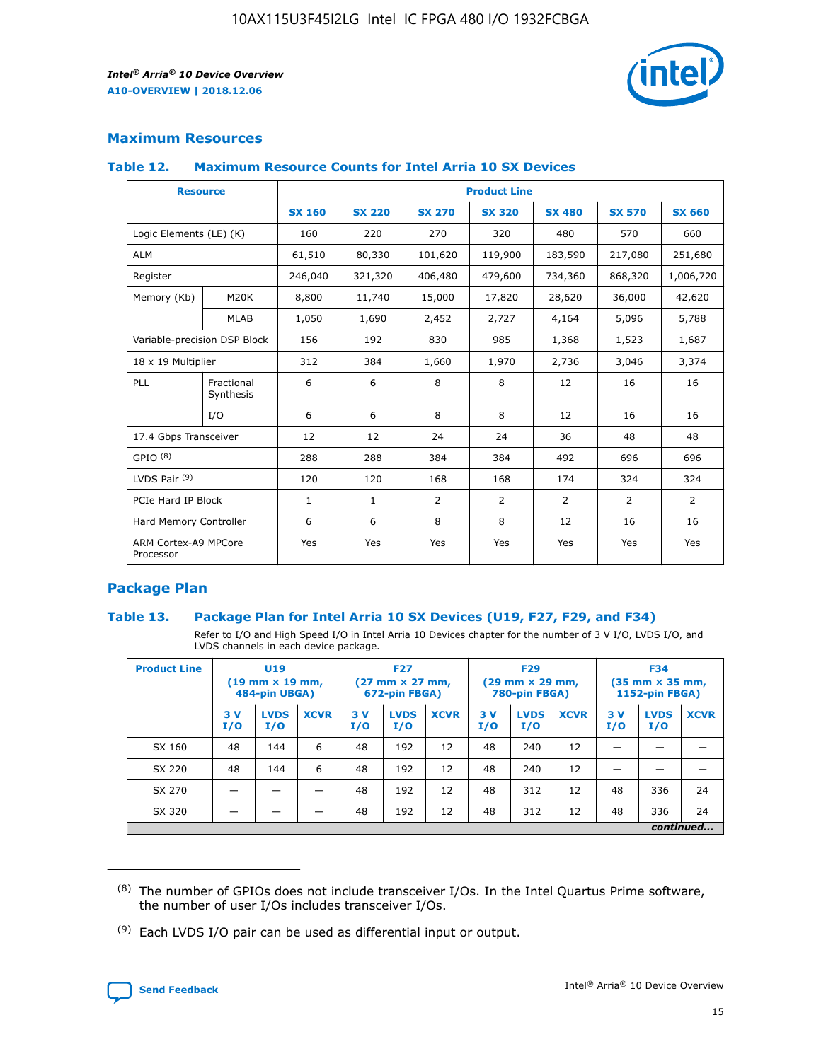## Maximum Resources

### Table 12. Maximum Resource Counts for Intel Arria 10 SX Devices

| Resource | | Product Line | | | | | | |
|---|---|---|---|---|---|---|---|---|
| | | SX 160 | SX 220 | SX 270 | SX 320 | SX 480 | SX 570 | SX 660 |
| Logic Elements (LE) (K) | | 160 | 220 | 270 | 320 | 480 | 570 | 660 |
| ALM | | 61,510 | 80,330 | 101,620 | 119,900 | 183,590 | 217,080 | 251,680 |
| Register | | 246,040 | 321,320 | 406,480 | 479,600 | 734,360 | 868,320 | 1,006,720 |
| Memory (Kb) | M20K | 8,800 | 11,740 | 15,000 | 17,820 | 28,620 | 36,000 | 42,620 |
| | MLAB | 1,050 | 1,690 | 2,452 | 2,727 | 4,164 | 5,096 | 5,788 |
| Variable-precision DSP Block | | 156 | 192 | 830 | 985 | 1,368 | 1,523 | 1,687 |
| 18 x 19 Multiplier | | 312 | 384 | 1,660 | 1,970 | 2,736 | 3,046 | 3,374 |
| PLL | Fractional Synthesis | 6 | 6 | 8 | 8 | 12 | 16 | 16 |
| | I/O | 6 | 6 | 8 | 8 | 12 | 16 | 16 |
| 17.4 Gbps Transceiver | | 12 | 12 | 24 | 24 | 36 | 48 | 48 |
| GPIO [8] | | 288 | 288 | 384 | 384 | 492 | 696 | 696 |
| LVDS Pair [9] | | 120 | 120 | 168 | 168 | 174 | 324 | 324 |
| PCIe Hard IP Block | | 1 | 1 | 2 | 2 | 2 | 2 | 2 |
| Hard Memory Controller | | 6 | 6 | 8 | 8 | 12 | 16 | 16 |
| ARM Cortex-A9 MPCore Processor | | Yes | Yes | Yes | Yes | Yes | Yes | Yes |

## Package Plan

### Table 13. Package Plan for Intel Arria 10 SX Devices (U19, F27, F29, and F34)

Refer to I/O and High Speed I/O in Intel Arria 10 Devices chapter for the number of 3 V I/O, LVDS I/O, and LVDS channels in each device package.

| Product Line | U19 (19 mm × 19 mm, 484-pin UBGA) | | | F27 (27 mm × 27 mm, 672-pin FBGA) | | | F29 (29 mm × 29 mm, 780-pin FBGA) | | | F34 (35 mm × 35 mm, 1152-pin FBGA) | | |
|---|---|---|---|---|---|---|---|---|---|---|---|---|
| | 3 V I/O | LVDS I/O | XCVR | 3 V I/O | LVDS I/O | XCVR | 3 V I/O | LVDS I/O | XCVR | 3 V I/O | LVDS I/O | XCVR |
| SX 160 | 48 | 144 | 6 | 48 | 192 | 12 | 48 | 240 | 12 | — | — | — |
| SX 220 | 48 | 144 | 6 | 48 | 192 | 12 | 48 | 240 | 12 | — | — | — |
| SX 270 | — | — | — | 48 | 192 | 12 | 48 | 312 | 12 | 48 | 336 | 24 |
| SX 320 | — | — | — | 48 | 192 | 12 | 48 | 312 | 12 | 48 | 336 | 24 |

*continued...*

(8) The number of GPIOs does not include transceiver I/Os. In the Intel Quartus Prime software, the number of user I/Os includes transceiver I/Os.

(9) Each LVDS I/O pair can be used as differential input or output.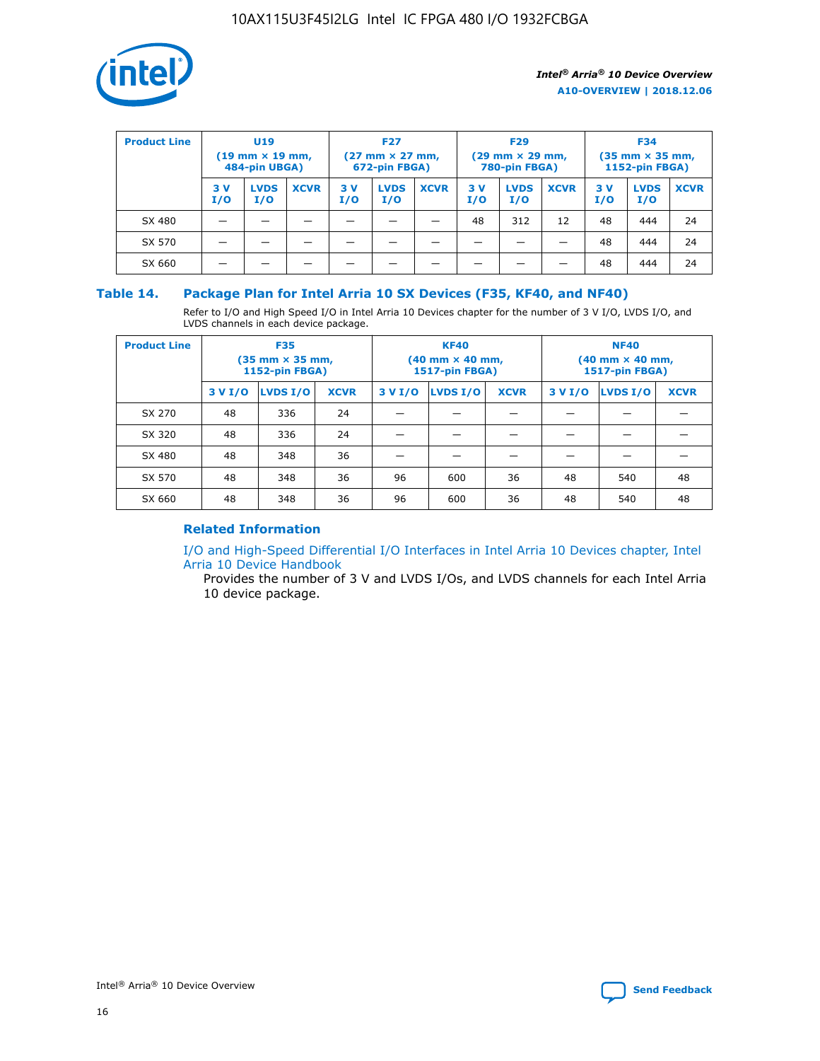| Product Line | U19 (19 mm × 19 mm, 484-pin UBGA) | | | F27 (27 mm × 27 mm, 672-pin FBGA) | | | F29 (29 mm × 29 mm, 780-pin FBGA) | | | F34 (35 mm × 35 mm, 1152-pin FBGA) | | |
|---|---|---|---|---|---|---|---|---|---|---|---|---|
| | 3 V I/O | LVDS I/O | XCVR | 3 V I/O | LVDS I/O | XCVR | 3 V I/O | LVDS I/O | XCVR | 3 V I/O | LVDS I/O | XCVR |
| SX 480 | — | — | — | — | — | — | 48 | 312 | 12 | 48 | 444 | 24 |
| SX 570 | — | — | — | — | — | — | — | — | — | 48 | 444 | 24 |
| SX 660 | — | — | — | — | — | — | — | — | — | 48 | 444 | 24 |

## Table 14. Package Plan for Intel Arria 10 SX Devices (F35, KF40, and NF40)

Refer to I/O and High Speed I/O in Intel Arria 10 Devices chapter for the number of 3 V I/O, LVDS I/O, and LVDS channels in each device package.

| Product Line | F35 (35 mm × 35 mm, 1152-pin FBGA) | | | KF40 (40 mm × 40 mm, 1517-pin FBGA) | | | NF40 (40 mm × 40 mm, 1517-pin FBGA) | | |
|---|---|---|---|---|---|---|---|---|---|
| | 3 V I/O | LVDS I/O | XCVR | 3 V I/O | LVDS I/O | XCVR | 3 V I/O | LVDS I/O | XCVR |
| SX 270 | 48 | 336 | 24 | — | — | — | — | — | — |
| SX 320 | 48 | 336 | 24 | — | — | — | — | — | — |
| SX 480 | 48 | 348 | 36 | — | — | — | — | — | — |
| SX 570 | 48 | 348 | 36 | 96 | 600 | 36 | 48 | 540 | 48 |
| SX 660 | 48 | 348 | 36 | 96 | 600 | 36 | 48 | 540 | 48 |

### Related Information

I/O and High-Speed Differential I/O Interfaces in Intel Arria 10 Devices chapter, Intel Arria 10 Device Handbook

Provides the number of 3 V and LVDS I/Os, and LVDS channels for each Intel Arria 10 device package.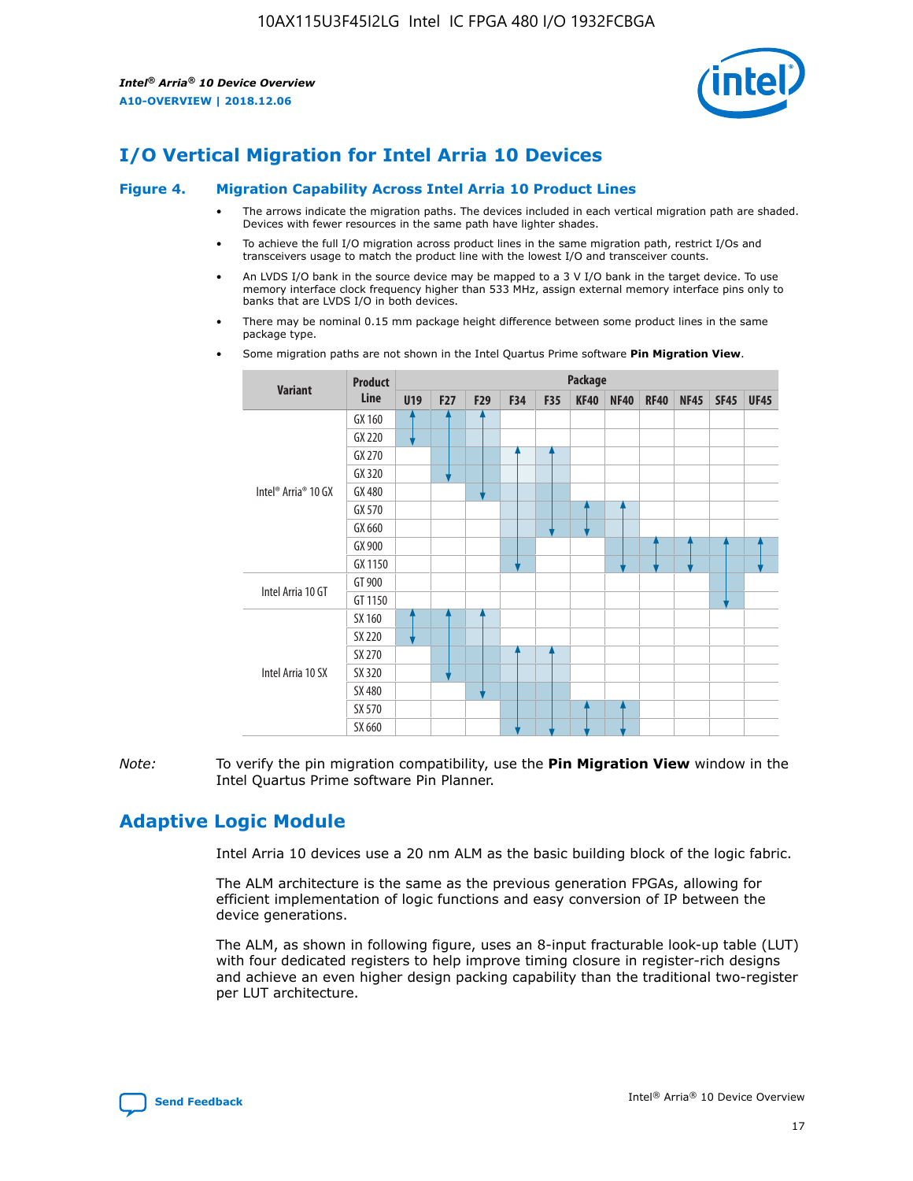# I/O Vertical Migration for Intel Arria 10 Devices

**Figure 4. Migration Capability Across Intel Arria 10 Product Lines**

- The arrows indicate the migration paths. The devices included in each vertical migration path are shaded. Devices with fewer resources in the same path have lighter shades.
- To achieve the full I/O migration across product lines in the same migration path, restrict I/Os and transceivers usage to match the product line with the lowest I/O and transceiver counts.
- An LVDS I/O bank in the source device may be mapped to a 3 V I/O bank in the target device. To use memory interface clock frequency higher than 533 MHz, assign external memory interface pins only to banks that are LVDS I/O in both devices.
- There may be nominal 0.15 mm package height difference between some product lines in the same package type.
- Some migration paths are not shown in the Intel Quartus Prime software **Pin Migration View**.

| Variant | Product Line | U19 | F27 | F29 | F34 | F35 | KF40 | NF40 | RF40 | NF45 | SF45 | UF45 |
|---|---|---|---|---|---|---|---|---|---|---|---|---|
| Intel® Arria® 10 GX | GX 160 | | | | | | | | | | | |
| | GX 220 | | | | | | | | | | | |
| | GX 270 | | | | | | | | | | | |
| | GX 320 | | | | | | | | | | | |
| | GX 480 | | | | | | | | | | | |
| | GX 570 | | | | | | | | | | | |
| | GX 660 | | | | | | | | | | | |
| | GX 900 | | | | | | | | | | | |
| | GX 1150 | | | | | | | | | | | |
| Intel Arria 10 GT | GT 900 | | | | | | | | | | | |
| | GT 1150 | | | | | | | | | | | |
| Intel Arria 10 SX | SX 160 | | | | | | | | | | | |
| | SX 220 | | | | | | | | | | | |
| | SX 270 | | | | | | | | | | | |
| | SX 320 | | | | | | | | | | | |
| | SX 480 | | | | | | | | | | | |
| | SX 570 | | | | | | | | | | | |
| | SX 660 | | | | | | | | | | | |

*Note:* To verify the pin migration compatibility, use the **Pin Migration View** window in the Intel Quartus Prime software Pin Planner.

# Adaptive Logic Module

Intel Arria 10 devices use a 20 nm ALM as the basic building block of the logic fabric.

The ALM architecture is the same as the previous generation FPGAs, allowing for efficient implementation of logic functions and easy conversion of IP between the device generations.

The ALM, as shown in following figure, uses an 8-input fracturable look-up table (LUT) with four dedicated registers to help improve timing closure in register-rich designs and achieve an even higher design packing capability than the traditional two-register per LUT architecture.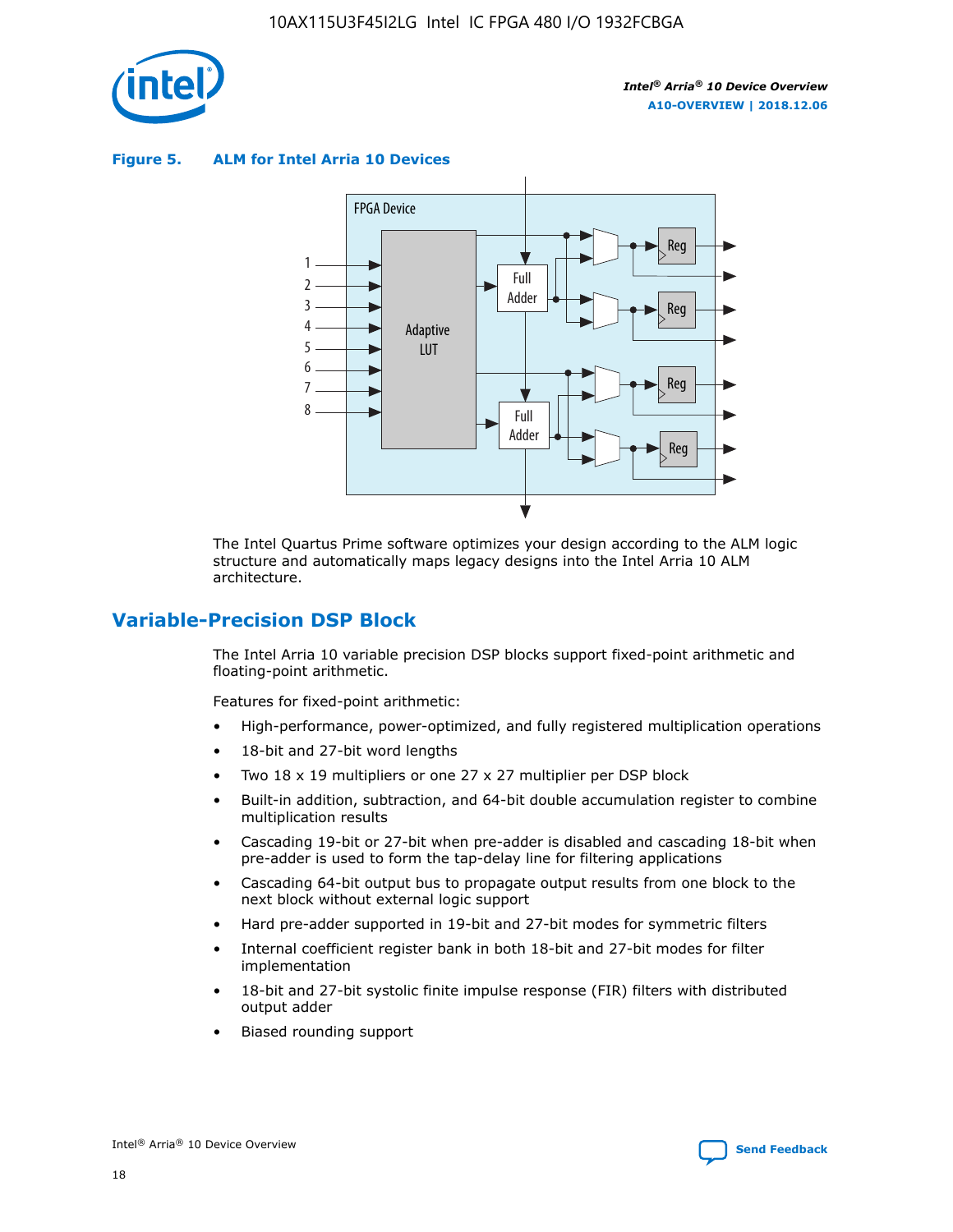**Figure 5. ALM for Intel Arria 10 Devices**

The Intel Quartus Prime software optimizes your design according to the ALM logic structure and automatically maps legacy designs into the Intel Arria 10 ALM architecture.

## Variable-Precision DSP Block

The Intel Arria 10 variable precision DSP blocks support fixed-point arithmetic and floating-point arithmetic.

Features for fixed-point arithmetic:

- High-performance, power-optimized, and fully registered multiplication operations
- 18-bit and 27-bit word lengths
- Two 18 x 19 multipliers or one 27 x 27 multiplier per DSP block
- Built-in addition, subtraction, and 64-bit double accumulation register to combine multiplication results
- Cascading 19-bit or 27-bit when pre-adder is disabled and cascading 18-bit when pre-adder is used to form the tap-delay line for filtering applications
- Cascading 64-bit output bus to propagate output results from one block to the next block without external logic support
- Hard pre-adder supported in 19-bit and 27-bit modes for symmetric filters
- Internal coefficient register bank in both 18-bit and 27-bit modes for filter implementation
- 18-bit and 27-bit systolic finite impulse response (FIR) filters with distributed output adder
- Biased rounding support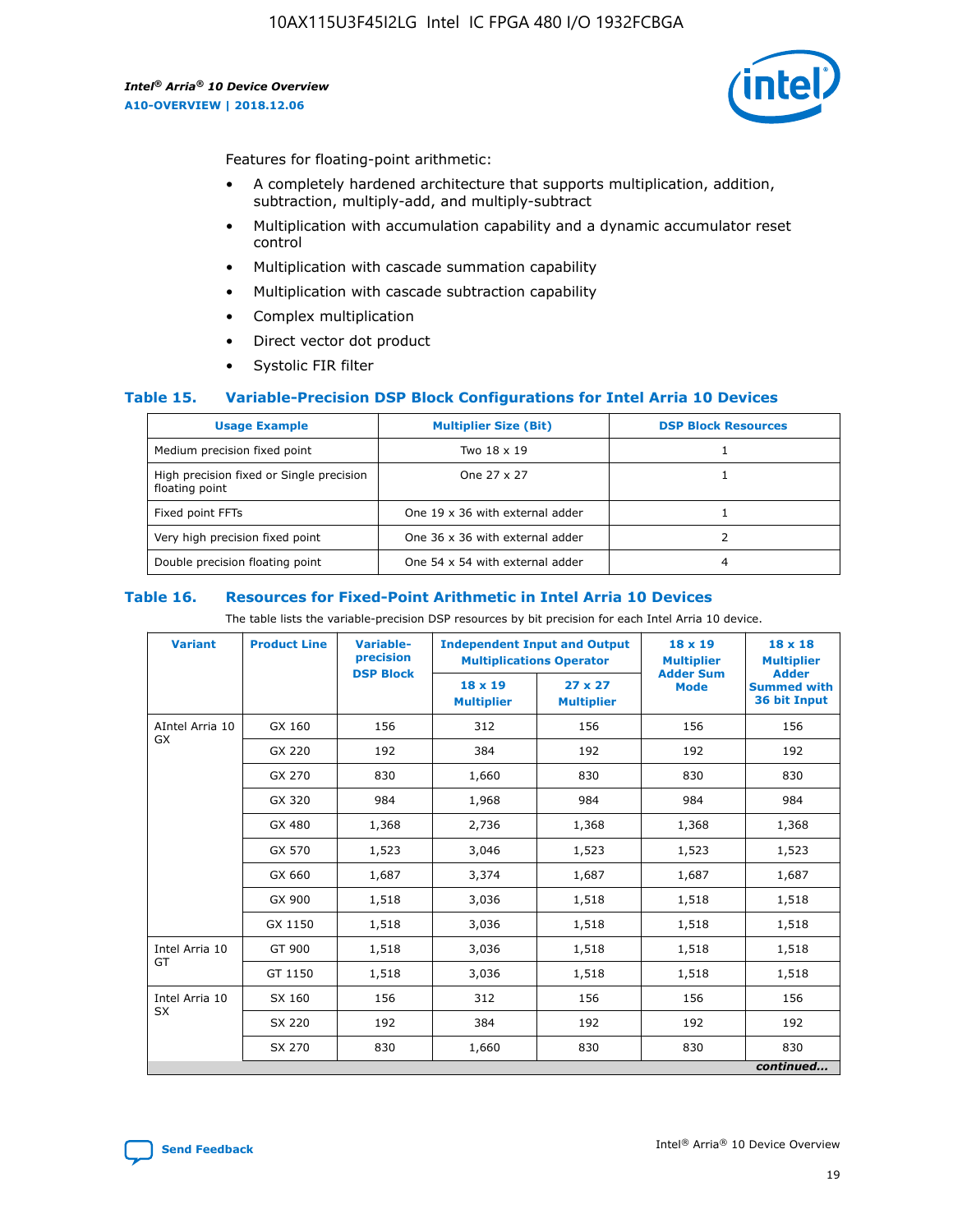Features for floating-point arithmetic:

- A completely hardened architecture that supports multiplication, addition, subtraction, multiply-add, and multiply-subtract
- Multiplication with accumulation capability and a dynamic accumulator reset control
- Multiplication with cascade summation capability
- Multiplication with cascade subtraction capability
- Complex multiplication
- Direct vector dot product
- Systolic FIR filter

### Table 15. Variable-Precision DSP Block Configurations for Intel Arria 10 Devices

| Usage Example | Multiplier Size (Bit) | DSP Block Resources |
|---|---|---|
| Medium precision fixed point | Two 18 x 19 | 1 |
| High precision fixed or Single precision floating point | One 27 x 27 | 1 |
| Fixed point FFTs | One 19 x 36 with external adder | 1 |
| Very high precision fixed point | One 36 x 36 with external adder | 2 |
| Double precision floating point | One 54 x 54 with external adder | 4 |

### Table 16. Resources for Fixed-Point Arithmetic in Intel Arria 10 Devices

The table lists the variable-precision DSP resources by bit precision for each Intel Arria 10 device.

| Variant | Product Line | Variable-precision DSP Block | Independent Input and Output Multiplications Operator | | 18 x 19 Multiplier Adder Sum Mode | 18 x 18 Multiplier Adder Summed with 36 bit Input |
|---|---|---|---|---|---|---|
| | | | 18 x 19 Multiplier | 27 x 27 Multiplier | | |
| AIntel Arria 10 GX | GX 160 | 156 | 312 | 156 | 156 | 156 |
| | GX 220 | 192 | 384 | 192 | 192 | 192 |
| | GX 270 | 830 | 1,660 | 830 | 830 | 830 |
| | GX 320 | 984 | 1,968 | 984 | 984 | 984 |
| | GX 480 | 1,368 | 2,736 | 1,368 | 1,368 | 1,368 |
| | GX 570 | 1,523 | 3,046 | 1,523 | 1,523 | 1,523 |
| | GX 660 | 1,687 | 3,374 | 1,687 | 1,687 | 1,687 |
| | GX 900 | 1,518 | 3,036 | 1,518 | 1,518 | 1,518 |
| | GX 1150 | 1,518 | 3,036 | 1,518 | 1,518 | 1,518 |
| Intel Arria 10 GT | GT 900 | 1,518 | 3,036 | 1,518 | 1,518 | 1,518 |
| | GT 1150 | 1,518 | 3,036 | 1,518 | 1,518 | 1,518 |
| Intel Arria 10 SX | SX 160 | 156 | 312 | 156 | 156 | 156 |
| | SX 220 | 192 | 384 | 192 | 192 | 192 |
| | SX 270 | 830 | 1,660 | 830 | 830 | 830 |

*continued...*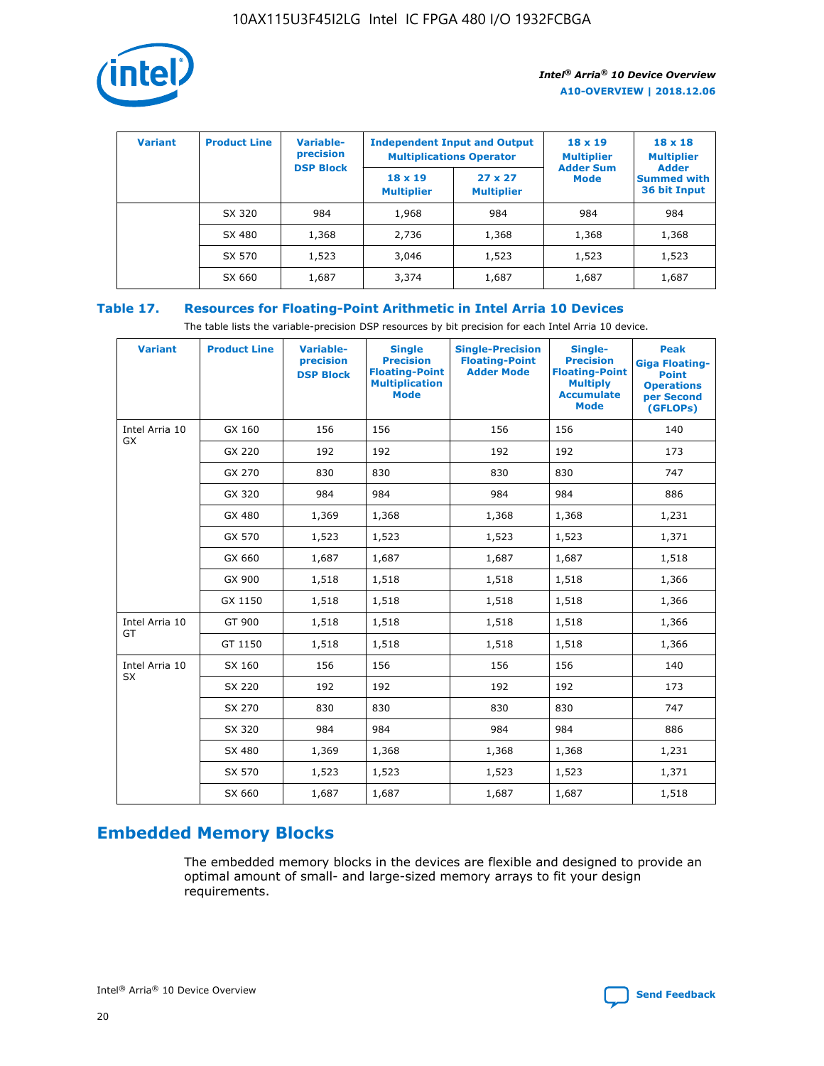| Variant | Product Line | Variable-precision DSP Block | Independent Input and Output Multiplications Operator | | 18 x 19 Multiplier Adder Sum Mode | 18 x 18 Multiplier Adder Summed with 36 bit Input |
|---|---|---|---|---|---|---|
| | | | 18 x 19 Multiplier | 27 x 27 Multiplier | | |
| | SX 320 | 984 | 1,968 | 984 | 984 | 984 |
| | SX 480 | 1,368 | 2,736 | 1,368 | 1,368 | 1,368 |
| | SX 570 | 1,523 | 3,046 | 1,523 | 1,523 | 1,523 |
| | SX 660 | 1,687 | 3,374 | 1,687 | 1,687 | 1,687 |

**Table 17. Resources for Floating-Point Arithmetic in Intel Arria 10 Devices**

The table lists the variable-precision DSP resources by bit precision for each Intel Arria 10 device.

| Variant | Product Line | Variable-precision DSP Block | Single Precision Floating-Point Multiplication Mode | Single-Precision Floating-Point Adder Mode | Single-Precision Floating-Point Multiply Accumulate Mode | Peak Giga Floating-Point Operations per Second (GFLOPs) |
|---|---|---|---|---|---|---|
| Intel Arria 10 GX | GX 160 | 156 | 156 | 156 | 156 | 140 |
| | GX 220 | 192 | 192 | 192 | 192 | 173 |
| | GX 270 | 830 | 830 | 830 | 830 | 747 |
| | GX 320 | 984 | 984 | 984 | 984 | 886 |
| | GX 480 | 1,369 | 1,368 | 1,368 | 1,368 | 1,231 |
| | GX 570 | 1,523 | 1,523 | 1,523 | 1,523 | 1,371 |
| | GX 660 | 1,687 | 1,687 | 1,687 | 1,687 | 1,518 |
| | GX 900 | 1,518 | 1,518 | 1,518 | 1,518 | 1,366 |
| | GX 1150 | 1,518 | 1,518 | 1,518 | 1,518 | 1,366 |
| Intel Arria 10 GT | GT 900 | 1,518 | 1,518 | 1,518 | 1,518 | 1,366 |
| | GT 1150 | 1,518 | 1,518 | 1,518 | 1,518 | 1,366 |
| Intel Arria 10 SX | SX 160 | 156 | 156 | 156 | 156 | 140 |
| | SX 220 | 192 | 192 | 192 | 192 | 173 |
| | SX 270 | 830 | 830 | 830 | 830 | 747 |
| | SX 320 | 984 | 984 | 984 | 984 | 886 |
| | SX 480 | 1,369 | 1,368 | 1,368 | 1,368 | 1,231 |
| | SX 570 | 1,523 | 1,523 | 1,523 | 1,523 | 1,371 |
| | SX 660 | 1,687 | 1,687 | 1,687 | 1,687 | 1,518 |

## Embedded Memory Blocks

The embedded memory blocks in the devices are flexible and designed to provide an optimal amount of small- and large-sized memory arrays to fit your design requirements.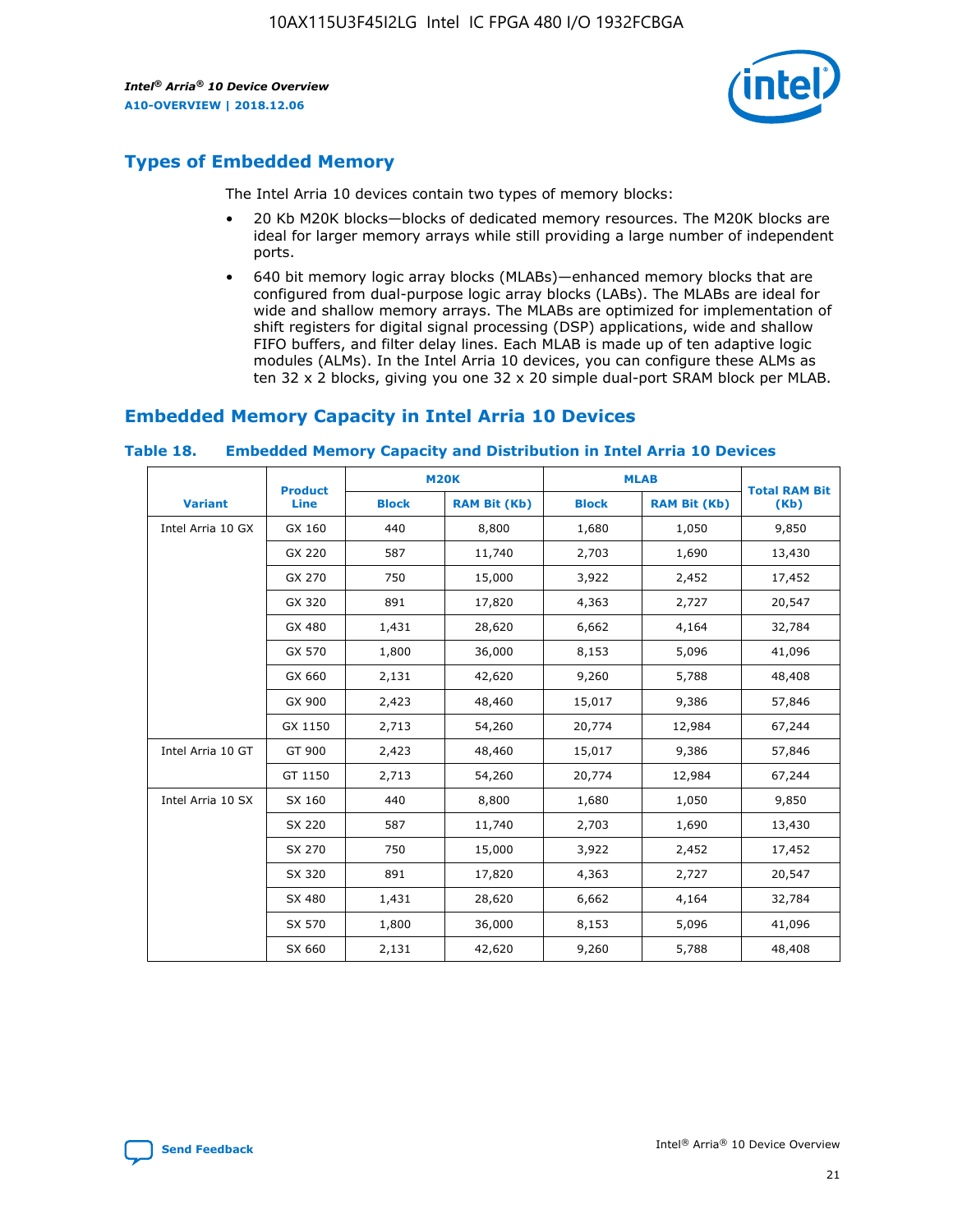## Types of Embedded Memory

The Intel Arria 10 devices contain two types of memory blocks:

- 20 Kb M20K blocks—blocks of dedicated memory resources. The M20K blocks are ideal for larger memory arrays while still providing a large number of independent ports.
- 640 bit memory logic array blocks (MLABs)—enhanced memory blocks that are configured from dual-purpose logic array blocks (LABs). The MLABs are ideal for wide and shallow memory arrays. The MLABs are optimized for implementation of shift registers for digital signal processing (DSP) applications, wide and shallow FIFO buffers, and filter delay lines. Each MLAB is made up of ten adaptive logic modules (ALMs). In the Intel Arria 10 devices, you can configure these ALMs as ten 32 x 2 blocks, giving you one 32 x 20 simple dual-port SRAM block per MLAB.

## Embedded Memory Capacity in Intel Arria 10 Devices

**Table 18. Embedded Memory Capacity and Distribution in Intel Arria 10 Devices**

| Variant | Product Line | M20K | | MLAB | | Total RAM Bit (Kb) |
|---|---|---|---|---|---|---|
| | | Block | RAM Bit (Kb) | Block | RAM Bit (Kb) | |
| Intel Arria 10 GX | GX 160 | 440 | 8,800 | 1,680 | 1,050 | 9,850 |
| | GX 220 | 587 | 11,740 | 2,703 | 1,690 | 13,430 |
| | GX 270 | 750 | 15,000 | 3,922 | 2,452 | 17,452 |
| | GX 320 | 891 | 17,820 | 4,363 | 2,727 | 20,547 |
| | GX 480 | 1,431 | 28,620 | 6,662 | 4,164 | 32,784 |
| | GX 570 | 1,800 | 36,000 | 8,153 | 5,096 | 41,096 |
| | GX 660 | 2,131 | 42,620 | 9,260 | 5,788 | 48,408 |
| | GX 900 | 2,423 | 48,460 | 15,017 | 9,386 | 57,846 |
| | GX 1150 | 2,713 | 54,260 | 20,774 | 12,984 | 67,244 |
| Intel Arria 10 GT | GT 900 | 2,423 | 48,460 | 15,017 | 9,386 | 57,846 |
| | GT 1150 | 2,713 | 54,260 | 20,774 | 12,984 | 67,244 |
| Intel Arria 10 SX | SX 160 | 440 | 8,800 | 1,680 | 1,050 | 9,850 |
| | SX 220 | 587 | 11,740 | 2,703 | 1,690 | 13,430 |
| | SX 270 | 750 | 15,000 | 3,922 | 2,452 | 17,452 |
| | SX 320 | 891 | 17,820 | 4,363 | 2,727 | 20,547 |
| | SX 480 | 1,431 | 28,620 | 6,662 | 4,164 | 32,784 |
| | SX 570 | 1,800 | 36,000 | 8,153 | 5,096 | 41,096 |
| | SX 660 | 2,131 | 42,620 | 9,260 | 5,788 | 48,408 |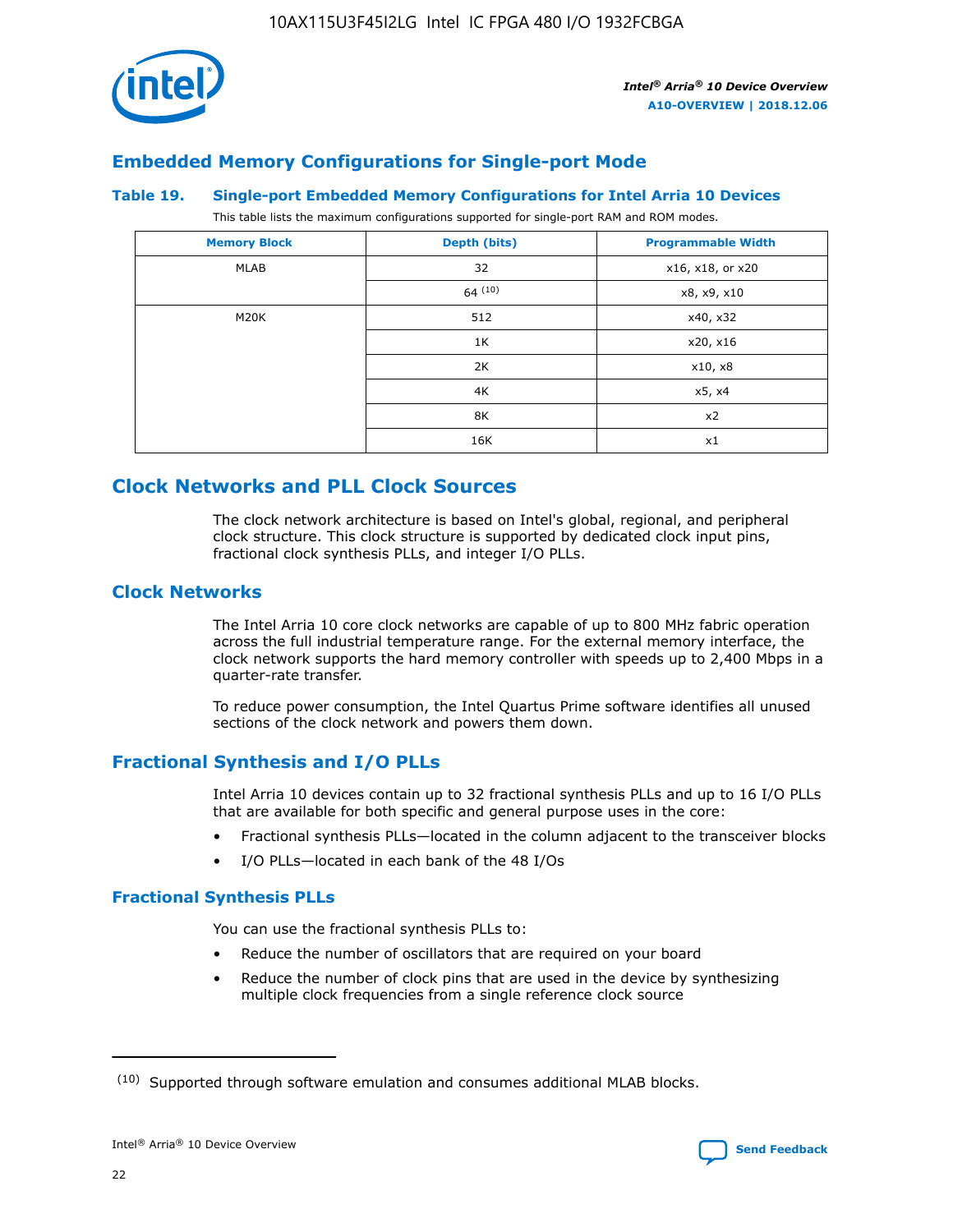## Embedded Memory Configurations for Single-port Mode

### Table 19. Single-port Embedded Memory Configurations for Intel Arria 10 Devices

This table lists the maximum configurations supported for single-port RAM and ROM modes.

| Memory Block | Depth (bits) | Programmable Width |
|---|---|---|
| MLAB | 32 | x16, x18, or x20 |
| | 64 [10] | x8, x9, x10 |
| M20K | 512 | x40, x32 |
| | 1K | x20, x16 |
| | 2K | x10, x8 |
| | 4K | x5, x4 |
| | 8K | x2 |
| | 16K | x1 |

## Clock Networks and PLL Clock Sources

The clock network architecture is based on Intel's global, regional, and peripheral clock structure. This clock structure is supported by dedicated clock input pins, fractional clock synthesis PLLs, and integer I/O PLLs.

## Clock Networks

The Intel Arria 10 core clock networks are capable of up to 800 MHz fabric operation across the full industrial temperature range. For the external memory interface, the clock network supports the hard memory controller with speeds up to 2,400 Mbps in a quarter-rate transfer.

To reduce power consumption, the Intel Quartus Prime software identifies all unused sections of the clock network and powers them down.

## Fractional Synthesis and I/O PLLs

Intel Arria 10 devices contain up to 32 fractional synthesis PLLs and up to 16 I/O PLLs that are available for both specific and general purpose uses in the core:

- Fractional synthesis PLLs—located in the column adjacent to the transceiver blocks
- I/O PLLs—located in each bank of the 48 I/Os

### Fractional Synthesis PLLs

You can use the fractional synthesis PLLs to:

- Reduce the number of oscillators that are required on your board
- Reduce the number of clock pins that are used in the device by synthesizing multiple clock frequencies from a single reference clock source

(10) Supported through software emulation and consumes additional MLAB blocks.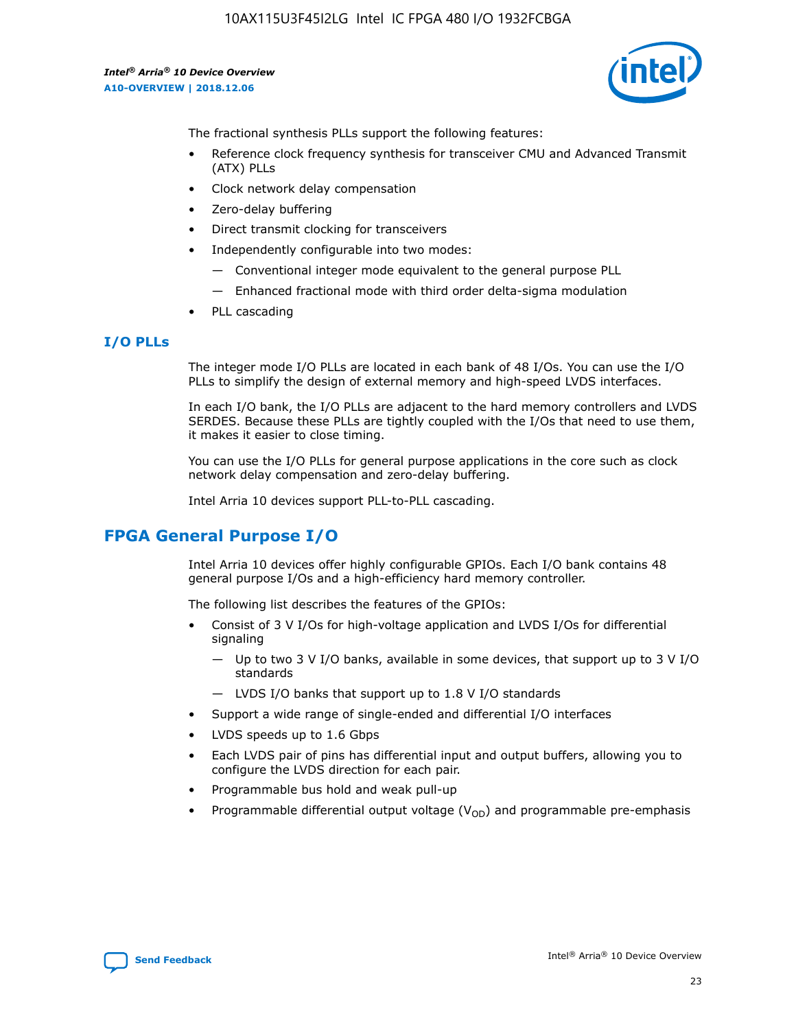The fractional synthesis PLLs support the following features:

- Reference clock frequency synthesis for transceiver CMU and Advanced Transmit (ATX) PLLs
- Clock network delay compensation
- Zero-delay buffering
- Direct transmit clocking for transceivers
- Independently configurable into two modes:
  - — Conventional integer mode equivalent to the general purpose PLL
  - — Enhanced fractional mode with third order delta-sigma modulation
- PLL cascading

### I/O PLLs

The integer mode I/O PLLs are located in each bank of 48 I/Os. You can use the I/O PLLs to simplify the design of external memory and high-speed LVDS interfaces.

In each I/O bank, the I/O PLLs are adjacent to the hard memory controllers and LVDS SERDES. Because these PLLs are tightly coupled with the I/Os that need to use them, it makes it easier to close timing.

You can use the I/O PLLs for general purpose applications in the core such as clock network delay compensation and zero-delay buffering.

Intel Arria 10 devices support PLL-to-PLL cascading.

## FPGA General Purpose I/O

Intel Arria 10 devices offer highly configurable GPIOs. Each I/O bank contains 48 general purpose I/Os and a high-efficiency hard memory controller.

The following list describes the features of the GPIOs:

- Consist of 3 V I/Os for high-voltage application and LVDS I/Os for differential signaling
  - — Up to two 3 V I/O banks, available in some devices, that support up to 3 V I/O standards
  - — LVDS I/O banks that support up to 1.8 V I/O standards
- Support a wide range of single-ended and differential I/O interfaces
- LVDS speeds up to 1.6 Gbps
- Each LVDS pair of pins has differential input and output buffers, allowing you to configure the LVDS direction for each pair.
- Programmable bus hold and weak pull-up
- Programmable differential output voltage ($V_{OD}$) and programmable pre-emphasis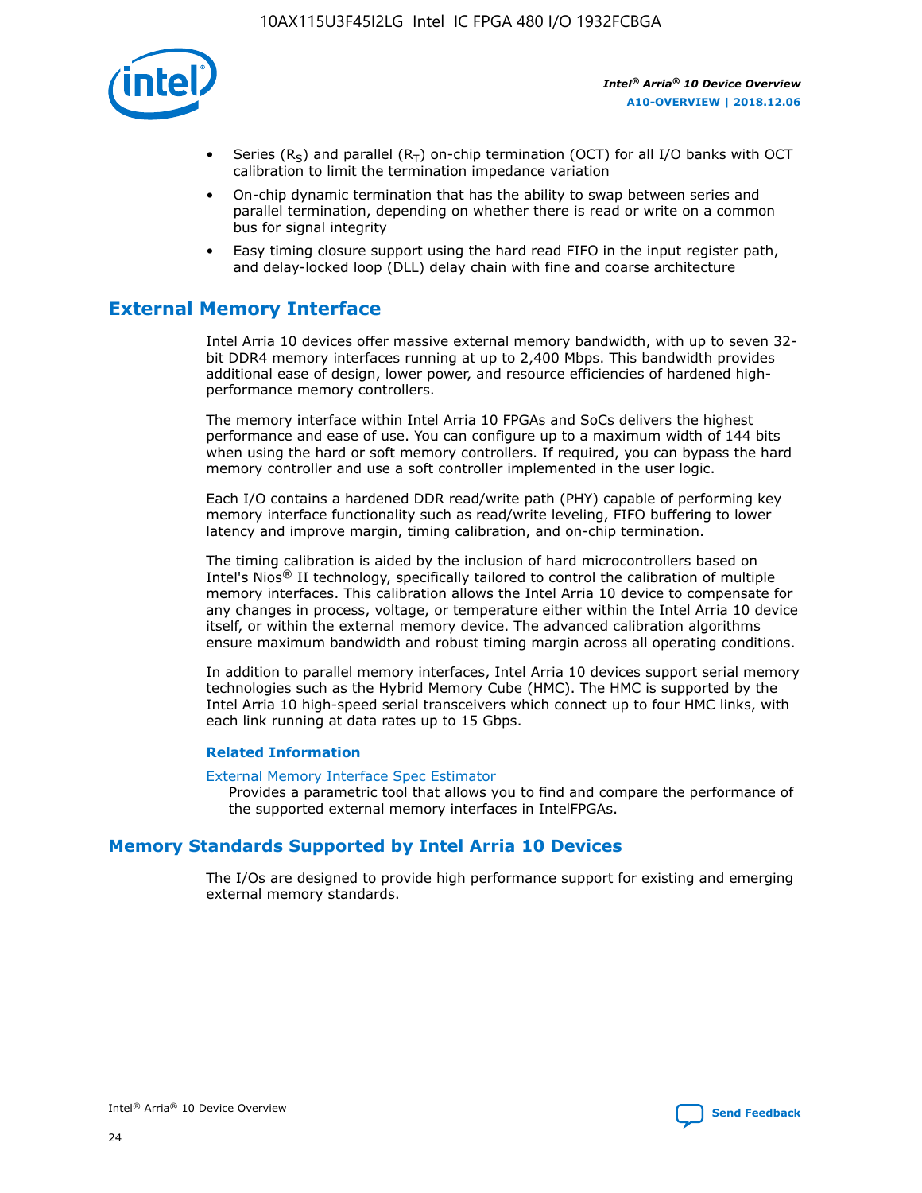- Series ($R_S$) and parallel ($R_T$) on-chip termination (OCT) for all I/O banks with OCT calibration to limit the termination impedance variation
- On-chip dynamic termination that has the ability to swap between series and parallel termination, depending on whether there is read or write on a common bus for signal integrity
- Easy timing closure support using the hard read FIFO in the input register path, and delay-locked loop (DLL) delay chain with fine and coarse architecture

## External Memory Interface

Intel Arria 10 devices offer massive external memory bandwidth, with up to seven 32-bit DDR4 memory interfaces running at up to 2,400 Mbps. This bandwidth provides additional ease of design, lower power, and resource efficiencies of hardened high-performance memory controllers.

The memory interface within Intel Arria 10 FPGAs and SoCs delivers the highest performance and ease of use. You can configure up to a maximum width of 144 bits when using the hard or soft memory controllers. If required, you can bypass the hard memory controller and use a soft controller implemented in the user logic.

Each I/O contains a hardened DDR read/write path (PHY) capable of performing key memory interface functionality such as read/write leveling, FIFO buffering to lower latency and improve margin, timing calibration, and on-chip termination.

The timing calibration is aided by the inclusion of hard microcontrollers based on Intel's Nios® II technology, specifically tailored to control the calibration of multiple memory interfaces. This calibration allows the Intel Arria 10 device to compensate for any changes in process, voltage, or temperature either within the Intel Arria 10 device itself, or within the external memory device. The advanced calibration algorithms ensure maximum bandwidth and robust timing margin across all operating conditions.

In addition to parallel memory interfaces, Intel Arria 10 devices support serial memory technologies such as the Hybrid Memory Cube (HMC). The HMC is supported by the Intel Arria 10 high-speed serial transceivers which connect up to four HMC links, with each link running at data rates up to 15 Gbps.

#### Related Information

External Memory Interface Spec Estimator
Provides a parametric tool that allows you to find and compare the performance of the supported external memory interfaces in IntelFPGAs.

## Memory Standards Supported by Intel Arria 10 Devices

The I/Os are designed to provide high performance support for existing and emerging external memory standards.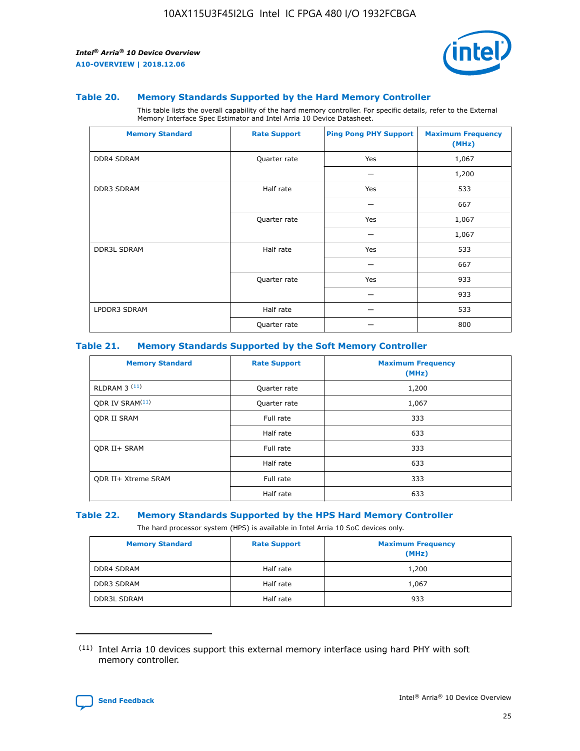### Table 20. Memory Standards Supported by the Hard Memory Controller

This table lists the overall capability of the hard memory controller. For specific details, refer to the External Memory Interface Spec Estimator and Intel Arria 10 Device Datasheet.

| Memory Standard | Rate Support | Ping Pong PHY Support | Maximum Frequency (MHz) |
|---|---|---|---|
| DDR4 SDRAM | Quarter rate | Yes | 1,067 |
| | | — | 1,200 |
| DDR3 SDRAM | Half rate | Yes | 533 |
| | | — | 667 |
| | Quarter rate | Yes | 1,067 |
| | | — | 1,067 |
| DDR3L SDRAM | Half rate | Yes | 533 |
| | | — | 667 |
| | Quarter rate | Yes | 933 |
| | | — | 933 |
| LPDDR3 SDRAM | Half rate | — | 533 |
| | Quarter rate | — | 800 |

### Table 21. Memory Standards Supported by the Soft Memory Controller

| Memory Standard | Rate Support | Maximum Frequency (MHz) |
|---|---|---|
| RLDRAM 3 [11] | Quarter rate | 1,200 |
| QDR IV SRAM[11] | Quarter rate | 1,067 |
| QDR II SRAM | Full rate | 333 |
| | Half rate | 633 |
| QDR II+ SRAM | Full rate | 333 |
| | Half rate | 633 |
| QDR II+ Xtreme SRAM | Full rate | 333 |
| | Half rate | 633 |

### Table 22. Memory Standards Supported by the HPS Hard Memory Controller

The hard processor system (HPS) is available in Intel Arria 10 SoC devices only.

| Memory Standard | Rate Support | Maximum Frequency (MHz) |
|---|---|---|
| DDR4 SDRAM | Half rate | 1,200 |
| DDR3 SDRAM | Half rate | 1,067 |
| DDR3L SDRAM | Half rate | 933 |

(11) Intel Arria 10 devices support this external memory interface using hard PHY with soft memory controller.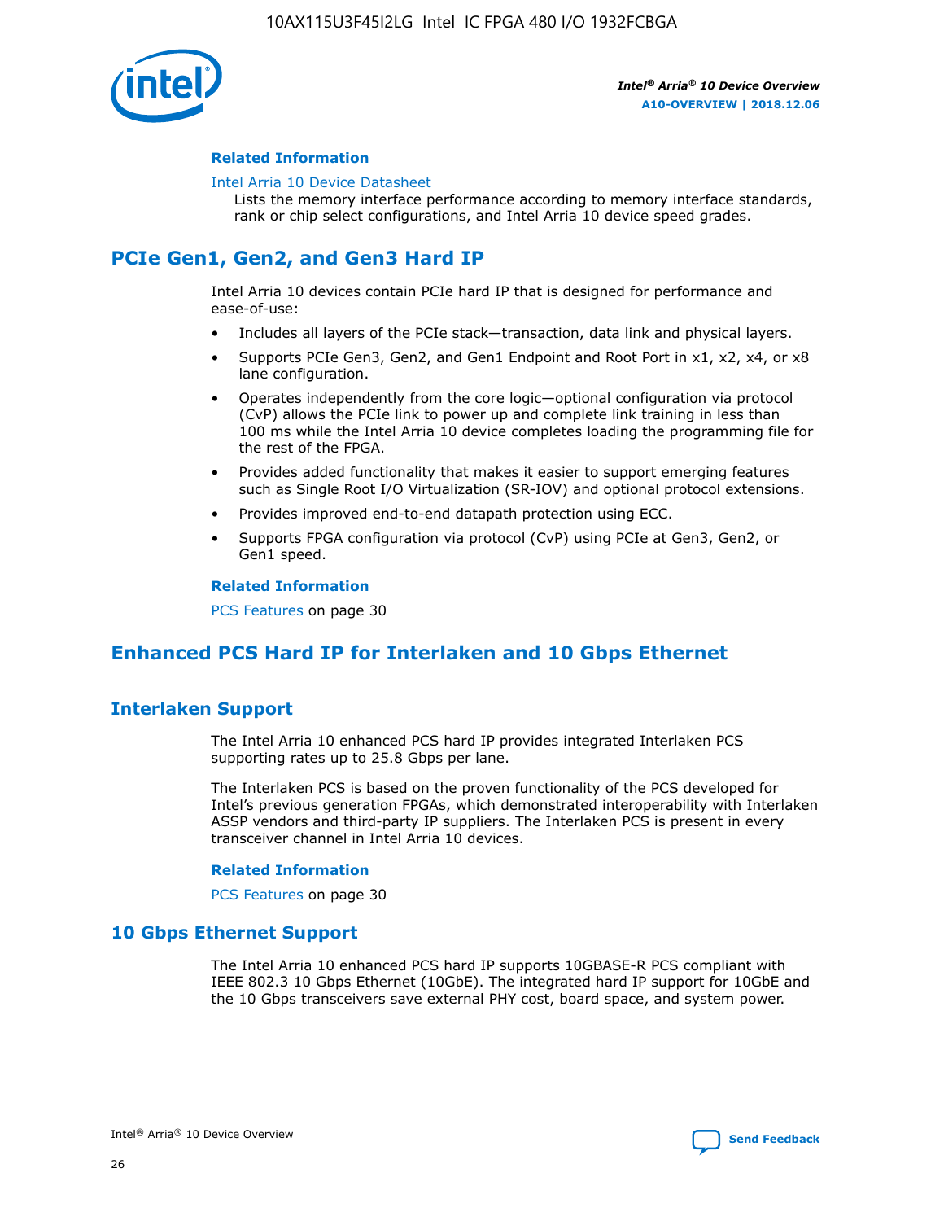#### Related Information

Intel Arria 10 Device Datasheet

Lists the memory interface performance according to memory interface standards, rank or chip select configurations, and Intel Arria 10 device speed grades.

## PCIe Gen1, Gen2, and Gen3 Hard IP

Intel Arria 10 devices contain PCIe hard IP that is designed for performance and ease-of-use:

- Includes all layers of the PCIe stack—transaction, data link and physical layers.
- Supports PCIe Gen3, Gen2, and Gen1 Endpoint and Root Port in x1, x2, x4, or x8 lane configuration.
- Operates independently from the core logic—optional configuration via protocol (CvP) allows the PCIe link to power up and complete link training in less than 100 ms while the Intel Arria 10 device completes loading the programming file for the rest of the FPGA.
- Provides added functionality that makes it easier to support emerging features such as Single Root I/O Virtualization (SR-IOV) and optional protocol extensions.
- Provides improved end-to-end datapath protection using ECC.
- Supports FPGA configuration via protocol (CvP) using PCIe at Gen3, Gen2, or Gen1 speed.

#### Related Information

PCS Features on page 30

## Enhanced PCS Hard IP for Interlaken and 10 Gbps Ethernet

### Interlaken Support

The Intel Arria 10 enhanced PCS hard IP provides integrated Interlaken PCS supporting rates up to 25.8 Gbps per lane.

The Interlaken PCS is based on the proven functionality of the PCS developed for Intel's previous generation FPGAs, which demonstrated interoperability with Interlaken ASSP vendors and third-party IP suppliers. The Interlaken PCS is present in every transceiver channel in Intel Arria 10 devices.

#### Related Information

PCS Features on page 30

### 10 Gbps Ethernet Support

The Intel Arria 10 enhanced PCS hard IP supports 10GBASE-R PCS compliant with IEEE 802.3 10 Gbps Ethernet (10GbE). The integrated hard IP support for 10GbE and the 10 Gbps transceivers save external PHY cost, board space, and system power.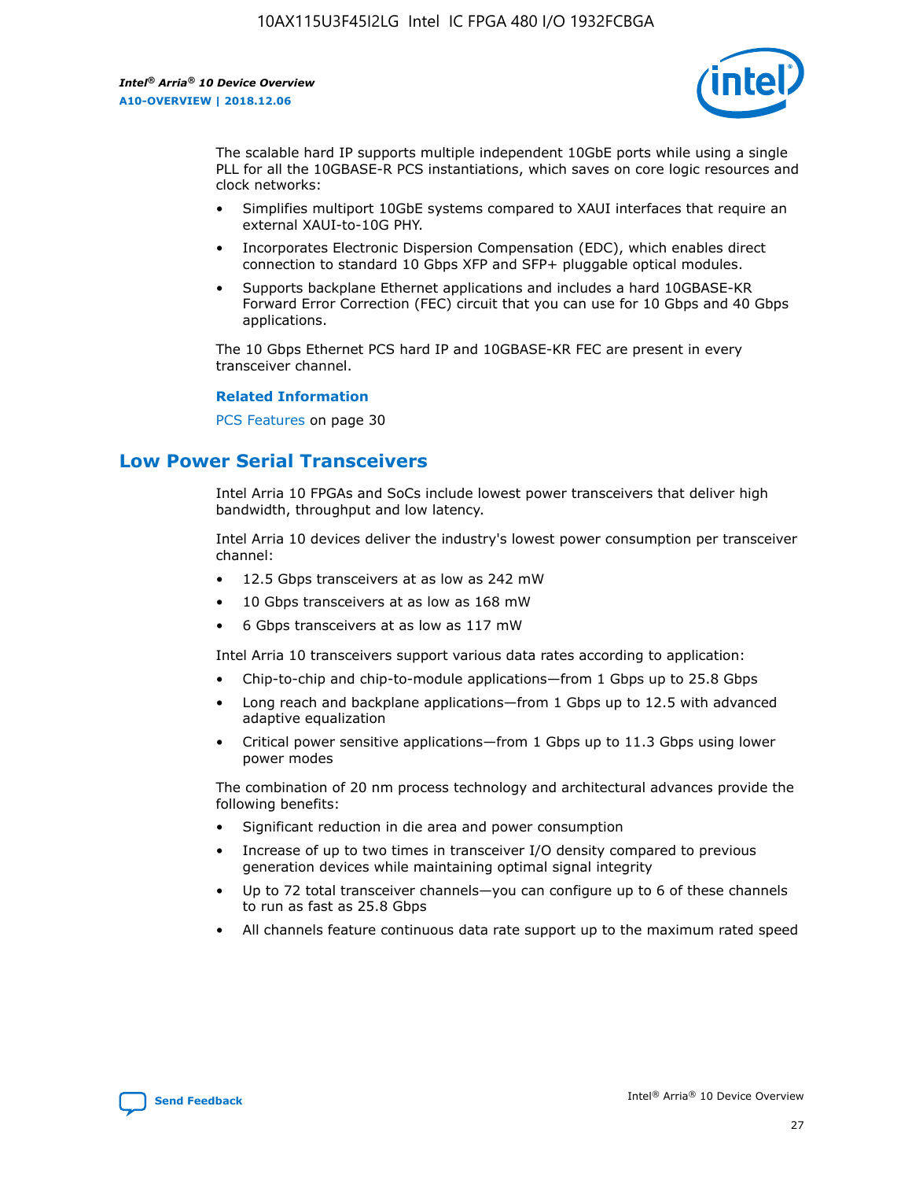The scalable hard IP supports multiple independent 10GbE ports while using a single PLL for all the 10GBASE-R PCS instantiations, which saves on core logic resources and clock networks:

- Simplifies multiport 10GbE systems compared to XAUI interfaces that require an external XAUI-to-10G PHY.
- Incorporates Electronic Dispersion Compensation (EDC), which enables direct connection to standard 10 Gbps XFP and SFP+ pluggable optical modules.
- Supports backplane Ethernet applications and includes a hard 10GBASE-KR Forward Error Correction (FEC) circuit that you can use for 10 Gbps and 40 Gbps applications.

The 10 Gbps Ethernet PCS hard IP and 10GBASE-KR FEC are present in every transceiver channel.

**Related Information**

PCS Features on page 30

## Low Power Serial Transceivers

Intel Arria 10 FPGAs and SoCs include lowest power transceivers that deliver high bandwidth, throughput and low latency.

Intel Arria 10 devices deliver the industry's lowest power consumption per transceiver channel:

- 12.5 Gbps transceivers at as low as 242 mW
- 10 Gbps transceivers at as low as 168 mW
- 6 Gbps transceivers at as low as 117 mW

Intel Arria 10 transceivers support various data rates according to application:

- Chip-to-chip and chip-to-module applications—from 1 Gbps up to 25.8 Gbps
- Long reach and backplane applications—from 1 Gbps up to 12.5 with advanced adaptive equalization
- Critical power sensitive applications—from 1 Gbps up to 11.3 Gbps using lower power modes

The combination of 20 nm process technology and architectural advances provide the following benefits:

- Significant reduction in die area and power consumption
- Increase of up to two times in transceiver I/O density compared to previous generation devices while maintaining optimal signal integrity
- Up to 72 total transceiver channels—you can configure up to 6 of these channels to run as fast as 25.8 Gbps
- All channels feature continuous data rate support up to the maximum rated speed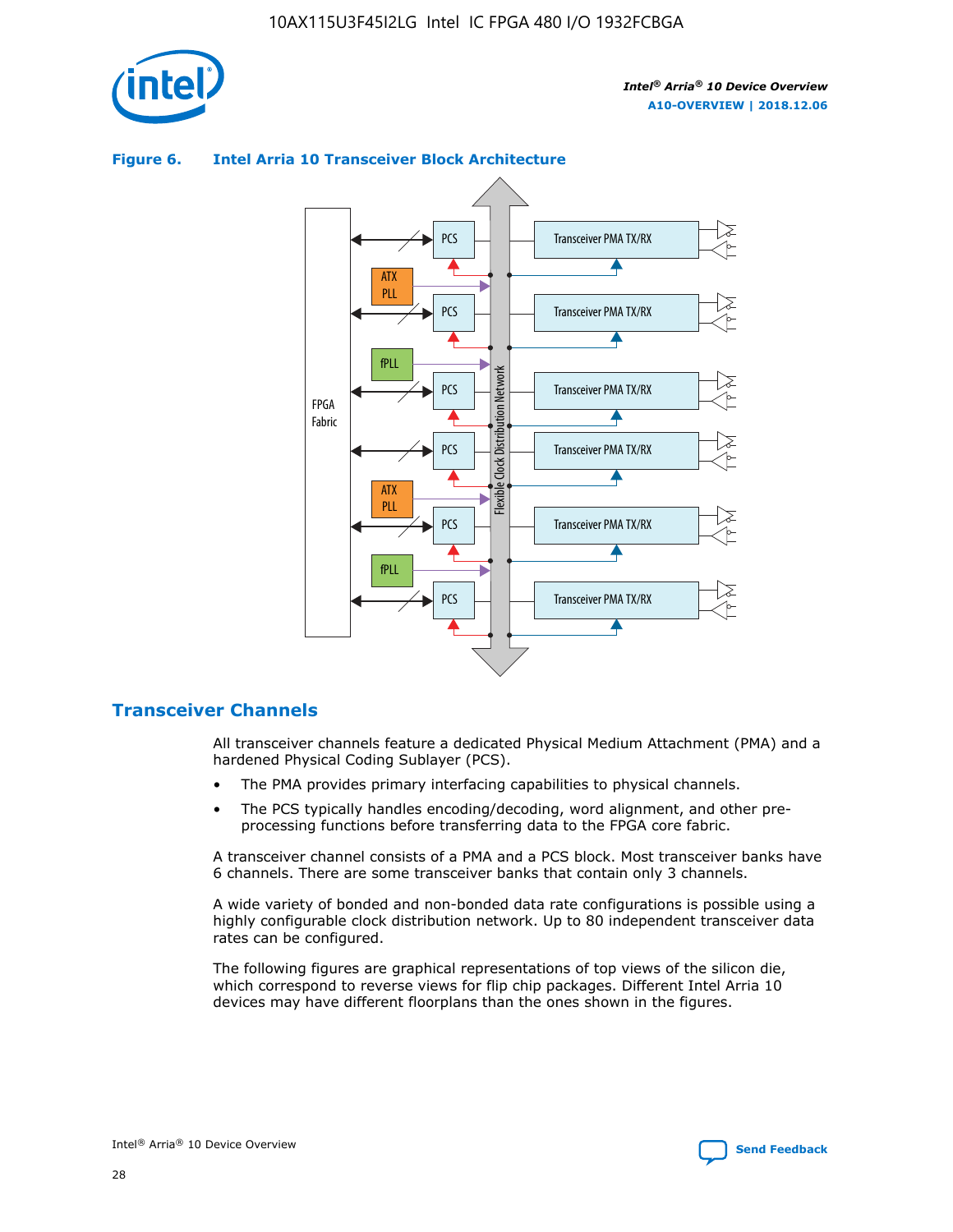**Figure 6. Intel Arria 10 Transceiver Block Architecture**

## Transceiver Channels

All transceiver channels feature a dedicated Physical Medium Attachment (PMA) and a hardened Physical Coding Sublayer (PCS).

- The PMA provides primary interfacing capabilities to physical channels.
- The PCS typically handles encoding/decoding, word alignment, and other pre-processing functions before transferring data to the FPGA core fabric.

A transceiver channel consists of a PMA and a PCS block. Most transceiver banks have 6 channels. There are some transceiver banks that contain only 3 channels.

A wide variety of bonded and non-bonded data rate configurations is possible using a highly configurable clock distribution network. Up to 80 independent transceiver data rates can be configured.

The following figures are graphical representations of top views of the silicon die, which correspond to reverse views for flip chip packages. Different Intel Arria 10 devices may have different floorplans than the ones shown in the figures.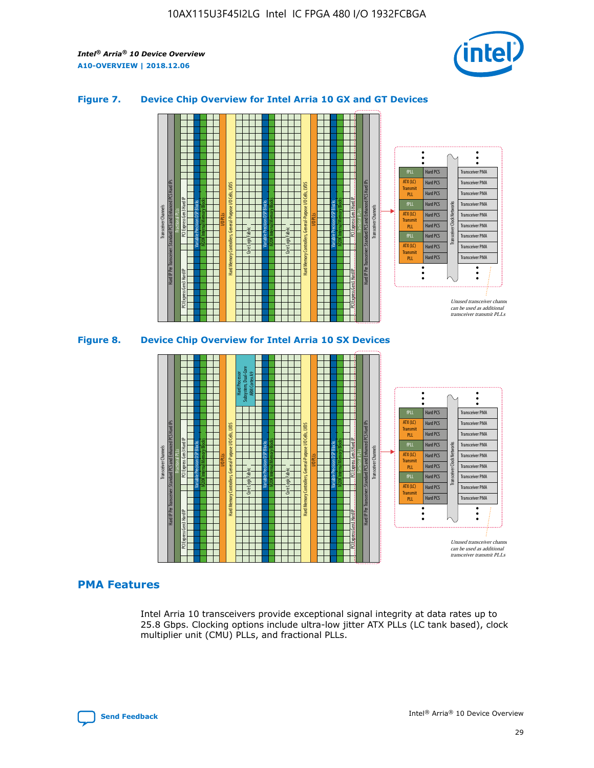**Figure 7. Device Chip Overview for Intel Arria 10 GX and GT Devices**

**Figure 8. Device Chip Overview for Intel Arria 10 SX Devices**

## PMA Features

Intel Arria 10 transceivers provide exceptional signal integrity at data rates up to 25.8 Gbps. Clocking options include ultra-low jitter ATX PLLs (LC tank based), clock multiplier unit (CMU) PLLs, and fractional PLLs.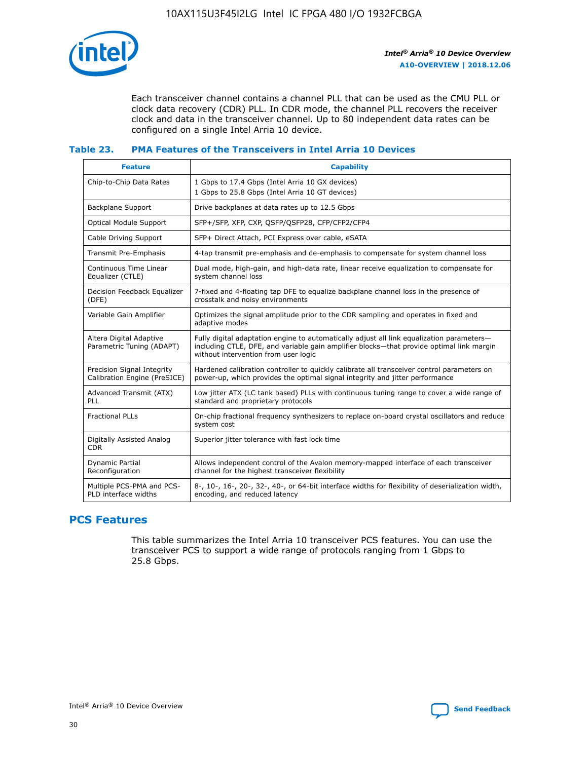Each transceiver channel contains a channel PLL that can be used as the CMU PLL or clock data recovery (CDR) PLL. In CDR mode, the channel PLL recovers the receiver clock and data in the transceiver channel. Up to 80 independent data rates can be configured on a single Intel Arria 10 device.

### Table 23. PMA Features of the Transceivers in Intel Arria 10 Devices

| Feature | Capability |
|---|---|
| Chip-to-Chip Data Rates | 1 Gbps to 17.4 Gbps (Intel Arria 10 GX devices)<br>1 Gbps to 25.8 Gbps (Intel Arria 10 GT devices) |
| Backplane Support | Drive backplanes at data rates up to 12.5 Gbps |
| Optical Module Support | SFP+/SFP, XFP, CXP, QSFP/QSFP28, CFP/CFP2/CFP4 |
| Cable Driving Support | SFP+ Direct Attach, PCI Express over cable, eSATA |
| Transmit Pre-Emphasis | 4-tap transmit pre-emphasis and de-emphasis to compensate for system channel loss |
| Continuous Time Linear Equalizer (CTLE) | Dual mode, high-gain, and high-data rate, linear receive equalization to compensate for system channel loss |
| Decision Feedback Equalizer (DFE) | 7-fixed and 4-floating tap DFE to equalize backplane channel loss in the presence of crosstalk and noisy environments |
| Variable Gain Amplifier | Optimizes the signal amplitude prior to the CDR sampling and operates in fixed and adaptive modes |
| Altera Digital Adaptive Parametric Tuning (ADAPT) | Fully digital adaptation engine to automatically adjust all link equalization parameters—including CTLE, DFE, and variable gain amplifier blocks—that provide optimal link margin without intervention from user logic |
| Precision Signal Integrity Calibration Engine (PreSICE) | Hardened calibration controller to quickly calibrate all transceiver control parameters on power-up, which provides the optimal signal integrity and jitter performance |
| Advanced Transmit (ATX) PLL | Low jitter ATX (LC tank based) PLLs with continuous tuning range to cover a wide range of standard and proprietary protocols |
| Fractional PLLs | On-chip fractional frequency synthesizers to replace on-board crystal oscillators and reduce system cost |
| Digitally Assisted Analog CDR | Superior jitter tolerance with fast lock time |
| Dynamic Partial Reconfiguration | Allows independent control of the Avalon memory-mapped interface of each transceiver channel for the highest transceiver flexibility |
| Multiple PCS-PMA and PCS-PLD interface widths | 8-, 10-, 16-, 20-, 32-, 40-, or 64-bit interface widths for flexibility of deserialization width, encoding, and reduced latency |

## PCS Features

This table summarizes the Intel Arria 10 transceiver PCS features. You can use the transceiver PCS to support a wide range of protocols ranging from 1 Gbps to 25.8 Gbps.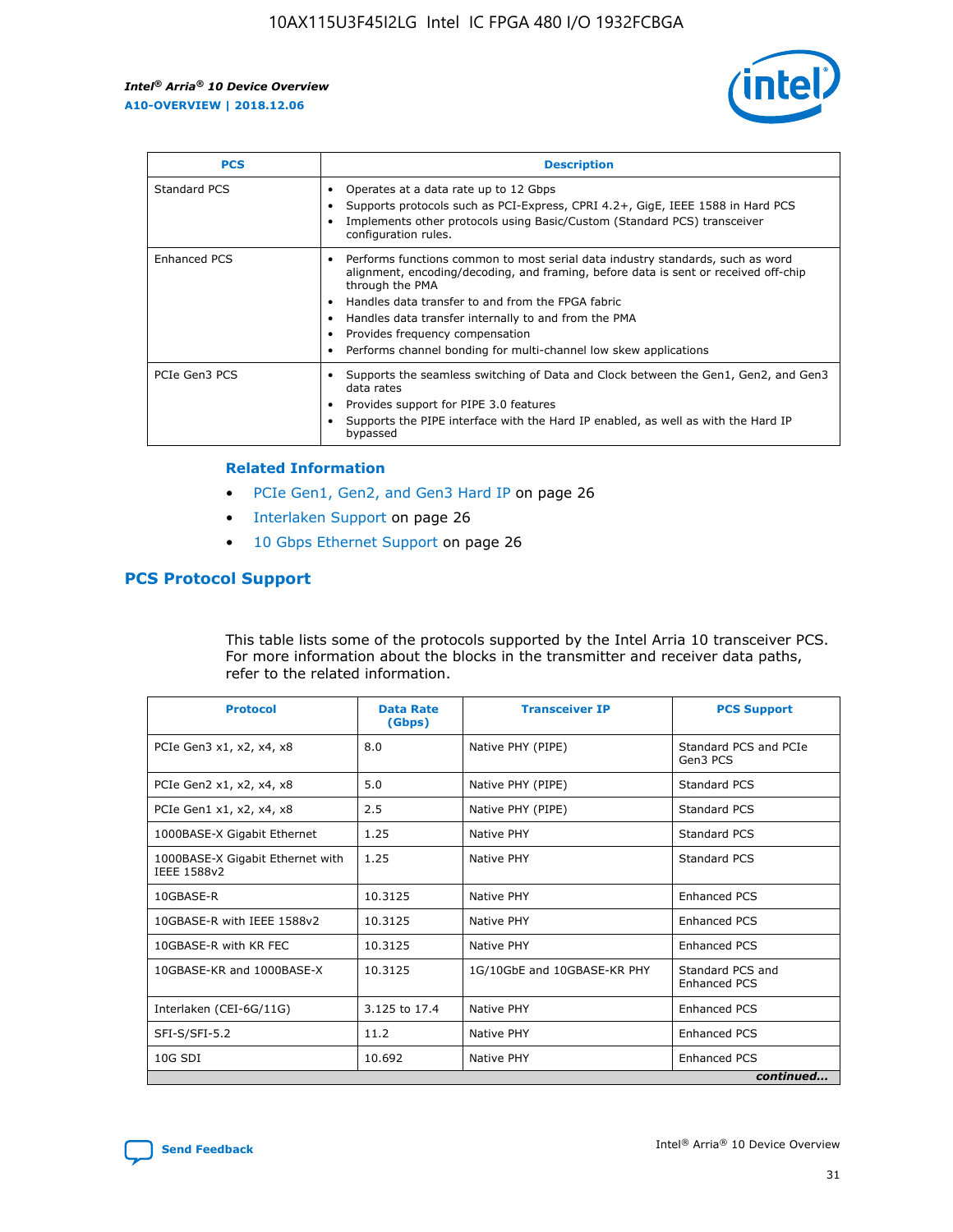| PCS | Description |
| --- | --- |
| Standard PCS | • Operates at a data rate up to 12 Gbps<br>• Supports protocols such as PCI-Express, CPRI 4.2+, GigE, IEEE 1588 in Hard PCS<br>• Implements other protocols using Basic/Custom (Standard PCS) transceiver configuration rules. |
| Enhanced PCS | • Performs functions common to most serial data industry standards, such as word alignment, encoding/decoding, and framing, before data is sent or received off-chip through the PMA<br>• Handles data transfer to and from the FPGA fabric<br>• Handles data transfer internally to and from the PMA<br>• Provides frequency compensation<br>• Performs channel bonding for multi-channel low skew applications |
| PCIe Gen3 PCS | • Supports the seamless switching of Data and Clock between the Gen1, Gen2, and Gen3 data rates<br>• Provides support for PIPE 3.0 features<br>• Supports the PIPE interface with the Hard IP enabled, as well as with the Hard IP bypassed |

### Related Information

- PCIe Gen1, Gen2, and Gen3 Hard IP on page 26
- Interlaken Support on page 26
- 10 Gbps Ethernet Support on page 26

## PCS Protocol Support

This table lists some of the protocols supported by the Intel Arria 10 transceiver PCS. For more information about the blocks in the transmitter and receiver data paths, refer to the related information.

| Protocol | Data Rate (Gbps) | Transceiver IP | PCS Support |
| --- | --- | --- | --- |
| PCIe Gen3 x1, x2, x4, x8 | 8.0 | Native PHY (PIPE) | Standard PCS and PCIe Gen3 PCS |
| PCIe Gen2 x1, x2, x4, x8 | 5.0 | Native PHY (PIPE) | Standard PCS |
| PCIe Gen1 x1, x2, x4, x8 | 2.5 | Native PHY (PIPE) | Standard PCS |
| 1000BASE-X Gigabit Ethernet | 1.25 | Native PHY | Standard PCS |
| 1000BASE-X Gigabit Ethernet with IEEE 1588v2 | 1.25 | Native PHY | Standard PCS |
| 10GBASE-R | 10.3125 | Native PHY | Enhanced PCS |
| 10GBASE-R with IEEE 1588v2 | 10.3125 | Native PHY | Enhanced PCS |
| 10GBASE-R with KR FEC | 10.3125 | Native PHY | Enhanced PCS |
| 10GBASE-KR and 1000BASE-X | 10.3125 | 1G/10GbE and 10GBASE-KR PHY | Standard PCS and Enhanced PCS |
| Interlaken (CEI-6G/11G) | 3.125 to 17.4 | Native PHY | Enhanced PCS |
| SFI-S/SFI-5.2 | 11.2 | Native PHY | Enhanced PCS |
| 10G SDI | 10.692 | Native PHY | Enhanced PCS |

*continued...*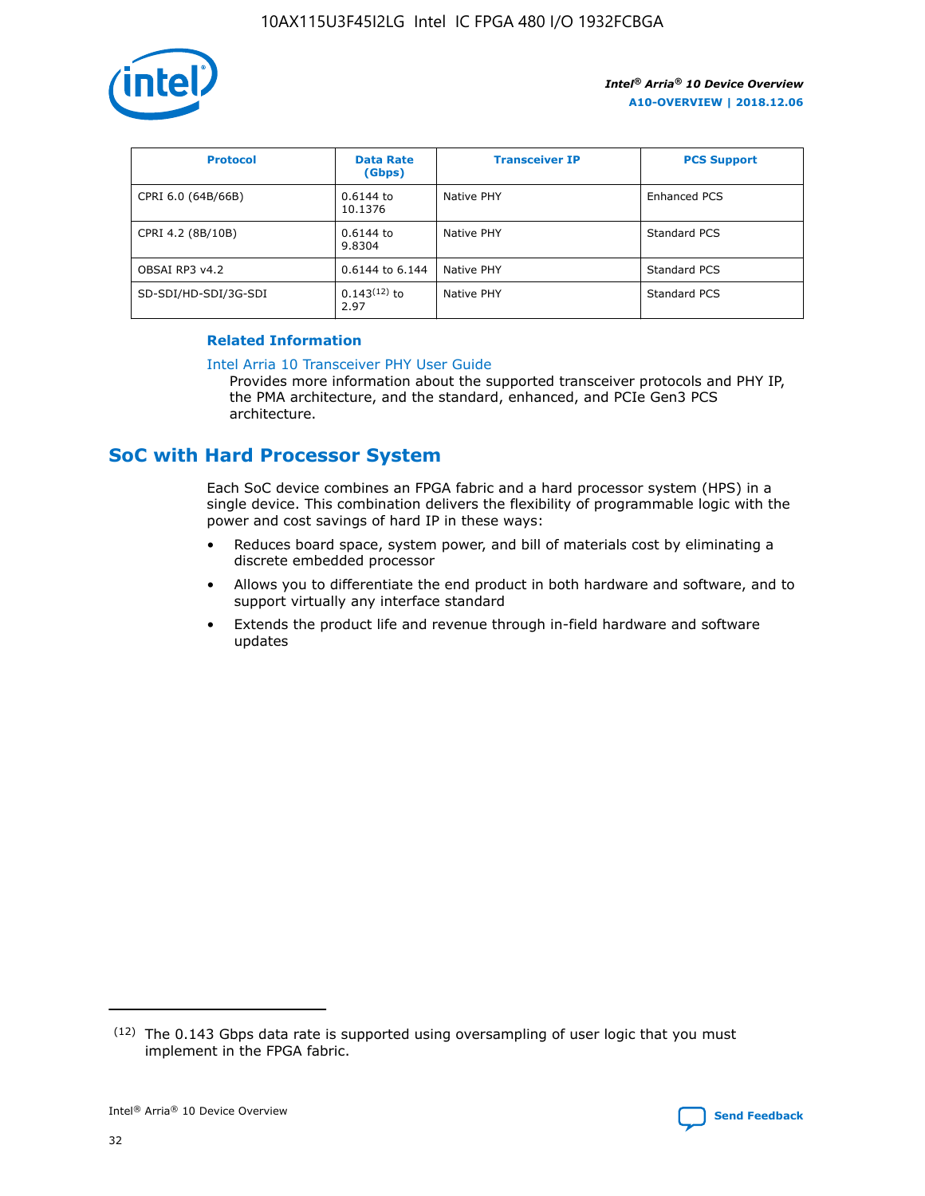| Protocol | Data Rate (Gbps) | Transceiver IP | PCS Support |
| --- | --- | --- | --- |
| CPRI 6.0 (64B/66B) | 0.6144 to 10.1376 | Native PHY | Enhanced PCS |
| CPRI 4.2 (8B/10B) | 0.6144 to 9.8304 | Native PHY | Standard PCS |
| OBSAI RP3 v4.2 | 0.6144 to 6.144 | Native PHY | Standard PCS |
| SD-SDI/HD-SDI/3G-SDI | 0.143[12] to 2.97 | Native PHY | Standard PCS |

**Related Information**

Intel Arria 10 Transceiver PHY User Guide
Provides more information about the supported transceiver protocols and PHY IP, the PMA architecture, and the standard, enhanced, and PCIe Gen3 PCS architecture.

## SoC with Hard Processor System

Each SoC device combines an FPGA fabric and a hard processor system (HPS) in a single device. This combination delivers the flexibility of programmable logic with the power and cost savings of hard IP in these ways:

- Reduces board space, system power, and bill of materials cost by eliminating a discrete embedded processor
- Allows you to differentiate the end product in both hardware and software, and to support virtually any interface standard
- Extends the product life and revenue through in-field hardware and software updates

(12) The 0.143 Gbps data rate is supported using oversampling of user logic that you must implement in the FPGA fabric.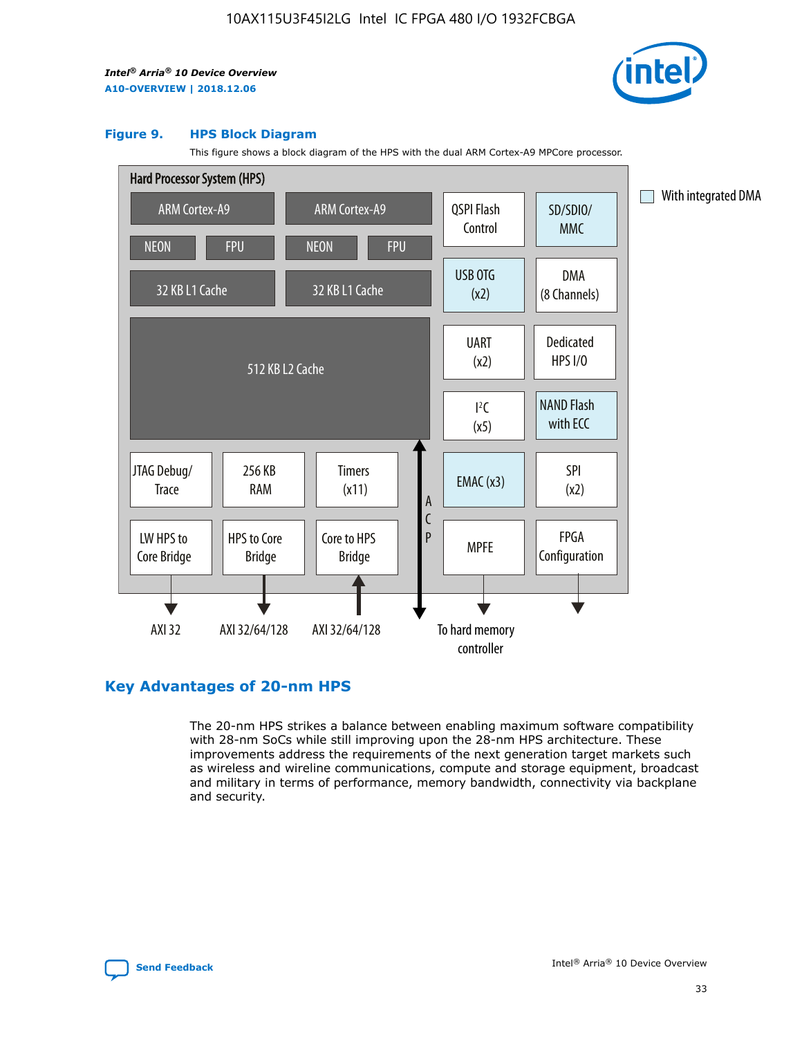**Figure 9. HPS Block Diagram**

This figure shows a block diagram of the HPS with the dual ARM Cortex-A9 MPCore processor.

Hard Processor System (HPS)

- ARM Cortex-A9 (NEON, FPU, 32 KB L1 Cache) ×2
- 512 KB L2 Cache
- QSPI Flash Control
- SD/SDIO/MMC
- USB OTG (x2)
- DMA (8 Channels)
- UART (x2)
- Dedicated HPS I/O
- I²C (x5)
- NAND Flash with ECC
- JTAG Debug/Trace
- 256 KB RAM
- Timers (x11)
- EMAC (x3)
- SPI (x2)
- LW HPS to Core Bridge → AXI 32
- HPS to Core Bridge → AXI 32/64/128
- Core to HPS Bridge ← AXI 32/64/128
- ACP
- MPFE → To hard memory controller
- FPGA Configuration

With integrated DMA: SD/SDIO/MMC, USB OTG (x2), NAND Flash with ECC, EMAC (x3)

## Key Advantages of 20-nm HPS

The 20-nm HPS strikes a balance between enabling maximum software compatibility with 28-nm SoCs while still improving upon the 28-nm HPS architecture. These improvements address the requirements of the next generation target markets such as wireless and wireline communications, compute and storage equipment, broadcast and military in terms of performance, memory bandwidth, connectivity via backplane and security.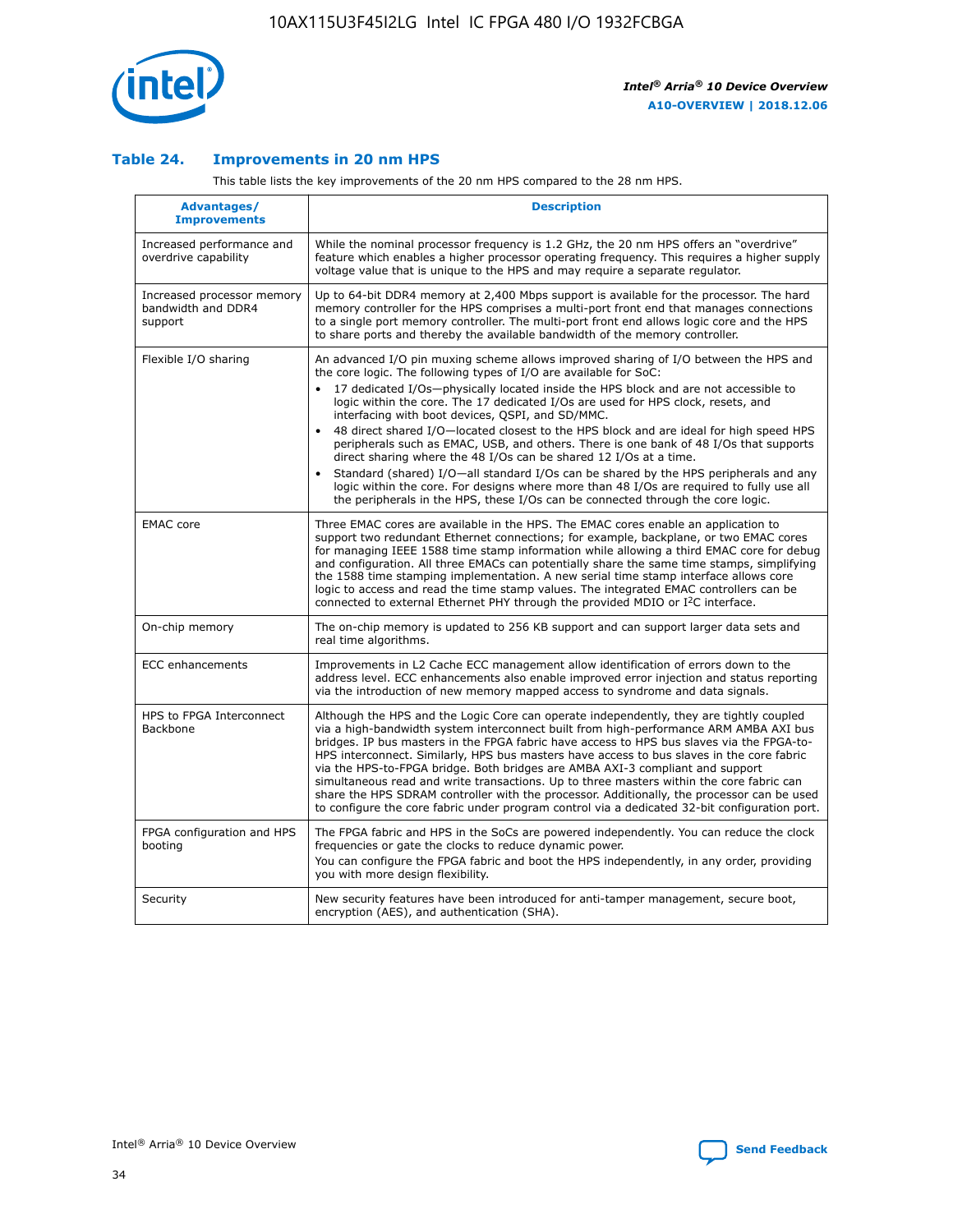### Table 24. Improvements in 20 nm HPS

This table lists the key improvements of the 20 nm HPS compared to the 28 nm HPS.

| Advantages/ Improvements | Description |
|---|---|
| Increased performance and overdrive capability | While the nominal processor frequency is 1.2 GHz, the 20 nm HPS offers an "overdrive" feature which enables a higher processor operating frequency. This requires a higher supply voltage value that is unique to the HPS and may require a separate regulator. |
| Increased processor memory bandwidth and DDR4 support | Up to 64-bit DDR4 memory at 2,400 Mbps support is available for the processor. The hard memory controller for the HPS comprises a multi-port front end that manages connections to a single port memory controller. The multi-port front end allows logic core and the HPS to share ports and thereby the available bandwidth of the memory controller. |
| Flexible I/O sharing | An advanced I/O pin muxing scheme allows improved sharing of I/O between the HPS and the core logic. The following types of I/O are available for SoC: <br>• 17 dedicated I/Os—physically located inside the HPS block and are not accessible to logic within the core. The 17 dedicated I/Os are used for HPS clock, resets, and interfacing with boot devices, QSPI, and SD/MMC. <br>• 48 direct shared I/O—located closest to the HPS block and are ideal for high speed HPS peripherals such as EMAC, USB, and others. There is one bank of 48 I/Os that supports direct sharing where the 48 I/Os can be shared 12 I/Os at a time. <br>• Standard (shared) I/O—all standard I/Os can be shared by the HPS peripherals and any logic within the core. For designs where more than 48 I/Os are required to fully use all the peripherals in the HPS, these I/Os can be connected through the core logic. |
| EMAC core | Three EMAC cores are available in the HPS. The EMAC cores enable an application to support two redundant Ethernet connections; for example, backplane, or two EMAC cores for managing IEEE 1588 time stamp information while allowing a third EMAC core for debug and configuration. All three EMACs can potentially share the same time stamps, simplifying the 1588 time stamping implementation. A new serial time stamp interface allows core logic to access and read the time stamp values. The integrated EMAC controllers can be connected to external Ethernet PHY through the provided MDIO or I²C interface. |
| On-chip memory | The on-chip memory is updated to 256 KB support and can support larger data sets and real time algorithms. |
| ECC enhancements | Improvements in L2 Cache ECC management allow identification of errors down to the address level. ECC enhancements also enable improved error injection and status reporting via the introduction of new memory mapped access to syndrome and data signals. |
| HPS to FPGA Interconnect Backbone | Although the HPS and the Logic Core can operate independently, they are tightly coupled via a high-bandwidth system interconnect built from high-performance ARM AMBA AXI bus bridges. IP bus masters in the FPGA fabric have access to HPS bus slaves via the FPGA-to-HPS interconnect. Similarly, HPS bus masters have access to bus slaves in the core fabric via the HPS-to-FPGA bridge. Both bridges are AMBA AXI-3 compliant and support simultaneous read and write transactions. Up to three masters within the core fabric can share the HPS SDRAM controller with the processor. Additionally, the processor can be used to configure the core fabric under program control via a dedicated 32-bit configuration port. |
| FPGA configuration and HPS booting | The FPGA fabric and HPS in the SoCs are powered independently. You can reduce the clock frequencies or gate the clocks to reduce dynamic power. <br>You can configure the FPGA fabric and boot the HPS independently, in any order, providing you with more design flexibility. |
| Security | New security features have been introduced for anti-tamper management, secure boot, encryption (AES), and authentication (SHA). |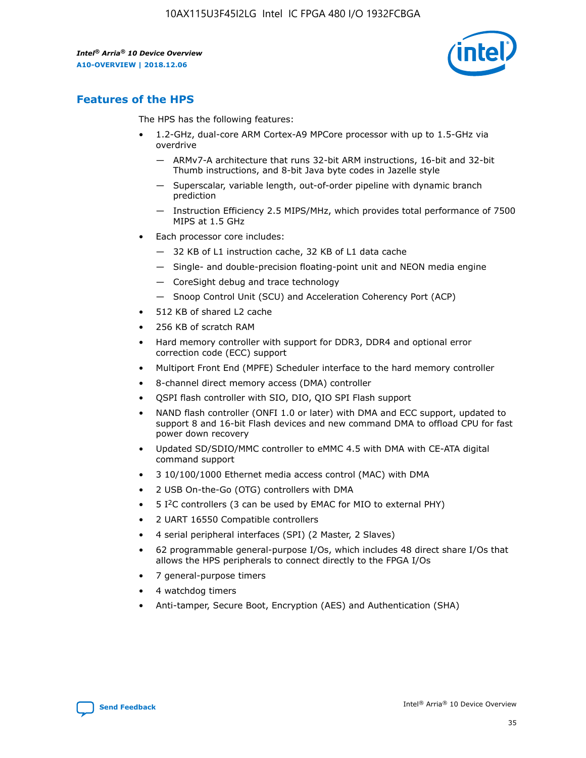## Features of the HPS

The HPS has the following features:

- 1.2-GHz, dual-core ARM Cortex-A9 MPCore processor with up to 1.5-GHz via overdrive
  - — ARMv7-A architecture that runs 32-bit ARM instructions, 16-bit and 32-bit Thumb instructions, and 8-bit Java byte codes in Jazelle style
  - — Superscalar, variable length, out-of-order pipeline with dynamic branch prediction
  - — Instruction Efficiency 2.5 MIPS/MHz, which provides total performance of 7500 MIPS at 1.5 GHz
- Each processor core includes:
  - — 32 KB of L1 instruction cache, 32 KB of L1 data cache
  - — Single- and double-precision floating-point unit and NEON media engine
  - — CoreSight debug and trace technology
  - — Snoop Control Unit (SCU) and Acceleration Coherency Port (ACP)
- 512 KB of shared L2 cache
- 256 KB of scratch RAM
- Hard memory controller with support for DDR3, DDR4 and optional error correction code (ECC) support
- Multiport Front End (MPFE) Scheduler interface to the hard memory controller
- 8-channel direct memory access (DMA) controller
- QSPI flash controller with SIO, DIO, QIO SPI Flash support
- NAND flash controller (ONFI 1.0 or later) with DMA and ECC support, updated to support 8 and 16-bit Flash devices and new command DMA to offload CPU for fast power down recovery
- Updated SD/SDIO/MMC controller to eMMC 4.5 with DMA with CE-ATA digital command support
- 3 10/100/1000 Ethernet media access control (MAC) with DMA
- 2 USB On-the-Go (OTG) controllers with DMA
- 5 I$^2$C controllers (3 can be used by EMAC for MIO to external PHY)
- 2 UART 16550 Compatible controllers
- 4 serial peripheral interfaces (SPI) (2 Master, 2 Slaves)
- 62 programmable general-purpose I/Os, which includes 48 direct share I/Os that allows the HPS peripherals to connect directly to the FPGA I/Os
- 7 general-purpose timers
- 4 watchdog timers
- Anti-tamper, Secure Boot, Encryption (AES) and Authentication (SHA)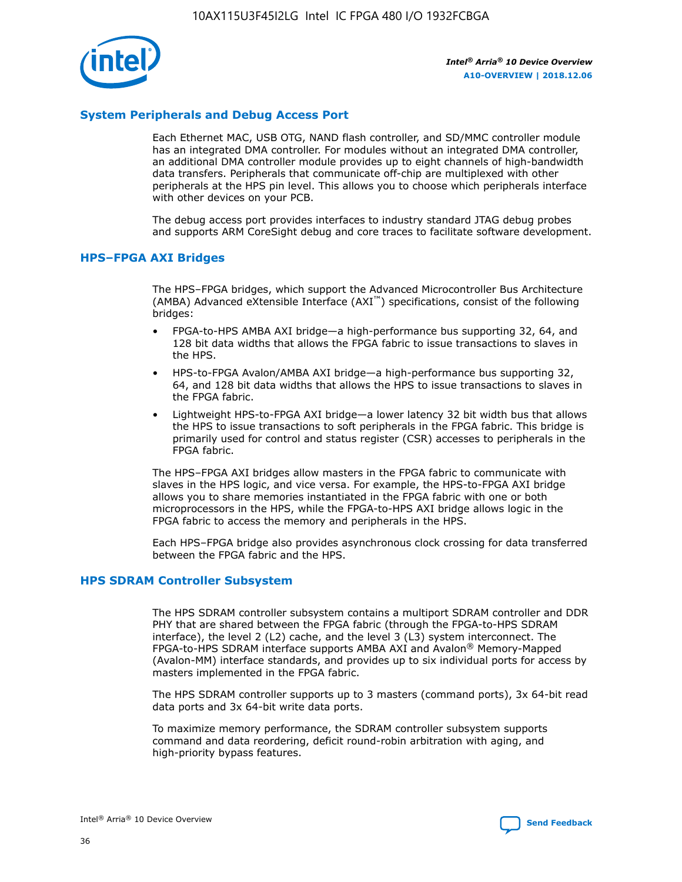## System Peripherals and Debug Access Port

Each Ethernet MAC, USB OTG, NAND flash controller, and SD/MMC controller module has an integrated DMA controller. For modules without an integrated DMA controller, an additional DMA controller module provides up to eight channels of high-bandwidth data transfers. Peripherals that communicate off-chip are multiplexed with other peripherals at the HPS pin level. This allows you to choose which peripherals interface with other devices on your PCB.

The debug access port provides interfaces to industry standard JTAG debug probes and supports ARM CoreSight debug and core traces to facilitate software development.

## HPS–FPGA AXI Bridges

The HPS–FPGA bridges, which support the Advanced Microcontroller Bus Architecture (AMBA) Advanced eXtensible Interface (AXI™) specifications, consist of the following bridges:

- FPGA-to-HPS AMBA AXI bridge—a high-performance bus supporting 32, 64, and 128 bit data widths that allows the FPGA fabric to issue transactions to slaves in the HPS.
- HPS-to-FPGA Avalon/AMBA AXI bridge—a high-performance bus supporting 32, 64, and 128 bit data widths that allows the HPS to issue transactions to slaves in the FPGA fabric.
- Lightweight HPS-to-FPGA AXI bridge—a lower latency 32 bit width bus that allows the HPS to issue transactions to soft peripherals in the FPGA fabric. This bridge is primarily used for control and status register (CSR) accesses to peripherals in the FPGA fabric.

The HPS–FPGA AXI bridges allow masters in the FPGA fabric to communicate with slaves in the HPS logic, and vice versa. For example, the HPS-to-FPGA AXI bridge allows you to share memories instantiated in the FPGA fabric with one or both microprocessors in the HPS, while the FPGA-to-HPS AXI bridge allows logic in the FPGA fabric to access the memory and peripherals in the HPS.

Each HPS–FPGA bridge also provides asynchronous clock crossing for data transferred between the FPGA fabric and the HPS.

## HPS SDRAM Controller Subsystem

The HPS SDRAM controller subsystem contains a multiport SDRAM controller and DDR PHY that are shared between the FPGA fabric (through the FPGA-to-HPS SDRAM interface), the level 2 (L2) cache, and the level 3 (L3) system interconnect. The FPGA-to-HPS SDRAM interface supports AMBA AXI and Avalon® Memory-Mapped (Avalon-MM) interface standards, and provides up to six individual ports for access by masters implemented in the FPGA fabric.

The HPS SDRAM controller supports up to 3 masters (command ports), 3x 64-bit read data ports and 3x 64-bit write data ports.

To maximize memory performance, the SDRAM controller subsystem supports command and data reordering, deficit round-robin arbitration with aging, and high-priority bypass features.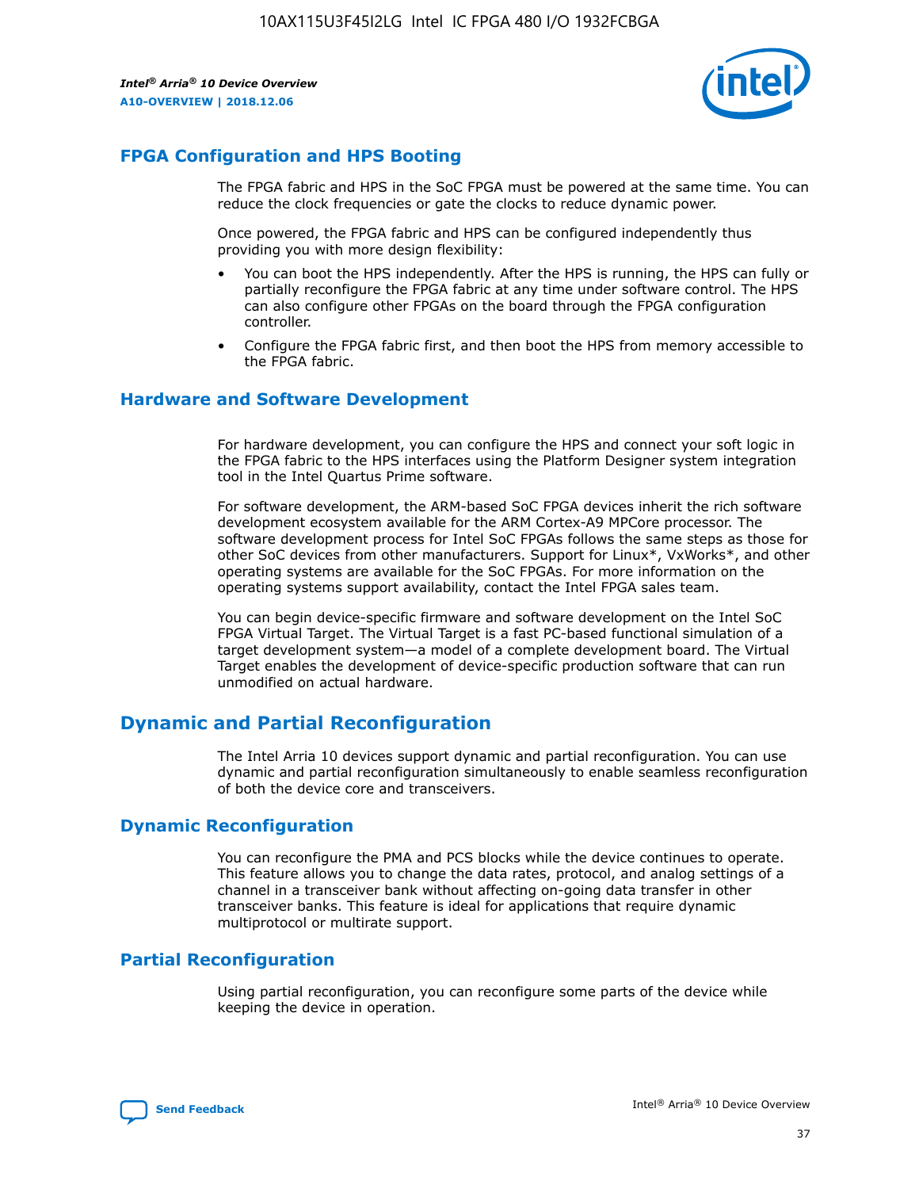## FPGA Configuration and HPS Booting

The FPGA fabric and HPS in the SoC FPGA must be powered at the same time. You can reduce the clock frequencies or gate the clocks to reduce dynamic power.

Once powered, the FPGA fabric and HPS can be configured independently thus providing you with more design flexibility:

- You can boot the HPS independently. After the HPS is running, the HPS can fully or partially reconfigure the FPGA fabric at any time under software control. The HPS can also configure other FPGAs on the board through the FPGA configuration controller.
- Configure the FPGA fabric first, and then boot the HPS from memory accessible to the FPGA fabric.

## Hardware and Software Development

For hardware development, you can configure the HPS and connect your soft logic in the FPGA fabric to the HPS interfaces using the Platform Designer system integration tool in the Intel Quartus Prime software.

For software development, the ARM-based SoC FPGA devices inherit the rich software development ecosystem available for the ARM Cortex-A9 MPCore processor. The software development process for Intel SoC FPGAs follows the same steps as those for other SoC devices from other manufacturers. Support for Linux*, VxWorks*, and other operating systems are available for the SoC FPGAs. For more information on the operating systems support availability, contact the Intel FPGA sales team.

You can begin device-specific firmware and software development on the Intel SoC FPGA Virtual Target. The Virtual Target is a fast PC-based functional simulation of a target development system—a model of a complete development board. The Virtual Target enables the development of device-specific production software that can run unmodified on actual hardware.

# Dynamic and Partial Reconfiguration

The Intel Arria 10 devices support dynamic and partial reconfiguration. You can use dynamic and partial reconfiguration simultaneously to enable seamless reconfiguration of both the device core and transceivers.

## Dynamic Reconfiguration

You can reconfigure the PMA and PCS blocks while the device continues to operate. This feature allows you to change the data rates, protocol, and analog settings of a channel in a transceiver bank without affecting on-going data transfer in other transceiver banks. This feature is ideal for applications that require dynamic multiprotocol or multirate support.

## Partial Reconfiguration

Using partial reconfiguration, you can reconfigure some parts of the device while keeping the device in operation.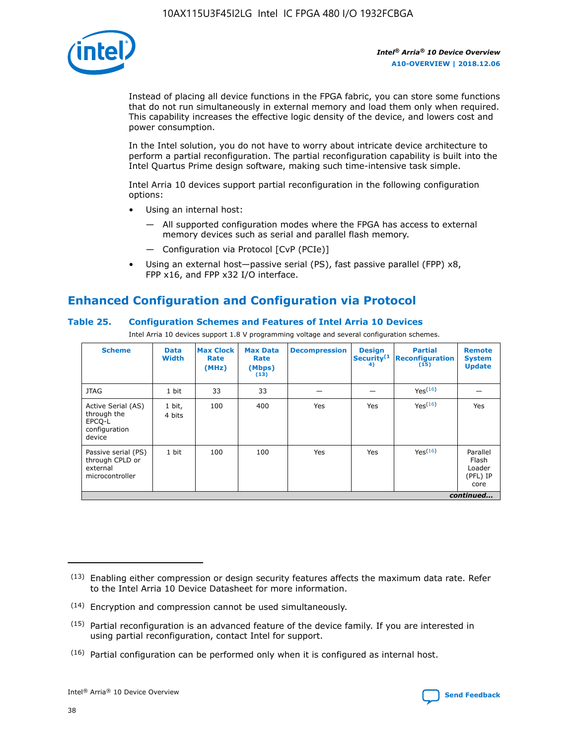Instead of placing all device functions in the FPGA fabric, you can store some functions that do not run simultaneously in external memory and load them only when required. This capability increases the effective logic density of the device, and lowers cost and power consumption.

In the Intel solution, you do not have to worry about intricate device architecture to perform a partial reconfiguration. The partial reconfiguration capability is built into the Intel Quartus Prime design software, making such time-intensive task simple.

Intel Arria 10 devices support partial reconfiguration in the following configuration options:

- Using an internal host:
  - — All supported configuration modes where the FPGA has access to external memory devices such as serial and parallel flash memory.
  - — Configuration via Protocol [CvP (PCIe)]
- Using an external host—passive serial (PS), fast passive parallel (FPP) x8, FPP x16, and FPP x32 I/O interface.

## Enhanced Configuration and Configuration via Protocol

### Table 25. Configuration Schemes and Features of Intel Arria 10 Devices

Intel Arria 10 devices support 1.8 V programming voltage and several configuration schemes.

| Scheme | Data Width | Max Clock Rate (MHz) | Max Data Rate (Mbps) (13) | Decompression | Design Security (14) | Partial Reconfiguration (15) | Remote System Update |
|---|---|---|---|---|---|---|---|
| JTAG | 1 bit | 33 | 33 | — | — | Yes(16) | — |
| Active Serial (AS) through the EPCQ-L configuration device | 1 bit, 4 bits | 100 | 400 | Yes | Yes | Yes(16) | Yes |
| Passive serial (PS) through CPLD or external microcontroller | 1 bit | 100 | 100 | Yes | Yes | Yes(16) | Parallel Flash Loader (PFL) IP core |

*continued...*

(13) Enabling either compression or design security features affects the maximum data rate. Refer to the Intel Arria 10 Device Datasheet for more information.

(14) Encryption and compression cannot be used simultaneously.

(15) Partial reconfiguration is an advanced feature of the device family. If you are interested in using partial reconfiguration, contact Intel for support.

(16) Partial configuration can be performed only when it is configured as internal host.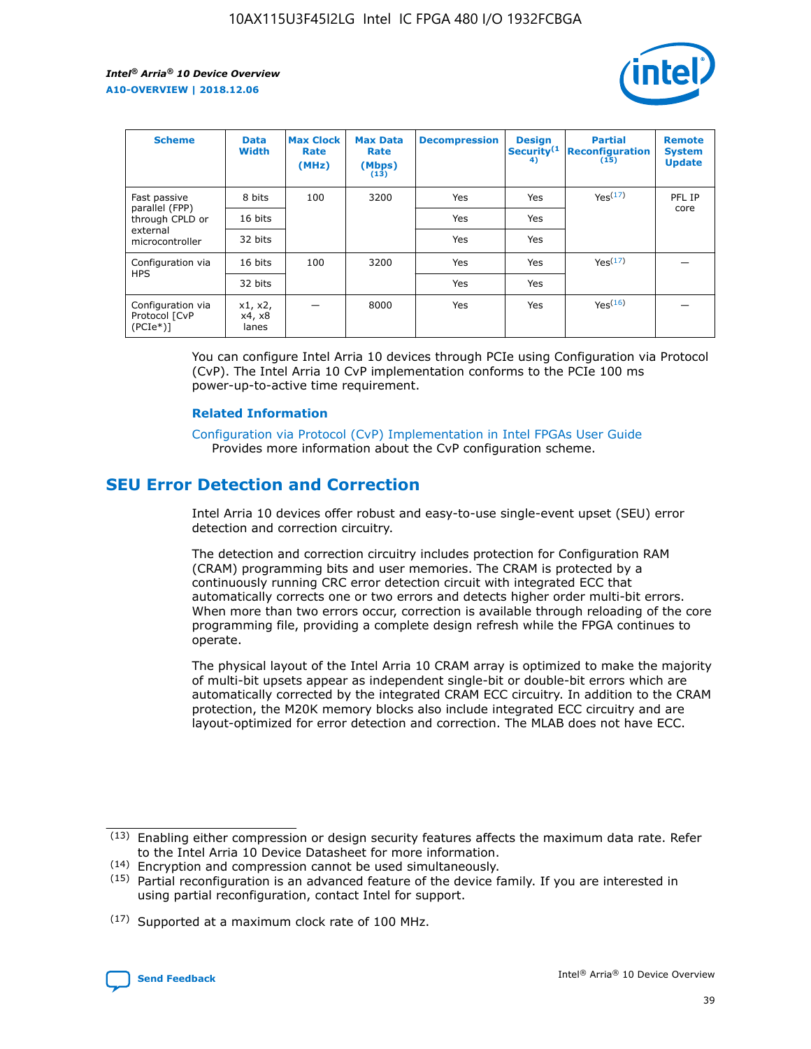| Scheme | Data Width | Max Clock Rate (MHz) | Max Data Rate (Mbps) (13) | Decompression | Design Security(14) | Partial Reconfiguration (15) | Remote System Update |
|---|---|---|---|---|---|---|---|
| Fast passive parallel (FPP) through CPLD or external microcontroller | 8 bits | 100 | 3200 | Yes | Yes | Yes(17) | PFL IP core |
| | 16 bits | | | Yes | Yes | | |
| | 32 bits | | | Yes | Yes | | |
| Configuration via HPS | 16 bits | 100 | 3200 | Yes | Yes | Yes(17) | — |
| | 32 bits | | | Yes | Yes | | |
| Configuration via Protocol [CvP (PCIe*)] | x1, x2, x4, x8 lanes | — | 8000 | Yes | Yes | Yes(16) | — |

You can configure Intel Arria 10 devices through PCIe using Configuration via Protocol (CvP). The Intel Arria 10 CvP implementation conforms to the PCIe 100 ms power-up-to-active time requirement.

### Related Information

Configuration via Protocol (CvP) Implementation in Intel FPGAs User Guide
Provides more information about the CvP configuration scheme.

## SEU Error Detection and Correction

Intel Arria 10 devices offer robust and easy-to-use single-event upset (SEU) error detection and correction circuitry.

The detection and correction circuitry includes protection for Configuration RAM (CRAM) programming bits and user memories. The CRAM is protected by a continuously running CRC error detection circuit with integrated ECC that automatically corrects one or two errors and detects higher order multi-bit errors. When more than two errors occur, correction is available through reloading of the core programming file, providing a complete design refresh while the FPGA continues to operate.

The physical layout of the Intel Arria 10 CRAM array is optimized to make the majority of multi-bit upsets appear as independent single-bit or double-bit errors which are automatically corrected by the integrated CRAM ECC circuitry. In addition to the CRAM protection, the M20K memory blocks also include integrated ECC circuitry and are layout-optimized for error detection and correction. The MLAB does not have ECC.

(13) Enabling either compression or design security features affects the maximum data rate. Refer to the Intel Arria 10 Device Datasheet for more information.

(14) Encryption and compression cannot be used simultaneously.

(15) Partial reconfiguration is an advanced feature of the device family. If you are interested in using partial reconfiguration, contact Intel for support.

(17) Supported at a maximum clock rate of 100 MHz.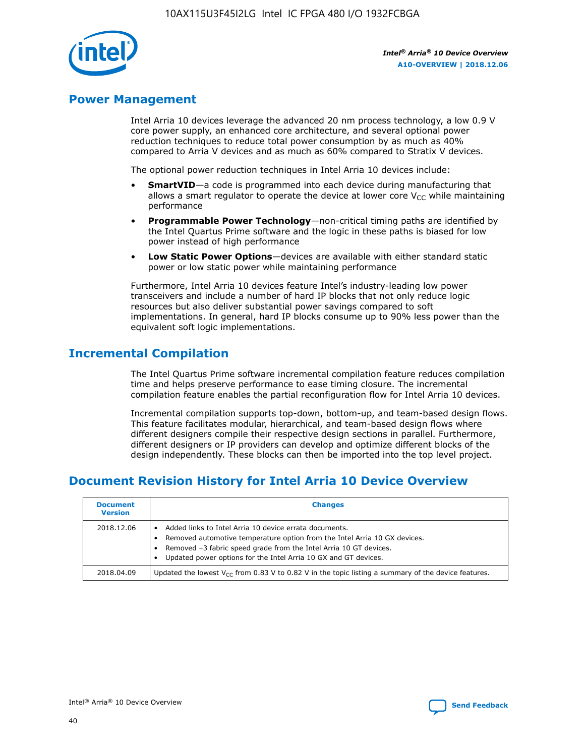## Power Management

Intel Arria 10 devices leverage the advanced 20 nm process technology, a low 0.9 V core power supply, an enhanced core architecture, and several optional power reduction techniques to reduce total power consumption by as much as 40% compared to Arria V devices and as much as 60% compared to Stratix V devices.

The optional power reduction techniques in Intel Arria 10 devices include:

- **SmartVID**—a code is programmed into each device during manufacturing that allows a smart regulator to operate the device at lower core $V_{CC}$ while maintaining performance
- **Programmable Power Technology**—non-critical timing paths are identified by the Intel Quartus Prime software and the logic in these paths is biased for low power instead of high performance
- **Low Static Power Options**—devices are available with either standard static power or low static power while maintaining performance

Furthermore, Intel Arria 10 devices feature Intel's industry-leading low power transceivers and include a number of hard IP blocks that not only reduce logic resources but also deliver substantial power savings compared to soft implementations. In general, hard IP blocks consume up to 90% less power than the equivalent soft logic implementations.

## Incremental Compilation

The Intel Quartus Prime software incremental compilation feature reduces compilation time and helps preserve performance to ease timing closure. The incremental compilation feature enables the partial reconfiguration flow for Intel Arria 10 devices.

Incremental compilation supports top-down, bottom-up, and team-based design flows. This feature facilitates modular, hierarchical, and team-based design flows where different designers compile their respective design sections in parallel. Furthermore, different designers or IP providers can develop and optimize different blocks of the design independently. These blocks can then be imported into the top level project.

## Document Revision History for Intel Arria 10 Device Overview

| Document Version | Changes |
| --- | --- |
| 2018.12.06 | • Added links to Intel Arria 10 device errata documents.<br>• Removed automotive temperature option from the Intel Arria 10 GX devices.<br>• Removed –3 fabric speed grade from the Intel Arria 10 GT devices.<br>• Updated power options for the Intel Arria 10 GX and GT devices. |
| 2018.04.09 | Updated the lowest $V_{CC}$ from 0.83 V to 0.82 V in the topic listing a summary of the device features. |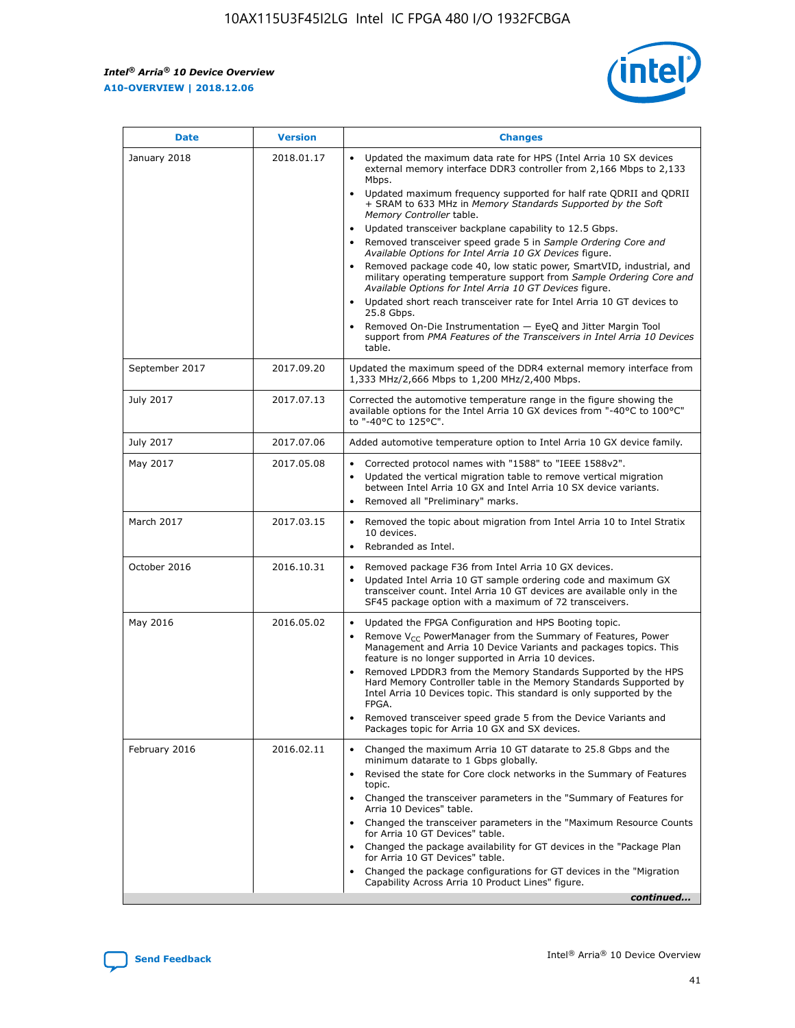| Date | Version | Changes |
| --- | --- | --- |
| January 2018 | 2018.01.17 | • Updated the maximum data rate for HPS (Intel Arria 10 SX devices external memory interface DDR3 controller from 2,166 Mbps to 2,133 Mbps.<br>• Updated maximum frequency supported for half rate QDRII and QDRII + SRAM to 633 MHz in *Memory Standards Supported by the Soft Memory Controller* table.<br>• Updated transceiver backplane capability to 12.5 Gbps.<br>• Removed transceiver speed grade 5 in *Sample Ordering Core and Available Options for Intel Arria 10 GX Devices* figure.<br>• Removed package code 40, low static power, SmartVID, industrial, and military operating temperature support from *Sample Ordering Core and Available Options for Intel Arria 10 GT Devices* figure.<br>• Updated short reach transceiver rate for Intel Arria 10 GT devices to 25.8 Gbps.<br>• Removed On-Die Instrumentation — EyeQ and Jitter Margin Tool support from *PMA Features of the Transceivers in Intel Arria 10 Devices* table. |
| September 2017 | 2017.09.20 | Updated the maximum speed of the DDR4 external memory interface from 1,333 MHz/2,666 Mbps to 1,200 MHz/2,400 Mbps. |
| July 2017 | 2017.07.13 | Corrected the automotive temperature range in the figure showing the available options for the Intel Arria 10 GX devices from "-40°C to 100°C" to "-40°C to 125°C". |
| July 2017 | 2017.07.06 | Added automotive temperature option to Intel Arria 10 GX device family. |
| May 2017 | 2017.05.08 | • Corrected protocol names with "1588" to "IEEE 1588v2".<br>• Updated the vertical migration table to remove vertical migration between Intel Arria 10 GX and Intel Arria 10 SX device variants.<br>• Removed all "Preliminary" marks. |
| March 2017 | 2017.03.15 | • Removed the topic about migration from Intel Arria 10 to Intel Stratix 10 devices.<br>• Rebranded as Intel. |
| October 2016 | 2016.10.31 | • Removed package F36 from Intel Arria 10 GX devices.<br>• Updated Intel Arria 10 GT sample ordering code and maximum GX transceiver count. Intel Arria 10 GT devices are available only in the SF45 package option with a maximum of 72 transceivers. |
| May 2016 | 2016.05.02 | • Updated the FPGA Configuration and HPS Booting topic.<br>• Remove $V_{CC}$ PowerManager from the Summary of Features, Power Management and Arria 10 Device Variants and packages topics. This feature is no longer supported in Arria 10 devices.<br>• Removed LPDDR3 from the Memory Standards Supported by the HPS Hard Memory Controller table in the Memory Standards Supported by Intel Arria 10 Devices topic. This standard is only supported by the FPGA.<br>• Removed transceiver speed grade 5 from the Device Variants and Packages topic for Arria 10 GX and SX devices. |
| February 2016 | 2016.02.11 | • Changed the maximum Arria 10 GT datarate to 25.8 Gbps and the minimum datarate to 1 Gbps globally.<br>• Revised the state for Core clock networks in the Summary of Features topic.<br>• Changed the transceiver parameters in the "Summary of Features for Arria 10 Devices" table.<br>• Changed the transceiver parameters in the "Maximum Resource Counts for Arria 10 GT Devices" table.<br>• Changed the package availability for GT devices in the "Package Plan for Arria 10 GT Devices" table.<br>• Changed the package configurations for GT devices in the "Migration Capability Across Arria 10 Product Lines" figure. |

*continued...*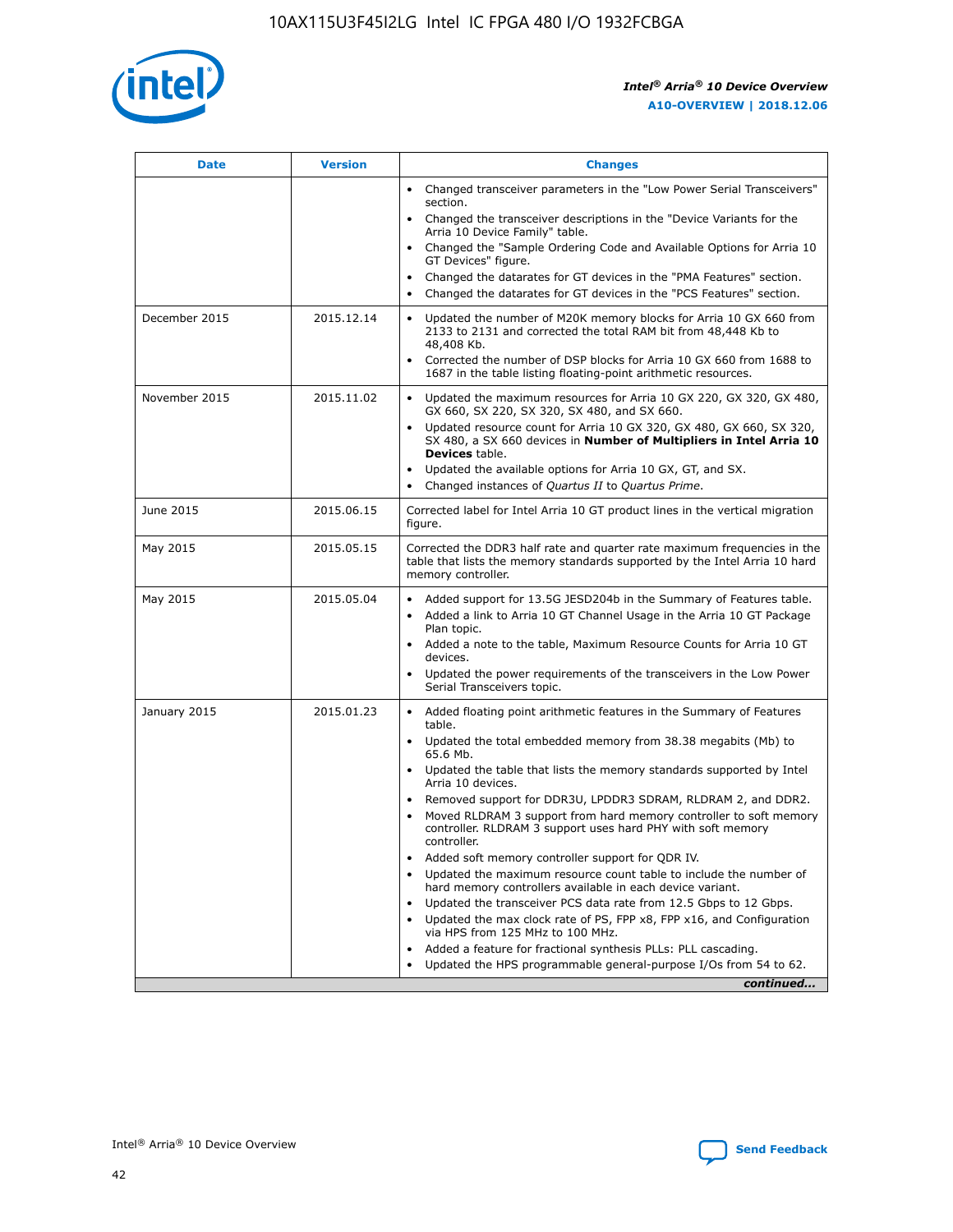| Date | Version | Changes |
| --- | --- | --- |
| | | • Changed transceiver parameters in the "Low Power Serial Transceivers" section.<br>• Changed the transceiver descriptions in the "Device Variants for the Arria 10 Device Family" table.<br>• Changed the "Sample Ordering Code and Available Options for Arria 10 GT Devices" figure.<br>• Changed the datarates for GT devices in the "PMA Features" section.<br>• Changed the datarates for GT devices in the "PCS Features" section. |
| December 2015 | 2015.12.14 | • Updated the number of M20K memory blocks for Arria 10 GX 660 from 2133 to 2131 and corrected the total RAM bit from 48,448 Kb to 48,408 Kb.<br>• Corrected the number of DSP blocks for Arria 10 GX 660 from 1688 to 1687 in the table listing floating-point arithmetic resources. |
| November 2015 | 2015.11.02 | • Updated the maximum resources for Arria 10 GX 220, GX 320, GX 480, GX 660, SX 220, SX 320, SX 480, and SX 660.<br>• Updated resource count for Arria 10 GX 320, GX 480, GX 660, SX 320, SX 480, a SX 660 devices in **Number of Multipliers in Intel Arria 10 Devices** table.<br>• Updated the available options for Arria 10 GX, GT, and SX.<br>• Changed instances of *Quartus II* to *Quartus Prime*. |
| June 2015 | 2015.06.15 | Corrected label for Intel Arria 10 GT product lines in the vertical migration figure. |
| May 2015 | 2015.05.15 | Corrected the DDR3 half rate and quarter rate maximum frequencies in the table that lists the memory standards supported by the Intel Arria 10 hard memory controller. |
| May 2015 | 2015.05.04 | • Added support for 13.5G JESD204b in the Summary of Features table.<br>• Added a link to Arria 10 GT Channel Usage in the Arria 10 GT Package Plan topic.<br>• Added a note to the table, Maximum Resource Counts for Arria 10 GT devices.<br>• Updated the power requirements of the transceivers in the Low Power Serial Transceivers topic. |
| January 2015 | 2015.01.23 | • Added floating point arithmetic features in the Summary of Features table.<br>• Updated the total embedded memory from 38.38 megabits (Mb) to 65.6 Mb.<br>• Updated the table that lists the memory standards supported by Intel Arria 10 devices.<br>• Removed support for DDR3U, LPDDR3 SDRAM, RLDRAM 2, and DDR2.<br>• Moved RLDRAM 3 support from hard memory controller to soft memory controller. RLDRAM 3 support uses hard PHY with soft memory controller.<br>• Added soft memory controller support for QDR IV.<br>• Updated the maximum resource count table to include the number of hard memory controllers available in each device variant.<br>• Updated the transceiver PCS data rate from 12.5 Gbps to 12 Gbps.<br>• Updated the max clock rate of PS, FPP x8, FPP x16, and Configuration via HPS from 125 MHz to 100 MHz.<br>• Added a feature for fractional synthesis PLLs: PLL cascading.<br>• Updated the HPS programmable general-purpose I/Os from 54 to 62. |

*continued...*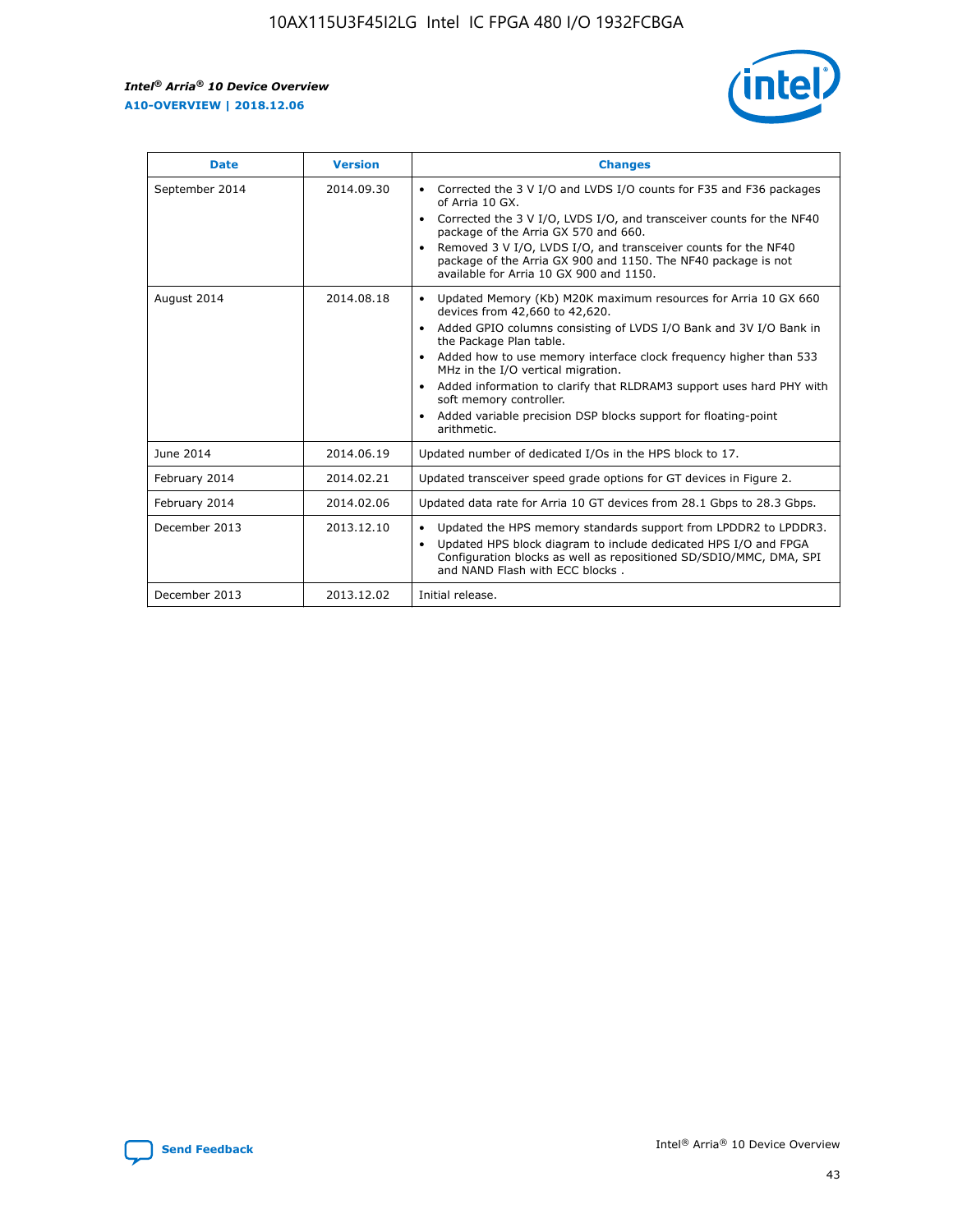| Date | Version | Changes |
| --- | --- | --- |
| September 2014 | 2014.09.30 | • Corrected the 3 V I/O and LVDS I/O counts for F35 and F36 packages of Arria 10 GX.<br>• Corrected the 3 V I/O, LVDS I/O, and transceiver counts for the NF40 package of the Arria GX 570 and 660.<br>• Removed 3 V I/O, LVDS I/O, and transceiver counts for the NF40 package of the Arria GX 900 and 1150. The NF40 package is not available for Arria 10 GX 900 and 1150. |
| August 2014 | 2014.08.18 | • Updated Memory (Kb) M20K maximum resources for Arria 10 GX 660 devices from 42,660 to 42,620.<br>• Added GPIO columns consisting of LVDS I/O Bank and 3V I/O Bank in the Package Plan table.<br>• Added how to use memory interface clock frequency higher than 533 MHz in the I/O vertical migration.<br>• Added information to clarify that RLDRAM3 support uses hard PHY with soft memory controller.<br>• Added variable precision DSP blocks support for floating-point arithmetic. |
| June 2014 | 2014.06.19 | Updated number of dedicated I/Os in the HPS block to 17. |
| February 2014 | 2014.02.21 | Updated transceiver speed grade options for GT devices in Figure 2. |
| February 2014 | 2014.02.06 | Updated data rate for Arria 10 GT devices from 28.1 Gbps to 28.3 Gbps. |
| December 2013 | 2013.12.10 | • Updated the HPS memory standards support from LPDDR2 to LPDDR3.<br>• Updated HPS block diagram to include dedicated HPS I/O and FPGA Configuration blocks as well as repositioned SD/SDIO/MMC, DMA, SPI and NAND Flash with ECC blocks . |
| December 2013 | 2013.12.02 | Initial release. |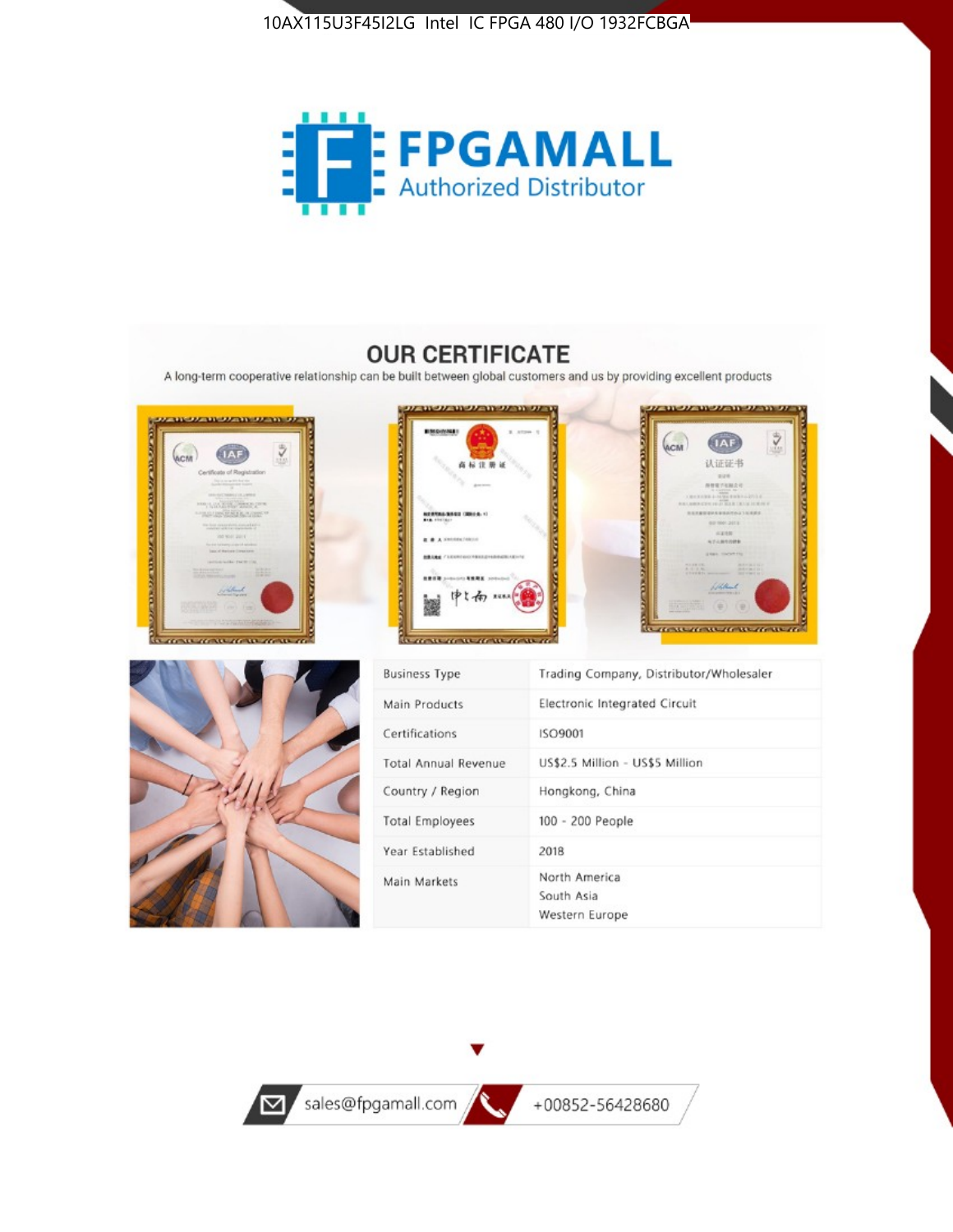FPGAMALL
Authorized Distributor

## OUR CERTIFICATE

A long-term cooperative relationship can be built between global customers and us by providing excellent products

| | |
|---|---|
| Business Type | Trading Company, Distributor/Wholesaler |
| Main Products | Electronic Integrated Circuit |
| Certifications | ISO9001 |
| Total Annual Revenue | US$2.5 Million - US$5 Million |
| Country / Region | Hongkong, China |
| Total Employees | 100 - 200 People |
| Year Established | 2018 |
| Main Markets | North America<br>South Asia<br>Western Europe |

sales@fpgamall.com

+00852-56428680